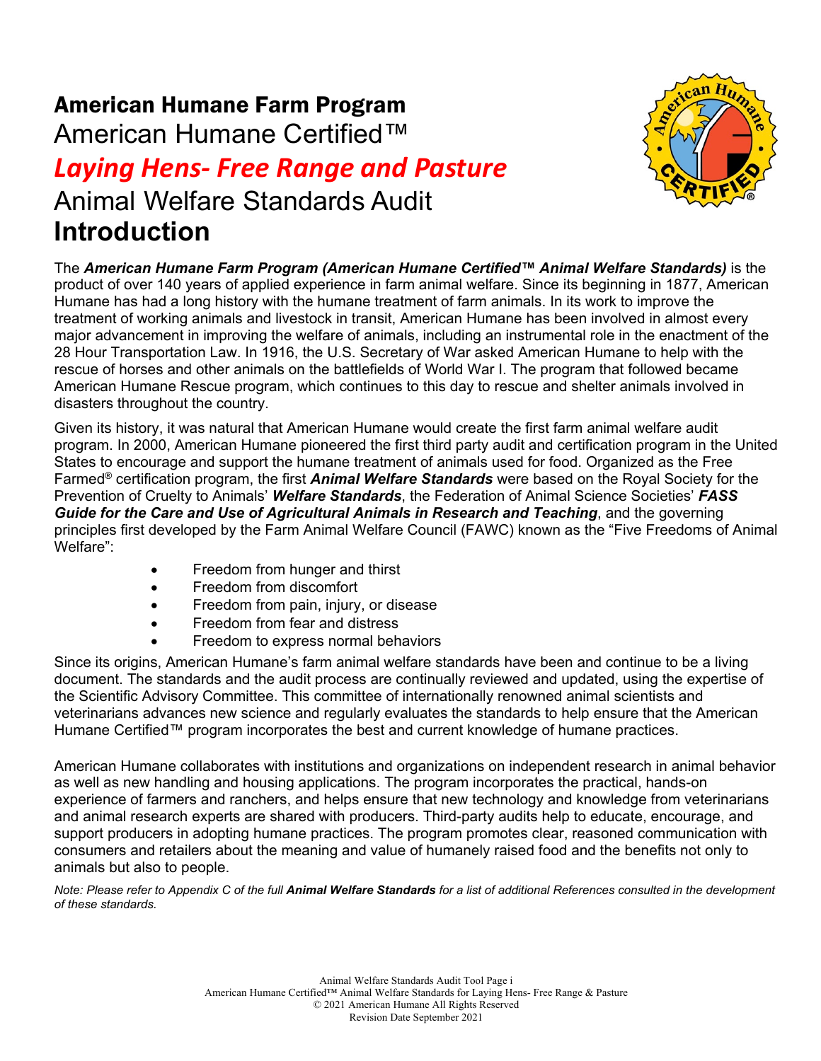# American Humane Farm Program

## American Humane Certified™

## *Laying Hens- Free Range and Pasture*

## Animal Welfare Standards Audit

# Introduction

The ***American Humane Farm Program (American Humane Certified™ Animal Welfare Standards)*** is the product of over 140 years of applied experience in farm animal welfare. Since its beginning in 1877, American Humane has had a long history with the humane treatment of farm animals. In its work to improve the treatment of working animals and livestock in transit, American Humane has been involved in almost every major advancement in improving the welfare of animals, including an instrumental role in the enactment of the 28 Hour Transportation Law. In 1916, the U.S. Secretary of War asked American Humane to help with the rescue of horses and other animals on the battlefields of World War I. The program that followed became American Humane Rescue program, which continues to this day to rescue and shelter animals involved in disasters throughout the country.

Given its history, it was natural that American Humane would create the first farm animal welfare audit program. In 2000, American Humane pioneered the first third party audit and certification program in the United States to encourage and support the humane treatment of animals used for food. Organized as the Free Farmed® certification program, the first ***Animal Welfare Standards*** were based on the Royal Society for the Prevention of Cruelty to Animals' ***Welfare Standards***, the Federation of Animal Science Societies' ***FASS Guide for the Care and Use of Agricultural Animals in Research and Teaching***, and the governing principles first developed by the Farm Animal Welfare Council (FAWC) known as the "Five Freedoms of Animal Welfare":

- Freedom from hunger and thirst
- Freedom from discomfort
- Freedom from pain, injury, or disease
- Freedom from fear and distress
- Freedom to express normal behaviors

Since its origins, American Humane's farm animal welfare standards have been and continue to be a living document. The standards and the audit process are continually reviewed and updated, using the expertise of the Scientific Advisory Committee. This committee of internationally renowned animal scientists and veterinarians advances new science and regularly evaluates the standards to help ensure that the American Humane Certified™ program incorporates the best and current knowledge of humane practices.

American Humane collaborates with institutions and organizations on independent research in animal behavior as well as new handling and housing applications. The program incorporates the practical, hands-on experience of farmers and ranchers, and helps ensure that new technology and knowledge from veterinarians and animal research experts are shared with producers. Third-party audits help to educate, encourage, and support producers in adopting humane practices. The program promotes clear, reasoned communication with consumers and retailers about the meaning and value of humanely raised food and the benefits not only to animals but also to people.

*Note: Please refer to Appendix C of the full **Animal Welfare Standards** for a list of additional References consulted in the development of these standards.*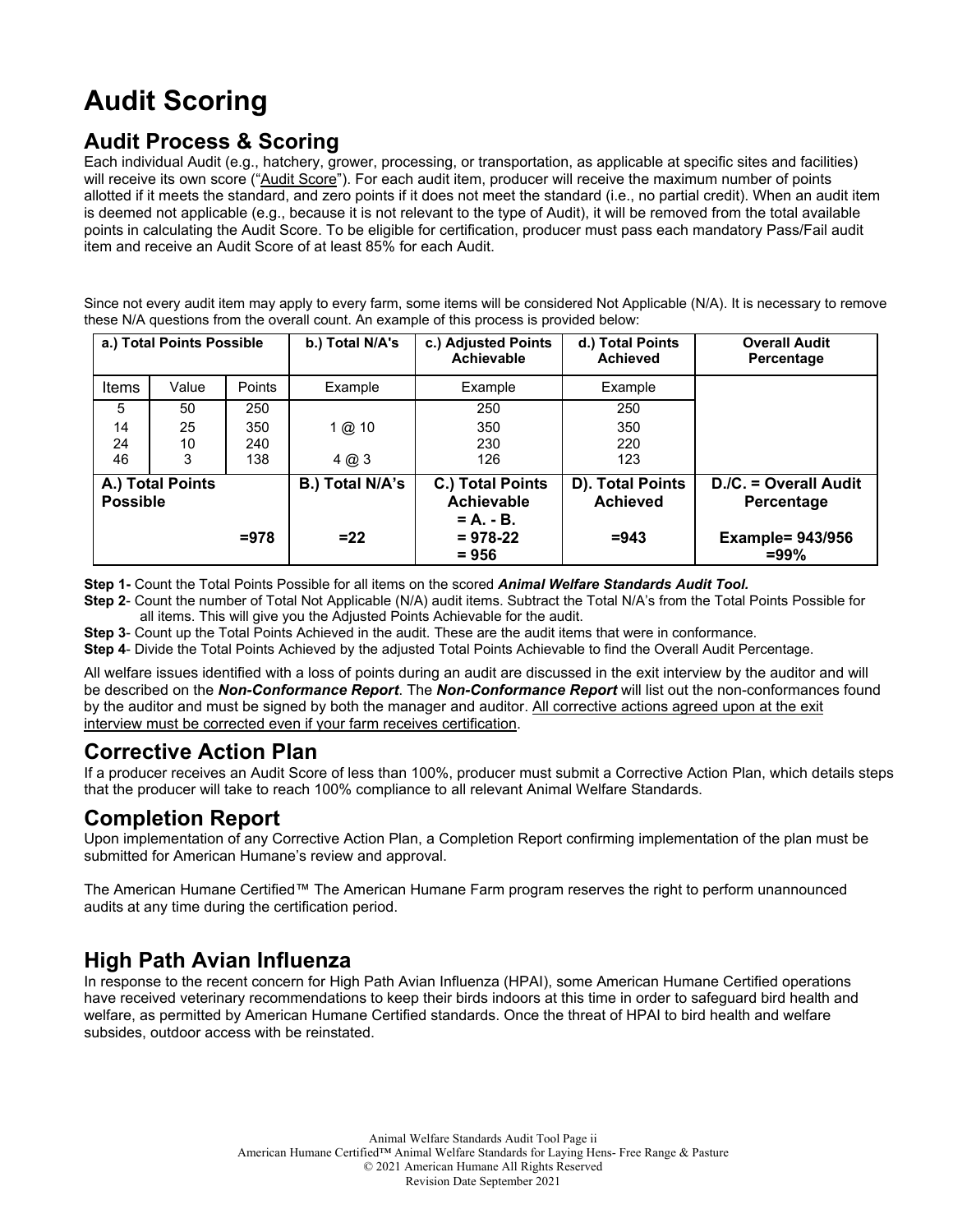# Audit Scoring

## Audit Process & Scoring

Each individual Audit (e.g., hatchery, grower, processing, or transportation, as applicable at specific sites and facilities) will receive its own score ("Audit Score"). For each audit item, producer will receive the maximum number of points allotted if it meets the standard, and zero points if it does not meet the standard (i.e., no partial credit). When an audit item is deemed not applicable (e.g., because it is not relevant to the type of Audit), it will be removed from the total available points in calculating the Audit Score. To be eligible for certification, producer must pass each mandatory Pass/Fail audit item and receive an Audit Score of at least 85% for each Audit.

Since not every audit item may apply to every farm, some items will be considered Not Applicable (N/A). It is necessary to remove these N/A questions from the overall count. An example of this process is provided below:

| a.) Total Points Possible | | | b.) Total N/A's | c.) Adjusted Points Achievable | d.) Total Points Achieved | Overall Audit Percentage |
|---|---|---|---|---|---|---|
| Items | Value | Points | Example | Example | Example | |
| 5 | 50 | 250 | | 250 | 250 | |
| 14 | 25 | 350 | 1 @ 10 | 350 | 350 | |
| 24 | 10 | 240 | | 230 | 220 | |
| 46 | 3 | 138 | 4 @ 3 | 126 | 123 | |
| **A.) Total Points Possible** | | **=978** | **B.) Total N/A's =22** | **C.) Total Points Achievable = A. - B. = 978-22 = 956** | **D). Total Points Achieved =943** | **D./C. = Overall Audit Percentage Example= 943/956 =99%** |

**Step 1-** Count the Total Points Possible for all items on the scored ***Animal Welfare Standards Audit Tool.***

**Step 2**- Count the number of Total Not Applicable (N/A) audit items. Subtract the Total N/A's from the Total Points Possible for all items. This will give you the Adjusted Points Achievable for the audit.

**Step 3**- Count up the Total Points Achieved in the audit. These are the audit items that were in conformance.

**Step 4**- Divide the Total Points Achieved by the adjusted Total Points Achievable to find the Overall Audit Percentage.

All welfare issues identified with a loss of points during an audit are discussed in the exit interview by the auditor and will be described on the ***Non-Conformance Report***. The ***Non-Conformance Report*** will list out the non-conformances found by the auditor and must be signed by both the manager and auditor. All corrective actions agreed upon at the exit interview must be corrected even if your farm receives certification.

## Corrective Action Plan

If a producer receives an Audit Score of less than 100%, producer must submit a Corrective Action Plan, which details steps that the producer will take to reach 100% compliance to all relevant Animal Welfare Standards.

## Completion Report

Upon implementation of any Corrective Action Plan, a Completion Report confirming implementation of the plan must be submitted for American Humane's review and approval.

The American Humane Certified™ The American Humane Farm program reserves the right to perform unannounced audits at any time during the certification period.

## High Path Avian Influenza

In response to the recent concern for High Path Avian Influenza (HPAI), some American Humane Certified operations have received veterinary recommendations to keep their birds indoors at this time in order to safeguard bird health and welfare, as permitted by American Humane Certified standards. Once the threat of HPAI to bird health and welfare subsides, outdoor access with be reinstated.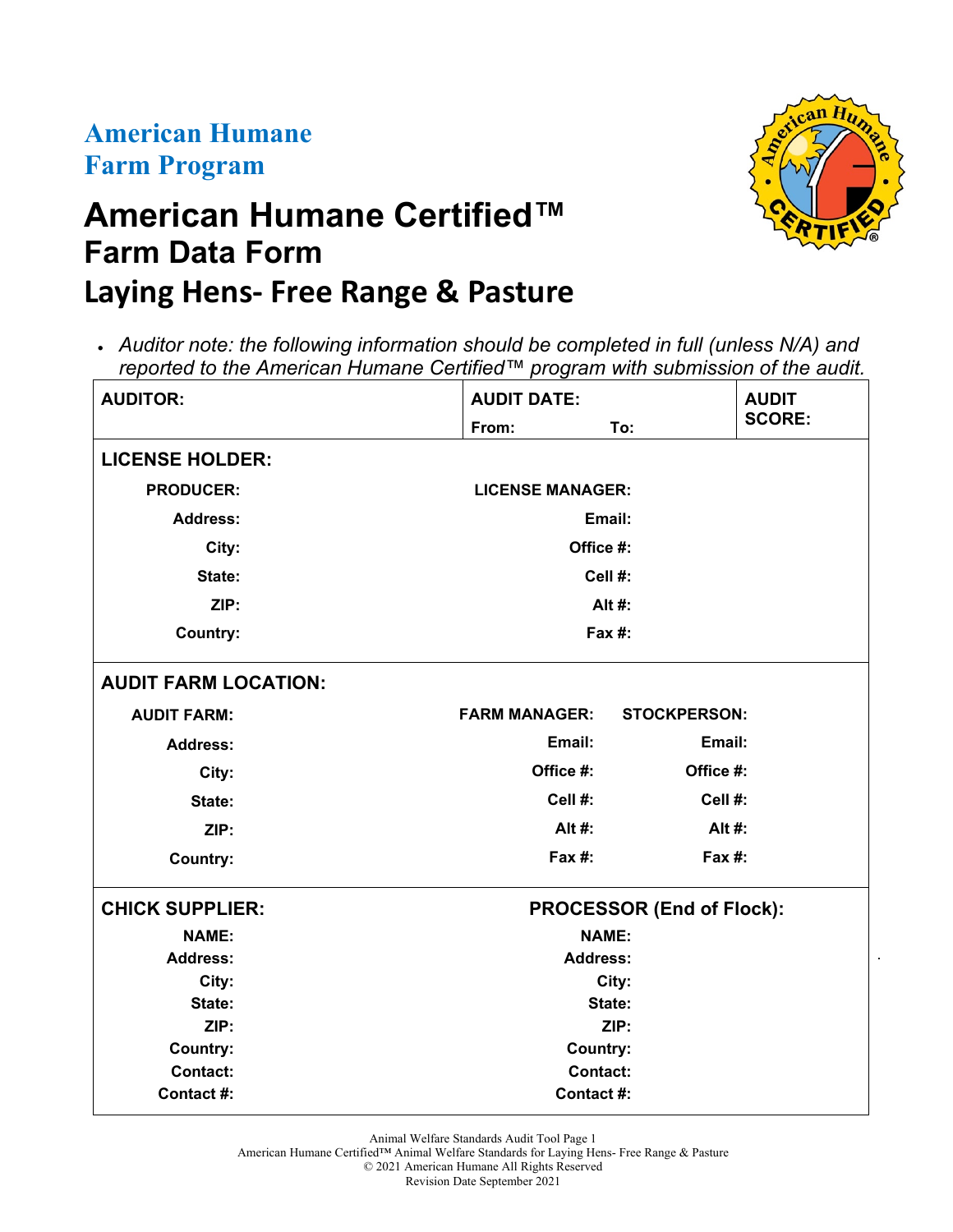**American Humane**
**Farm Program**

# American Humane Certified™ Farm Data Form

# Laying Hens- Free Range & Pasture

- *Auditor note: the following information should be completed in full (unless N/A) and reported to the American Humane Certified™ program with submission of the audit.*

| **AUDITOR:** | **AUDIT DATE:** From: To: | **AUDIT SCORE:** |
|---|---|---|

**LICENSE HOLDER:**

| | |
|---|---|
| **PRODUCER:** | **LICENSE MANAGER:** |
| **Address:** | **Email:** |
| **City:** | **Office #:** |
| **State:** | **Cell #:** |
| **ZIP:** | **Alt #:** |
| **Country:** | **Fax #:** |

**AUDIT FARM LOCATION:**

| | | |
|---|---|---|
| **AUDIT FARM:** | **FARM MANAGER:** | **STOCKPERSON:** |
| **Address:** | **Email:** | **Email:** |
| **City:** | **Office #:** | **Office #:** |
| **State:** | **Cell #:** | **Cell #:** |
| **ZIP:** | **Alt #:** | **Alt #:** |
| **Country:** | **Fax #:** | **Fax #:** |

| **CHICK SUPPLIER:** | **PROCESSOR (End of Flock):** |
|---|---|
| **NAME:** | **NAME:** |
| **Address:** | **Address:** |
| **City:** | **City:** |
| **State:** | **State:** |
| **ZIP:** | **ZIP:** |
| **Country:** | **Country:** |
| **Contact:** | **Contact:** |
| **Contact #:** | **Contact #:** |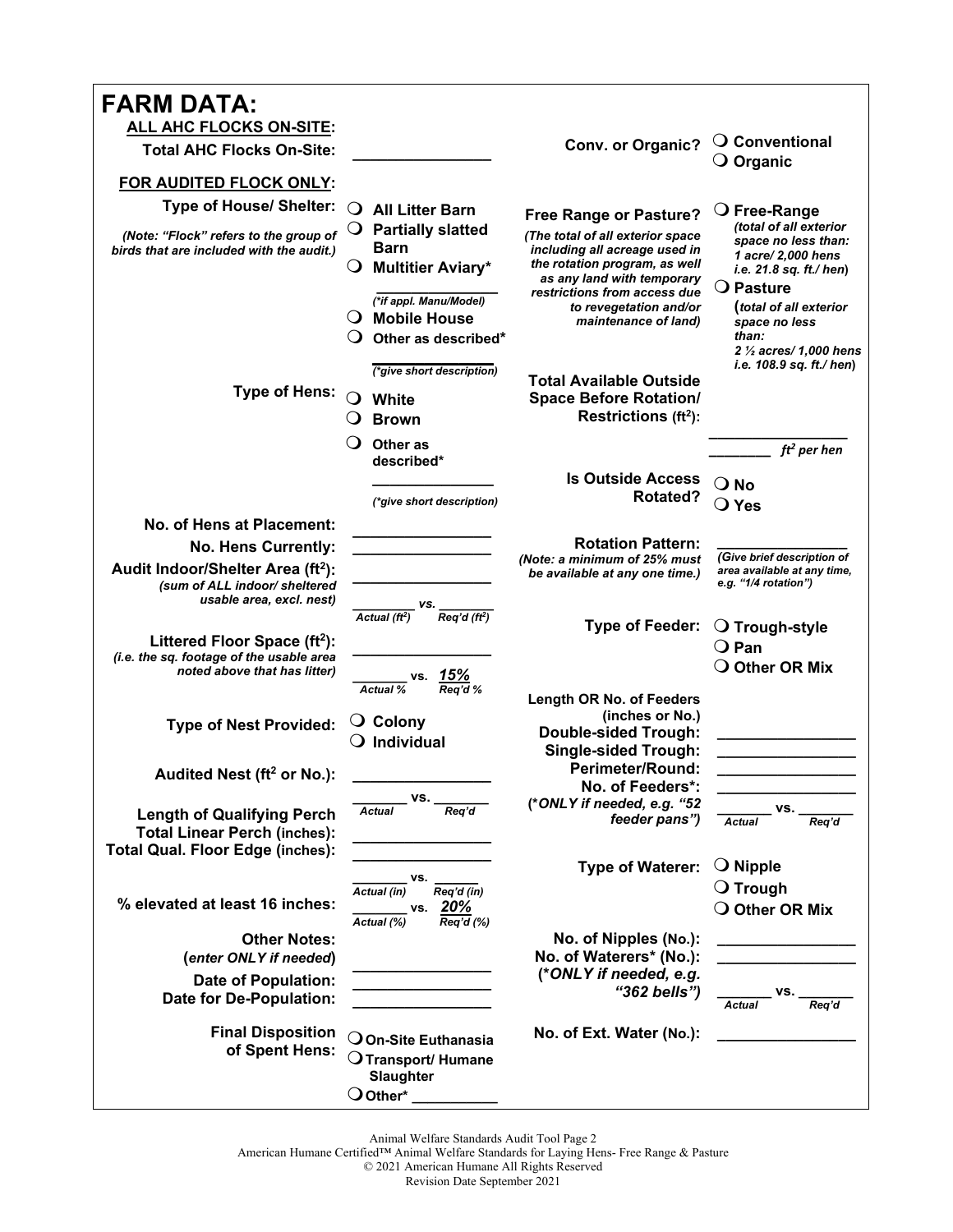# FARM DATA:

**ALL AHC FLOCKS ON-SITE:**

**Total AHC Flocks On-Site:** ________________

**Conv. or Organic?** ❍ **Conventional** ❍ **Organic**

**FOR AUDITED FLOCK ONLY:**

**Type of House/ Shelter:**
*(Note: "Flock" refers to the group of birds that are included with the audit.)*

- ❍ **All Litter Barn**
- ❍ **Partially slatted Barn**
- ❍ **Multitier Aviary*** ________________ *(*if appl. Manu/Model)*
- ❍ **Mobile House**
- ❍ **Other as described*** ________________ *(*give short description)*

**Type of Hens:**

- ❍ **White**
- ❍ **Brown**
- ❍ **Other as described*** ________________ *(*give short description)*

**No. of Hens at Placement:** ________________

**No. Hens Currently:** ________________

**Audit Indoor/Shelter Area (ft²):** *(sum of ALL indoor/ sheltered usable area, excl. nest)* ________________
________ *vs.* ________
*Actual (ft²)* *Req'd (ft²)*

**Littered Floor Space (ft²):** *(i.e. the sq. footage of the usable area noted above that has litter)* ________________
________ **vs.** ***15%***
*Actual %* *Req'd %*

**Type of Nest Provided:** ❍ **Colony** ❍ **Individual**

**Audited Nest (ft² or No.):** ________________
________ **vs.** ________
*Actual* *Req'd*

**Length of Qualifying Perch**
**Total Linear Perch (inches):** ________________
**Total Qual. Floor Edge (inches):** ________________
________ **vs.** ________
*Actual (in)* *Req'd (in)*

**% elevated at least 16 inches:** ________ **vs.** ***20%***
*Actual (%)* *Req'd (%)*

**Other Notes:** **(*enter ONLY if needed*)** ________________

**Date of Population:** ________________

**Date for De-Population:** ________________

**Final Disposition of Spent Hens:**

- ❍ **On-Site Euthanasia**
- ❍ **Transport/ Humane Slaughter**
- ❍ **Other*** ____________

**Free Range or Pasture?**
*(The total of all exterior space including all acreage used in the rotation program, as well as any land with temporary restrictions from access due to revegetation and/or maintenance of land)*

- ❍ **Free-Range** *(total of all exterior space no less than: 1 acre/ 2,000 hens i.e. 21.8 sq. ft./ hen)*
- ❍ **Pasture** *(total of all exterior space no less than: 2 ½ acres/ 1,000 hens i.e. 108.9 sq. ft./ hen)*

**Total Available Outside Space Before Rotation/ Restrictions (ft²):** ________________
________ *ft² per hen*

**Is Outside Access Rotated?** ❍ **No** ❍ **Yes**

**Rotation Pattern:** ________________
*(Note: a minimum of 25% must be available at any one time.)*
*(Give brief description of area available at any time, e.g. "1/4 rotation")*

**Type of Feeder:** ❍ **Trough-style** ❍ **Pan** ❍ **Other OR Mix**

**Length OR No. of Feeders (inches or No.)**
**Double-sided Trough:** ________________
**Single-sided Trough:** ________________
**Perimeter/Round:** ________________
**No. of Feeders*:** ________________
**(*ONLY if needed, e.g. "52 feeder pans")** ________ **vs.** ________
*Actual* *Req'd*

**Type of Waterer:** ❍ **Nipple** ❍ **Trough** ❍ **Other OR Mix**

**No. of Nipples (No.):** ________________
**No. of Waterers* (No.):** ________________
**(*ONLY if needed, e.g. "362 bells")** ________ **vs.** ________
*Actual* *Req'd*

**No. of Ext. Water (No.):** ________________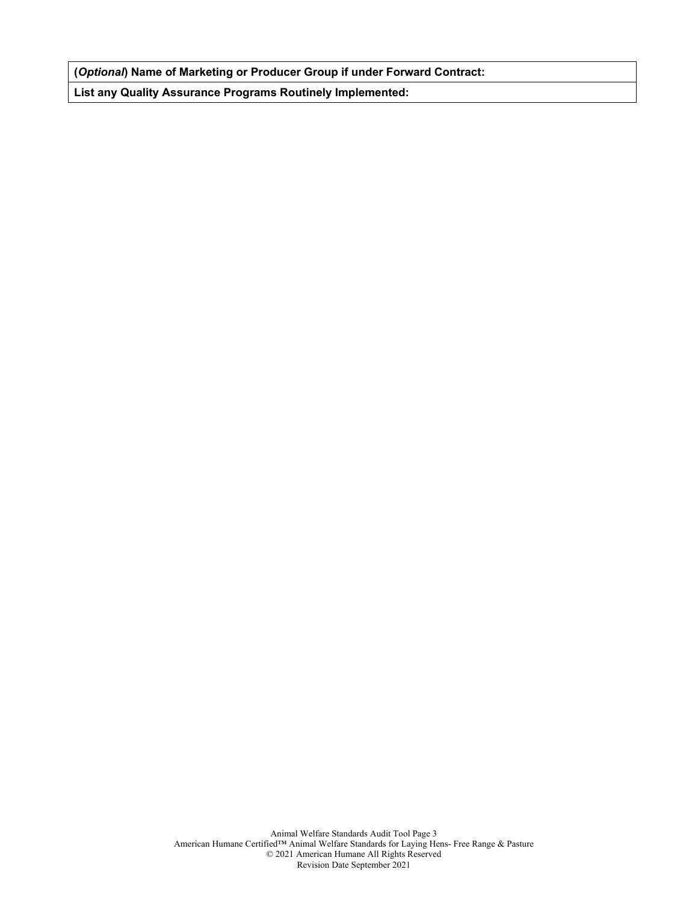| **(*Optional*) Name of Marketing or Producer Group if under Forward Contract:** |
| --- |
| **List any Quality Assurance Programs Routinely Implemented:** |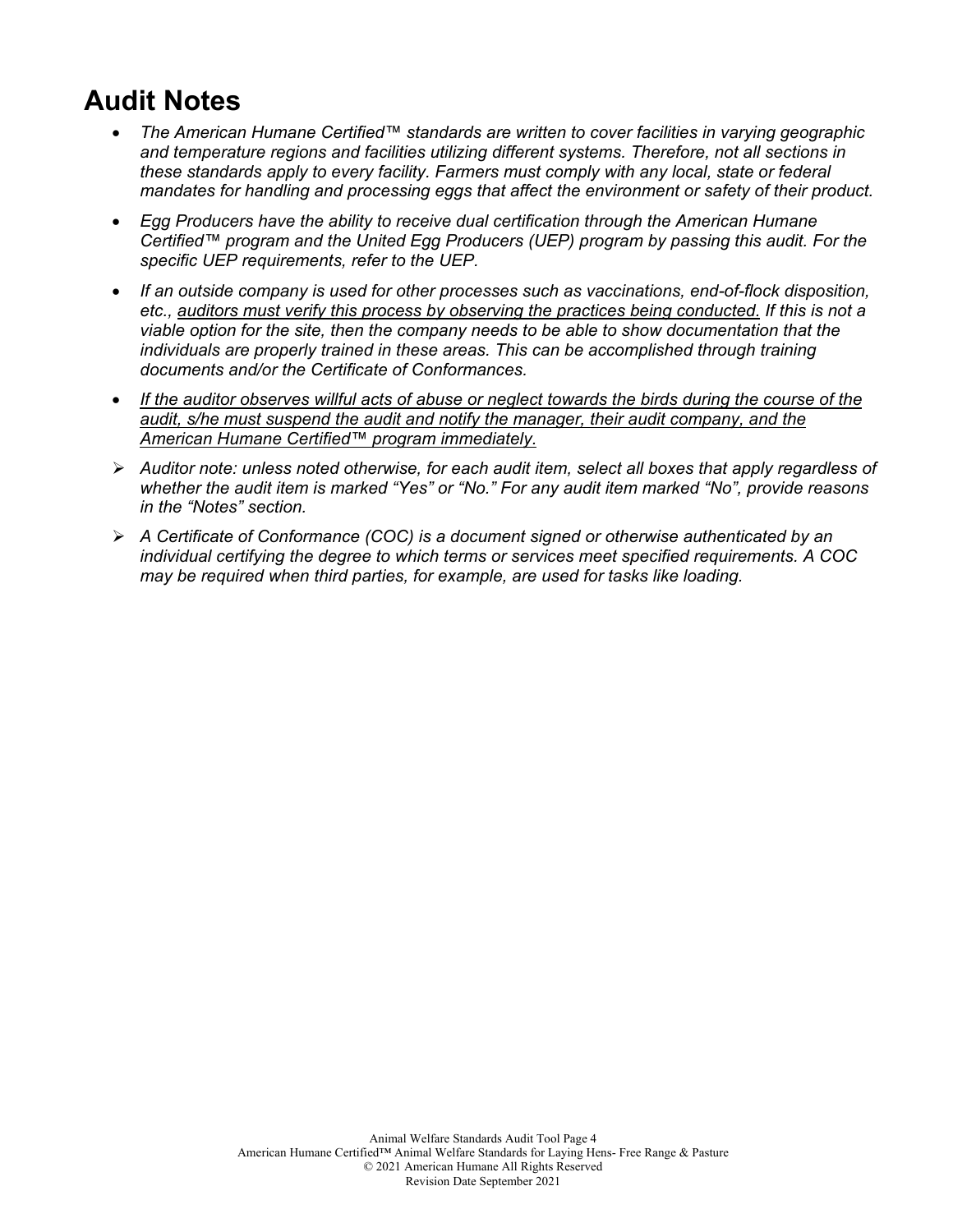# Audit Notes

- *The American Humane Certified™ standards are written to cover facilities in varying geographic and temperature regions and facilities utilizing different systems. Therefore, not all sections in these standards apply to every facility. Farmers must comply with any local, state or federal mandates for handling and processing eggs that affect the environment or safety of their product.*
- *Egg Producers have the ability to receive dual certification through the American Humane Certified™ program and the United Egg Producers (UEP) program by passing this audit. For the specific UEP requirements, refer to the UEP.*
- *If an outside company is used for other processes such as vaccinations, end-of-flock disposition, etc., <u>auditors must verify this process by observing the practices being conducted.</u> If this is not a viable option for the site, then the company needs to be able to show documentation that the individuals are properly trained in these areas. This can be accomplished through training documents and/or the Certificate of Conformances.*
- *<u>If the auditor observes willful acts of abuse or neglect towards the birds during the course of the audit, s/he must suspend the audit and notify the manager, their audit company, and the American Humane Certified™ program immediately</u>.*

➢ *Auditor note: unless noted otherwise, for each audit item, select all boxes that apply regardless of whether the audit item is marked "Yes" or "No." For any audit item marked "No", provide reasons in the "Notes" section.*

➢ *A Certificate of Conformance (COC) is a document signed or otherwise authenticated by an individual certifying the degree to which terms or services meet specified requirements. A COC may be required when third parties, for example, are used for tasks like loading.*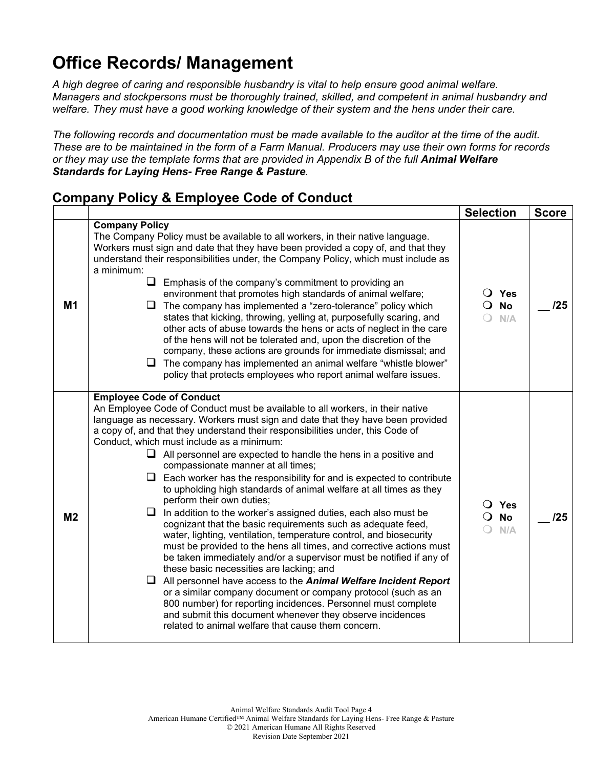# Office Records/ Management

*A high degree of caring and responsible husbandry is vital to help ensure good animal welfare. Managers and stockpersons must be thoroughly trained, skilled, and competent in animal husbandry and welfare. They must have a good working knowledge of their system and the hens under their care.*

*The following records and documentation must be made available to the auditor at the time of the audit. These are to be maintained in the form of a Farm Manual. Producers may use their own forms for records or they may use the template forms that are provided in Appendix B of the full* ***Animal Welfare Standards for Laying Hens- Free Range & Pasture****.*

## Company Policy & Employee Code of Conduct

| | | Selection | Score |
|---|---|---|---|
| **M1** | **Company Policy**<br>The Company Policy must be available to all workers, in their native language. Workers must sign and date that they have been provided a copy of, and that they understand their responsibilities under, the Company Policy, which must include as a minimum:<br>❑ Emphasis of the company's commitment to providing an environment that promotes high standards of animal welfare;<br>❑ The company has implemented a "zero-tolerance" policy which states that kicking, throwing, yelling at, purposefully scaring, and other acts of abuse towards the hens or acts of neglect in the care of the hens will not be tolerated and, upon the discretion of the company, these actions are grounds for immediate dismissal; and<br>❑ The company has implemented an animal welfare "whistle blower" policy that protects employees who report animal welfare issues. | ❍ **Yes**<br>❍ **No**<br>❍ **N/A** | __ /25 |
| **M2** | **Employee Code of Conduct**<br>An Employee Code of Conduct must be available to all workers, in their native language as necessary. Workers must sign and date that they have been provided a copy of, and that they understand their responsibilities under, this Code of Conduct, which must include as a minimum:<br>❑ All personnel are expected to handle the hens in a positive and compassionate manner at all times;<br>❑ Each worker has the responsibility for and is expected to contribute to upholding high standards of animal welfare at all times as they perform their own duties;<br>❑ In addition to the worker's assigned duties, each also must be cognizant that the basic requirements such as adequate feed, water, lighting, ventilation, temperature control, and biosecurity must be provided to the hens all times, and corrective actions must be taken immediately and/or a supervisor must be notified if any of these basic necessities are lacking; and<br>❑ All personnel have access to the ***Animal Welfare Incident Report*** or a similar company document or company protocol (such as an 800 number) for reporting incidences. Personnel must complete and submit this document whenever they observe incidences related to animal welfare that cause them concern. | ❍ **Yes**<br>❍ **No**<br>❍ **N/A** | __ /25 |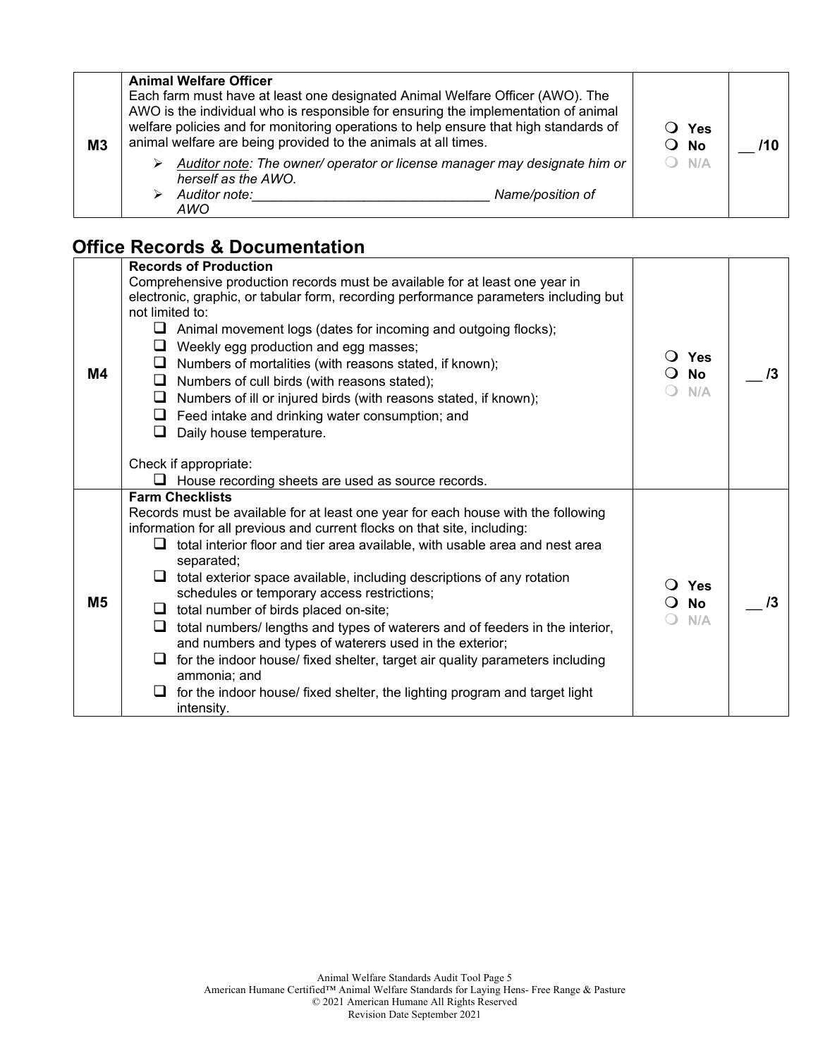| | | | |
|---|---|---|---|
| **M3** | **Animal Welfare Officer**<br>Each farm must have at least one designated Animal Welfare Officer (AWO). The AWO is the individual who is responsible for ensuring the implementation of animal welfare policies and for monitoring operations to help ensure that high standards of animal welfare are being provided to the animals at all times.<br>➢ *Auditor note: The owner/ operator or license manager may designate him or herself as the AWO.*<br>➢ *Auditor note:_______________________________ Name/position of AWO* | ❍ **Yes**<br>❍ **No**<br>❍ N/A | __ /10 |

## Office Records & Documentation

| | | | |
|---|---|---|---|
| **M4** | **Records of Production**<br>Comprehensive production records must be available for at least one year in electronic, graphic, or tabular form, recording performance parameters including but not limited to:<br>❑ Animal movement logs (dates for incoming and outgoing flocks);<br>❑ Weekly egg production and egg masses;<br>❑ Numbers of mortalities (with reasons stated, if known);<br>❑ Numbers of cull birds (with reasons stated);<br>❑ Numbers of ill or injured birds (with reasons stated, if known);<br>❑ Feed intake and drinking water consumption; and<br>❑ Daily house temperature.<br><br>Check if appropriate:<br>❑ House recording sheets are used as source records. | ❍ **Yes**<br>❍ **No**<br>❍ N/A | __ /3 |
| **M5** | **Farm Checklists**<br>Records must be available for at least one year for each house with the following information for all previous and current flocks on that site, including:<br>❑ total interior floor and tier area available, with usable area and nest area separated;<br>❑ total exterior space available, including descriptions of any rotation schedules or temporary access restrictions;<br>❑ total number of birds placed on-site;<br>❑ total numbers/ lengths and types of waterers and of feeders in the interior, and numbers and types of waterers used in the exterior;<br>❑ for the indoor house/ fixed shelter, target air quality parameters including ammonia; and<br>❑ for the indoor house/ fixed shelter, the lighting program and target light intensity. | ❍ **Yes**<br>❍ **No**<br>❍ N/A | __ /3 |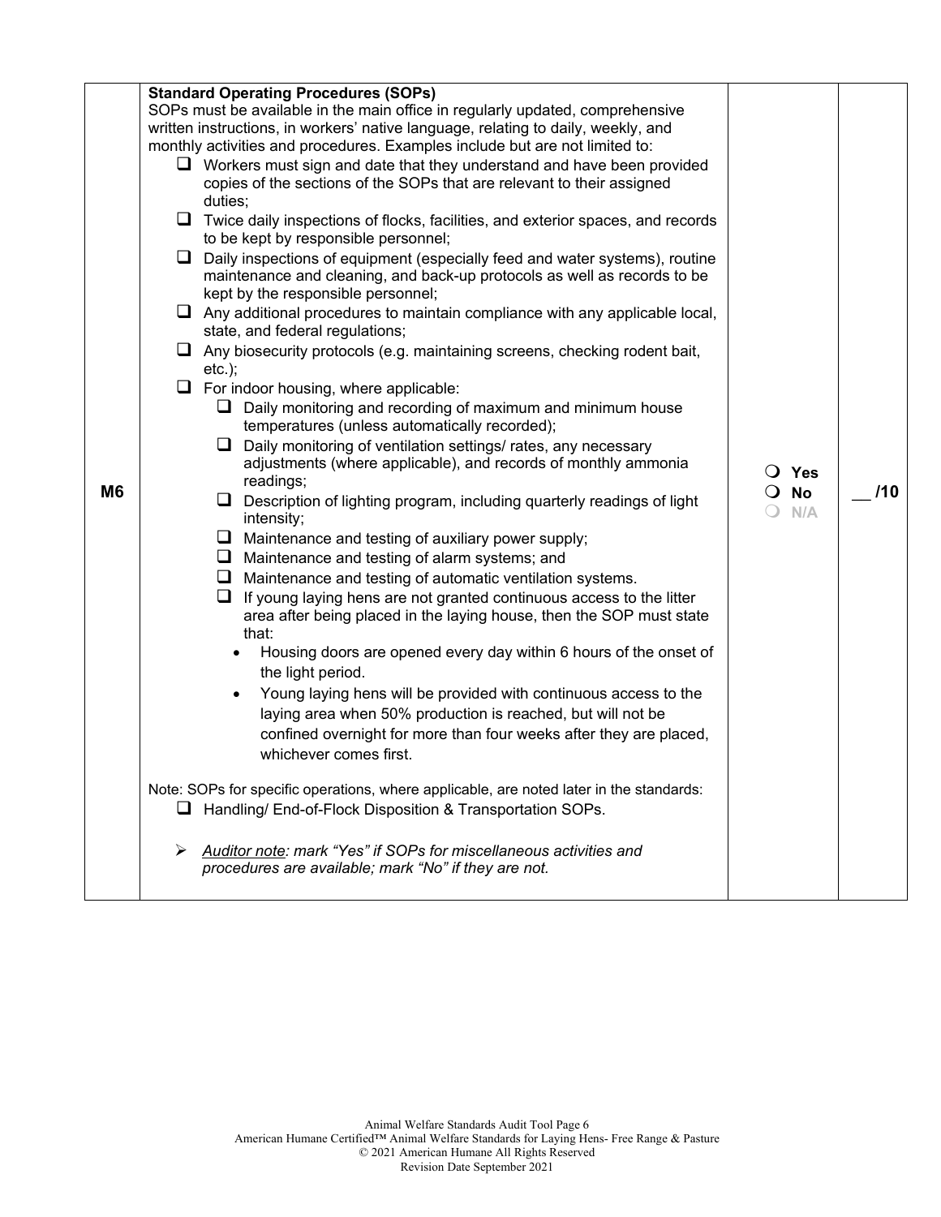| | | | |
|---|---|---|---|
| M6 | **Standard Operating Procedures (SOPs)**<br>SOPs must be available in the main office in regularly updated, comprehensive written instructions, in workers' native language, relating to daily, weekly, and monthly activities and procedures. Examples include but are not limited to:<br>❑ Workers must sign and date that they understand and have been provided copies of the sections of the SOPs that are relevant to their assigned duties;<br>❑ Twice daily inspections of flocks, facilities, and exterior spaces, and records to be kept by responsible personnel;<br>❑ Daily inspections of equipment (especially feed and water systems), routine maintenance and cleaning, and back-up protocols as well as records to be kept by the responsible personnel;<br>❑ Any additional procedures to maintain compliance with any applicable local, state, and federal regulations;<br>❑ Any biosecurity protocols (e.g. maintaining screens, checking rodent bait, etc.);<br>❑ For indoor housing, where applicable:<br>&nbsp;&nbsp;&nbsp;&nbsp;❑ Daily monitoring and recording of maximum and minimum house temperatures (unless automatically recorded);<br>&nbsp;&nbsp;&nbsp;&nbsp;❑ Daily monitoring of ventilation settings/ rates, any necessary adjustments (where applicable), and records of monthly ammonia readings;<br>&nbsp;&nbsp;&nbsp;&nbsp;❑ Description of lighting program, including quarterly readings of light intensity;<br>&nbsp;&nbsp;&nbsp;&nbsp;❑ Maintenance and testing of auxiliary power supply;<br>&nbsp;&nbsp;&nbsp;&nbsp;❑ Maintenance and testing of alarm systems; and<br>&nbsp;&nbsp;&nbsp;&nbsp;❑ Maintenance and testing of automatic ventilation systems.<br>&nbsp;&nbsp;&nbsp;&nbsp;❑ If young laying hens are not granted continuous access to the litter area after being placed in the laying house, then the SOP must state that:<br>&nbsp;&nbsp;&nbsp;&nbsp;&nbsp;&nbsp;&nbsp;&nbsp;• Housing doors are opened every day within 6 hours of the onset of the light period.<br>&nbsp;&nbsp;&nbsp;&nbsp;&nbsp;&nbsp;&nbsp;&nbsp;• Young laying hens will be provided with continuous access to the laying area when 50% production is reached, but will not be confined overnight for more than four weeks after they are placed, whichever comes first.<br><br>Note: SOPs for specific operations, where applicable, are noted later in the standards:<br>❑ Handling/ End-of-Flock Disposition & Transportation SOPs.<br><br>➢ *Auditor note: mark "Yes" if SOPs for miscellaneous activities and procedures are available; mark "No" if they are not.* | ❍ Yes<br>❍ No<br>❍ N/A | __ /10 |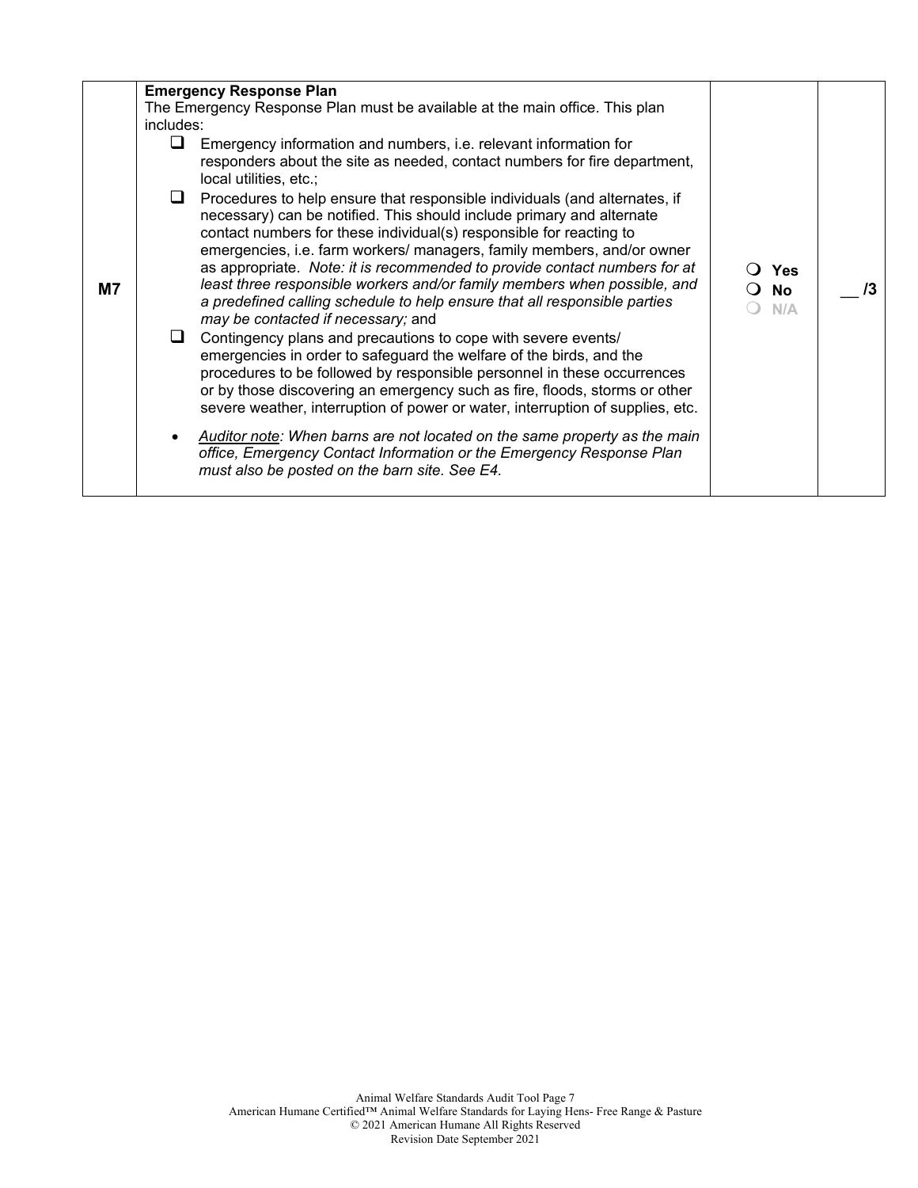| | | | |
|---|---|---|---|
| M7 | **Emergency Response Plan**<br>The Emergency Response Plan must be available at the main office. This plan includes:<br>❑ Emergency information and numbers, i.e. relevant information for responders about the site as needed, contact numbers for fire department, local utilities, etc.;<br>❑ Procedures to help ensure that responsible individuals (and alternates, if necessary) can be notified. This should include primary and alternate contact numbers for these individual(s) responsible for reacting to emergencies, i.e. farm workers/ managers, family members, and/or owner as appropriate. *Note: it is recommended to provide contact numbers for at least three responsible workers and/or family members when possible, and a predefined calling schedule to help ensure that all responsible parties may be contacted if necessary;* and<br>❑ Contingency plans and precautions to cope with severe events/ emergencies in order to safeguard the welfare of the birds, and the procedures to be followed by responsible personnel in these occurrences or by those discovering an emergency such as fire, floods, storms or other severe weather, interruption of power or water, interruption of supplies, etc.<br>• *Auditor note: When barns are not located on the same property as the main office, Emergency Contact Information or the Emergency Response Plan must also be posted on the barn site. See E4.* | ❍ Yes<br>❍ No<br>❍ N/A | __ /3 |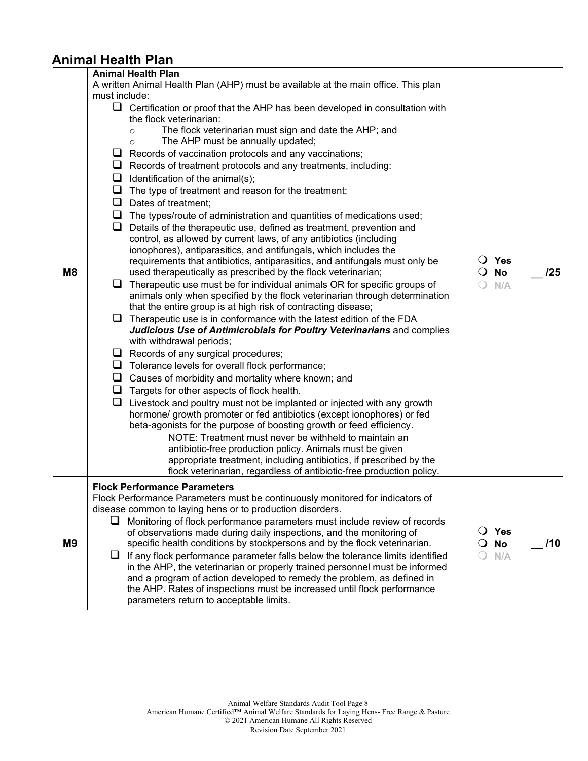## Animal Health Plan

| | | | |
|---|---|---|---|
| M8 | **Animal Health Plan**<br>A written Animal Health Plan (AHP) must be available at the main office. This plan must include:<br>❑ Certification or proof that the AHP has been developed in consultation with the flock veterinarian:<br>○ The flock veterinarian must sign and date the AHP; and<br>○ The AHP must be annually updated;<br>❑ Records of vaccination protocols and any vaccinations;<br>❑ Records of treatment protocols and any treatments, including:<br>❑ Identification of the animal(s);<br>❑ The type of treatment and reason for the treatment;<br>❑ Dates of treatment;<br>❑ The types/route of administration and quantities of medications used;<br>❑ Details of the therapeutic use, defined as treatment, prevention and control, as allowed by current laws, of any antibiotics (including ionophores), antiparasitics, and antifungals, which includes the requirements that antibiotics, antiparasitics, and antifungals must only be used therapeutically as prescribed by the flock veterinarian;<br>❑ Therapeutic use must be for individual animals OR for specific groups of animals only when specified by the flock veterinarian through determination that the entire group is at high risk of contracting disease;<br>❑ Therapeutic use is in conformance with the latest edition of the FDA ***Judicious Use of Antimicrobials for Poultry Veterinarians*** and complies with withdrawal periods;<br>❑ Records of any surgical procedures;<br>❑ Tolerance levels for overall flock performance;<br>❑ Causes of morbidity and mortality where known; and<br>❑ Targets for other aspects of flock health.<br>❑ Livestock and poultry must not be implanted or injected with any growth hormone/ growth promoter or fed antibiotics (except ionophores) or fed beta-agonists for the purpose of boosting growth or feed efficiency.<br>NOTE: Treatment must never be withheld to maintain an antibiotic-free production policy. Animals must be given appropriate treatment, including antibiotics, if prescribed by the flock veterinarian, regardless of antibiotic-free production policy. | ❍ Yes<br>❍ No<br>❍ N/A | __ /25 |
| M9 | **Flock Performance Parameters**<br>Flock Performance Parameters must be continuously monitored for indicators of disease common to laying hens or to production disorders.<br>❑ Monitoring of flock performance parameters must include review of records of observations made during daily inspections, and the monitoring of specific health conditions by stockpersons and by the flock veterinarian.<br>❑ If any flock performance parameter falls below the tolerance limits identified in the AHP, the veterinarian or properly trained personnel must be informed and a program of action developed to remedy the problem, as defined in the AHP. Rates of inspections must be increased until flock performance parameters return to acceptable limits. | ❍ Yes<br>❍ No<br>❍ N/A | __ /10 |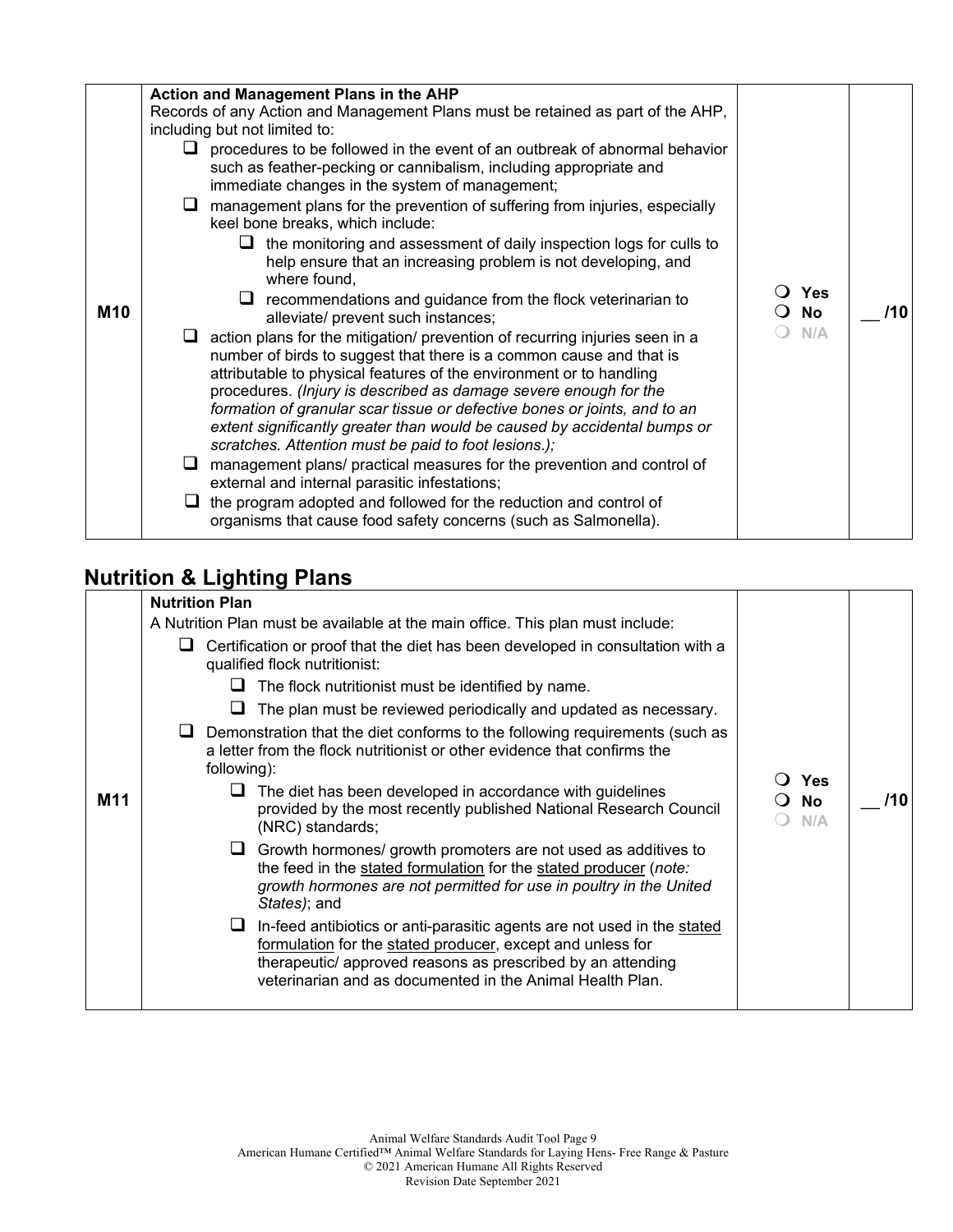| | | | |
|---|---|---|---|
| M10 | **Action and Management Plans in the AHP**<br>Records of any Action and Management Plans must be retained as part of the AHP, including but not limited to:<br>❑ procedures to be followed in the event of an outbreak of abnormal behavior such as feather-pecking or cannibalism, including appropriate and immediate changes in the system of management;<br>❑ management plans for the prevention of suffering from injuries, especially keel bone breaks, which include:<br>&nbsp;&nbsp;&nbsp;&nbsp;❑ the monitoring and assessment of daily inspection logs for culls to help ensure that an increasing problem is not developing, and where found,<br>&nbsp;&nbsp;&nbsp;&nbsp;❑ recommendations and guidance from the flock veterinarian to alleviate/ prevent such instances;<br>❑ action plans for the mitigation/ prevention of recurring injuries seen in a number of birds to suggest that there is a common cause and that is attributable to physical features of the environment or to handling procedures. *(Injury is described as damage severe enough for the formation of granular scar tissue or defective bones or joints, and to an extent significantly greater than would be caused by accidental bumps or scratches. Attention must be paid to foot lesions.);*<br>❑ management plans/ practical measures for the prevention and control of external and internal parasitic infestations;<br>❑ the program adopted and followed for the reduction and control of organisms that cause food safety concerns (such as Salmonella). | ❍ **Yes**<br>❍ **No**<br>❍ N/A | __ /10 |

## Nutrition & Lighting Plans

| | | | |
|---|---|---|---|
| M11 | **Nutrition Plan**<br>A Nutrition Plan must be available at the main office. This plan must include:<br>❑ Certification or proof that the diet has been developed in consultation with a qualified flock nutritionist:<br>&nbsp;&nbsp;&nbsp;&nbsp;❑ The flock nutritionist must be identified by name.<br>&nbsp;&nbsp;&nbsp;&nbsp;❑ The plan must be reviewed periodically and updated as necessary.<br>❑ Demonstration that the diet conforms to the following requirements (such as a letter from the flock nutritionist or other evidence that confirms the following):<br>&nbsp;&nbsp;&nbsp;&nbsp;❑ The diet has been developed in accordance with guidelines provided by the most recently published National Research Council (NRC) standards;<br>&nbsp;&nbsp;&nbsp;&nbsp;❑ Growth hormones/ growth promoters are not used as additives to the feed in the <u>stated formulation</u> for the <u>stated producer</u> (*note: growth hormones are not permitted for use in poultry in the United States)*; and<br>&nbsp;&nbsp;&nbsp;&nbsp;❑ In-feed antibiotics or anti-parasitic agents are not used in the <u>stated formulation</u> for the <u>stated producer</u>, except and unless for therapeutic/ approved reasons as prescribed by an attending veterinarian and as documented in the Animal Health Plan. | ❍ **Yes**<br>❍ **No**<br>❍ N/A | __ /10 |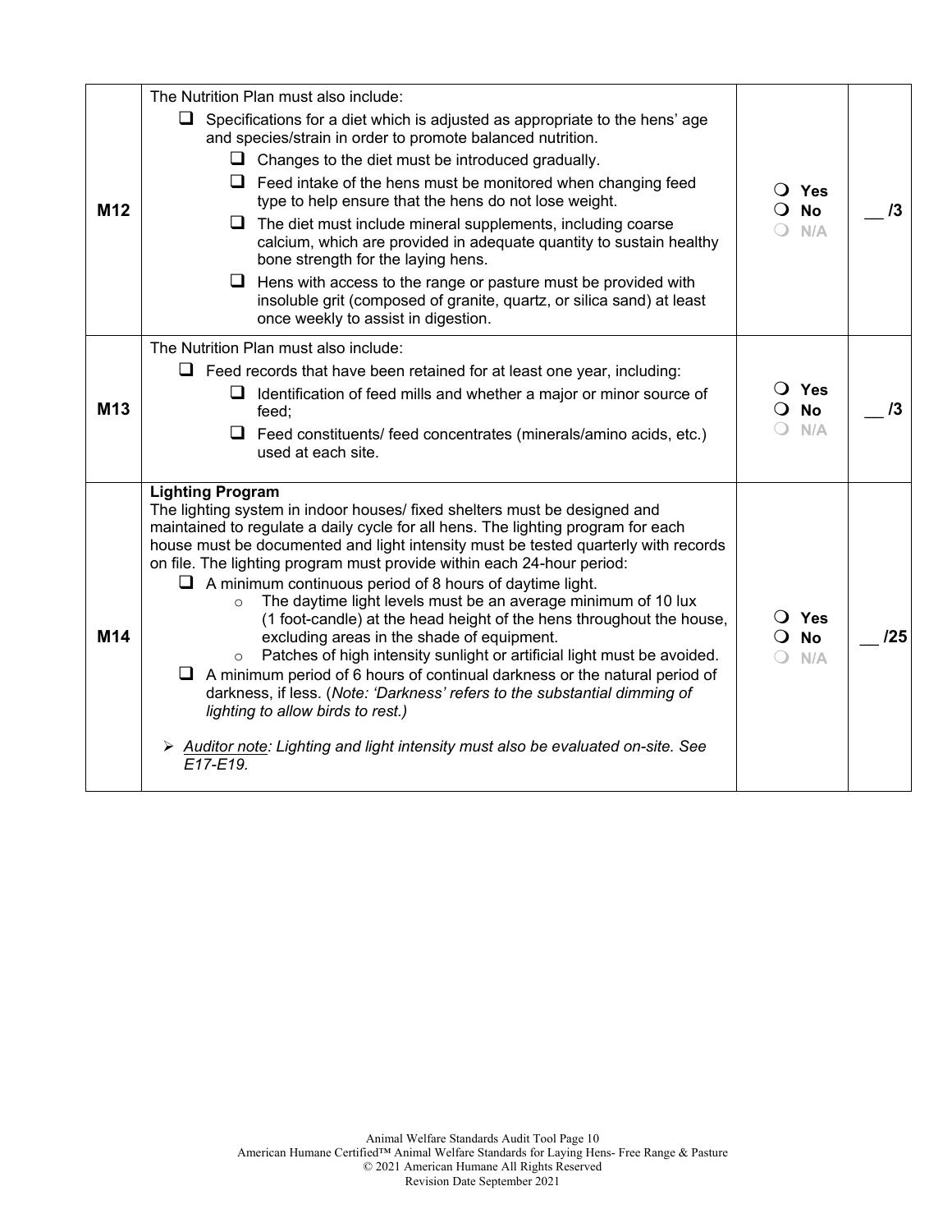| | | | |
|---|---|---|---|
| **M12** | The Nutrition Plan must also include:<br>❑ Specifications for a diet which is adjusted as appropriate to the hens' age and species/strain in order to promote balanced nutrition.<br>&nbsp;&nbsp;&nbsp;&nbsp;❑ Changes to the diet must be introduced gradually.<br>&nbsp;&nbsp;&nbsp;&nbsp;❑ Feed intake of the hens must be monitored when changing feed type to help ensure that the hens do not lose weight.<br>&nbsp;&nbsp;&nbsp;&nbsp;❑ The diet must include mineral supplements, including coarse calcium, which are provided in adequate quantity to sustain healthy bone strength for the laying hens.<br>&nbsp;&nbsp;&nbsp;&nbsp;❑ Hens with access to the range or pasture must be provided with insoluble grit (composed of granite, quartz, or silica sand) at least once weekly to assist in digestion. | ❍ **Yes**<br>❍ **No**<br>❍ N/A | __ /3 |
| **M13** | The Nutrition Plan must also include:<br>❑ Feed records that have been retained for at least one year, including:<br>&nbsp;&nbsp;&nbsp;&nbsp;❑ Identification of feed mills and whether a major or minor source of feed;<br>&nbsp;&nbsp;&nbsp;&nbsp;❑ Feed constituents/ feed concentrates (minerals/amino acids, etc.) used at each site. | ❍ **Yes**<br>❍ **No**<br>❍ N/A | __ /3 |
| **M14** | **Lighting Program**<br>The lighting system in indoor houses/ fixed shelters must be designed and maintained to regulate a daily cycle for all hens. The lighting program for each house must be documented and light intensity must be tested quarterly with records on file. The lighting program must provide within each 24-hour period:<br>❑ A minimum continuous period of 8 hours of daytime light.<br>&nbsp;&nbsp;&nbsp;&nbsp;○ The daytime light levels must be an average minimum of 10 lux (1 foot-candle) at the head height of the hens throughout the house, excluding areas in the shade of equipment.<br>&nbsp;&nbsp;&nbsp;&nbsp;○ Patches of high intensity sunlight or artificial light must be avoided.<br>❑ A minimum period of 6 hours of continual darkness or the natural period of darkness, if less. (*Note: 'Darkness' refers to the substantial dimming of lighting to allow birds to rest.)*<br><br>➢ *Auditor note: Lighting and light intensity must also be evaluated on-site. See E17-E19.* | ❍ **Yes**<br>❍ **No**<br>❍ N/A | __ /25 |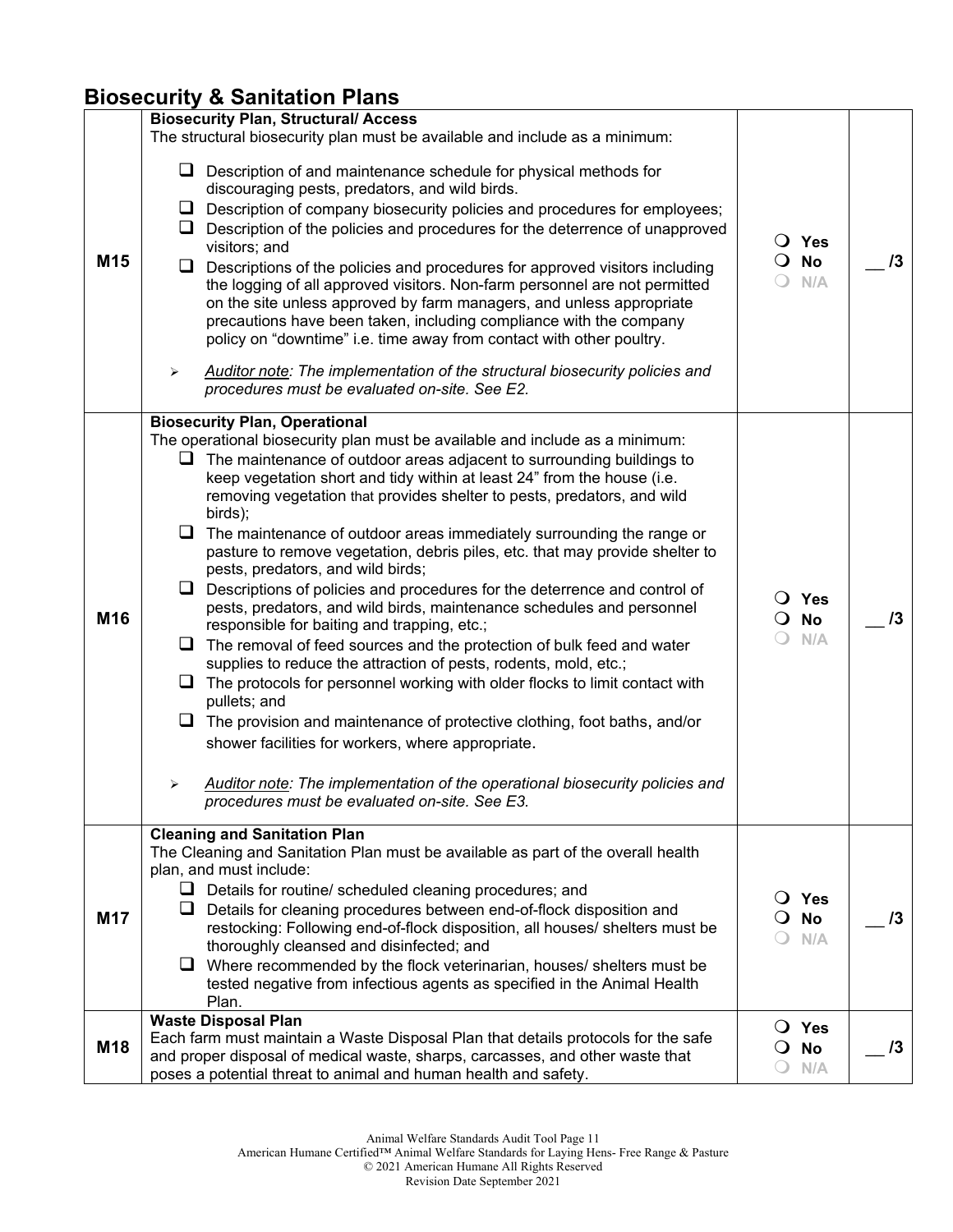## Biosecurity & Sanitation Plans

| | | | |
|---|---|---|---|
| M15 | **Biosecurity Plan, Structural/ Access**<br>The structural biosecurity plan must be available and include as a minimum:<br>❑ Description of and maintenance schedule for physical methods for discouraging pests, predators, and wild birds.<br>❑ Description of company biosecurity policies and procedures for employees;<br>❑ Description of the policies and procedures for the deterrence of unapproved visitors; and<br>❑ Descriptions of the policies and procedures for approved visitors including the logging of all approved visitors. Non-farm personnel are not permitted on the site unless approved by farm managers, and unless appropriate precautions have been taken, including compliance with the company policy on "downtime" i.e. time away from contact with other poultry.<br>➢ *Auditor note: The implementation of the structural biosecurity policies and procedures must be evaluated on-site. See E2.* | ❍ **Yes**<br>❍ **No**<br>❍ **N/A** | __ /3 |
| M16 | **Biosecurity Plan, Operational**<br>The operational biosecurity plan must be available and include as a minimum:<br>❑ The maintenance of outdoor areas adjacent to surrounding buildings to keep vegetation short and tidy within at least 24" from the house (i.e. removing vegetation that provides shelter to pests, predators, and wild birds);<br>❑ The maintenance of outdoor areas immediately surrounding the range or pasture to remove vegetation, debris piles, etc. that may provide shelter to pests, predators, and wild birds;<br>❑ Descriptions of policies and procedures for the deterrence and control of pests, predators, and wild birds, maintenance schedules and personnel responsible for baiting and trapping, etc.;<br>❑ The removal of feed sources and the protection of bulk feed and water supplies to reduce the attraction of pests, rodents, mold, etc.;<br>❑ The protocols for personnel working with older flocks to limit contact with pullets; and<br>❑ The provision and maintenance of protective clothing, foot baths, and/or shower facilities for workers, where appropriate.<br>➢ *Auditor note: The implementation of the operational biosecurity policies and procedures must be evaluated on-site. See E3.* | ❍ **Yes**<br>❍ **No**<br>❍ **N/A** | __ /3 |
| M17 | **Cleaning and Sanitation Plan**<br>The Cleaning and Sanitation Plan must be available as part of the overall health plan, and must include:<br>❑ Details for routine/ scheduled cleaning procedures; and<br>❑ Details for cleaning procedures between end-of-flock disposition and restocking: Following end-of-flock disposition, all houses/ shelters must be thoroughly cleansed and disinfected; and<br>❑ Where recommended by the flock veterinarian, houses/ shelters must be tested negative from infectious agents as specified in the Animal Health Plan. | ❍ **Yes**<br>❍ **No**<br>❍ **N/A** | __ /3 |
| M18 | **Waste Disposal Plan**<br>Each farm must maintain a Waste Disposal Plan that details protocols for the safe and proper disposal of medical waste, sharps, carcasses, and other waste that poses a potential threat to animal and human health and safety. | ❍ **Yes**<br>❍ **No**<br>❍ **N/A** | __ /3 |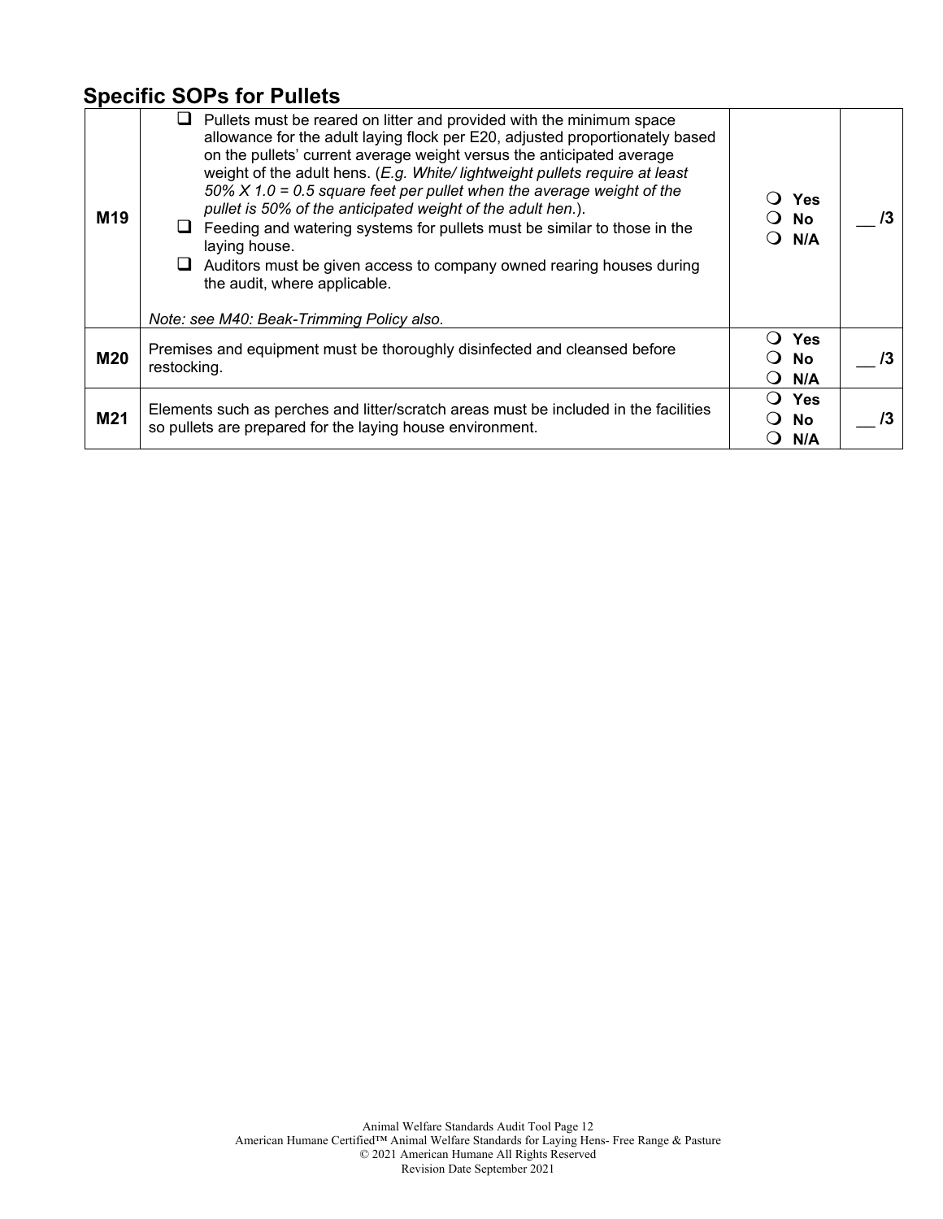## Specific SOPs for Pullets

| | | | |
|---|---|---|---|
| **M19** | ☐ Pullets must be reared on litter and provided with the minimum space allowance for the adult laying flock per E20, adjusted proportionately based on the pullets' current average weight versus the anticipated average weight of the adult hens. (*E.g. White/ lightweight pullets require at least 50% X 1.0 = 0.5 square feet per pullet when the average weight of the pullet is 50% of the anticipated weight of the adult hen.*).<br>☐ Feeding and watering systems for pullets must be similar to those in the laying house.<br>☐ Auditors must be given access to company owned rearing houses during the audit, where applicable.<br><br>*Note: see M40: Beak-Trimming Policy also.* | ❍ **Yes**<br>❍ **No**<br>❍ **N/A** | __ **/3** |
| **M20** | Premises and equipment must be thoroughly disinfected and cleansed before restocking. | ❍ **Yes**<br>❍ **No**<br>❍ **N/A** | __ **/3** |
| **M21** | Elements such as perches and litter/scratch areas must be included in the facilities so pullets are prepared for the laying house environment. | ❍ **Yes**<br>❍ **No**<br>❍ **N/A** | __ **/3** |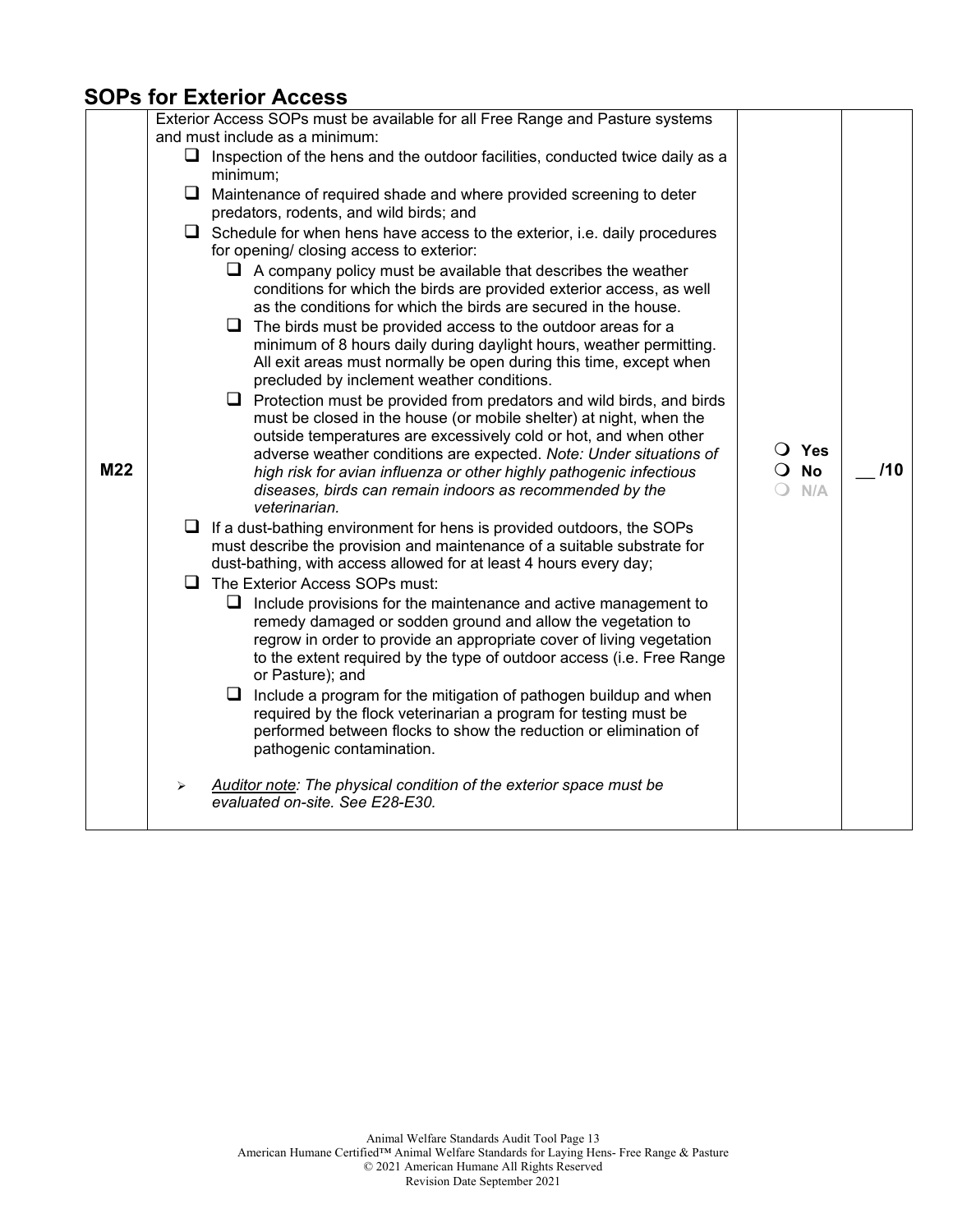## SOPs for Exterior Access

| | | | |
|---|---|---|---|
| M22 | Exterior Access SOPs must be available for all Free Range and Pasture systems and must include as a minimum:<br>❑ Inspection of the hens and the outdoor facilities, conducted twice daily as a minimum;<br>❑ Maintenance of required shade and where provided screening to deter predators, rodents, and wild birds; and<br>❑ Schedule for when hens have access to the exterior, i.e. daily procedures for opening/ closing access to exterior:<br>&nbsp;&nbsp;&nbsp;&nbsp;❑ A company policy must be available that describes the weather conditions for which the birds are provided exterior access, as well as the conditions for which the birds are secured in the house.<br>&nbsp;&nbsp;&nbsp;&nbsp;❑ The birds must be provided access to the outdoor areas for a minimum of 8 hours daily during daylight hours, weather permitting. All exit areas must normally be open during this time, except when precluded by inclement weather conditions.<br>&nbsp;&nbsp;&nbsp;&nbsp;❑ Protection must be provided from predators and wild birds, and birds must be closed in the house (or mobile shelter) at night, when the outside temperatures are excessively cold or hot, and when other adverse weather conditions are expected. *Note: Under situations of high risk for avian influenza or other highly pathogenic infectious diseases, birds can remain indoors as recommended by the veterinarian.*<br>❑ If a dust-bathing environment for hens is provided outdoors, the SOPs must describe the provision and maintenance of a suitable substrate for dust-bathing, with access allowed for at least 4 hours every day;<br>❑ The Exterior Access SOPs must:<br>&nbsp;&nbsp;&nbsp;&nbsp;❑ Include provisions for the maintenance and active management to remedy damaged or sodden ground and allow the vegetation to regrow in order to provide an appropriate cover of living vegetation to the extent required by the type of outdoor access (i.e. Free Range or Pasture); and<br>&nbsp;&nbsp;&nbsp;&nbsp;❑ Include a program for the mitigation of pathogen buildup and when required by the flock veterinarian a program for testing must be performed between flocks to show the reduction or elimination of pathogenic contamination.<br><br>➢ *Auditor note: The physical condition of the exterior space must be evaluated on-site. See E28-E30.* | ❍ Yes<br>❍ No<br>❍ N/A | __ /10 |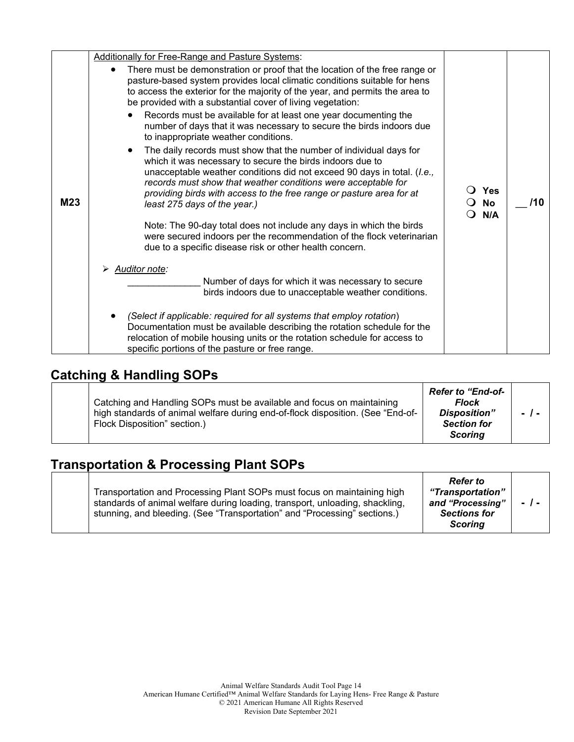| | | | |
|---|---|---|---|
| M23 | Additionally for Free-Range and Pasture Systems:<br>• There must be demonstration or proof that the location of the free range or pasture-based system provides local climatic conditions suitable for hens to access the exterior for the majority of the year, and permits the area to be provided with a substantial cover of living vegetation:<br>  • Records must be available for at least one year documenting the number of days that it was necessary to secure the birds indoors due to inappropriate weather conditions.<br>  • The daily records must show that the number of individual days for which it was necessary to secure the birds indoors due to unacceptable weather conditions did not exceed 90 days in total. (*I.e., records must show that weather conditions were acceptable for providing birds with access to the free range or pasture area for at least 275 days of the year.)*<br><br>  Note: The 90-day total does not include any days in which the birds were secured indoors per the recommendation of the flock veterinarian due to a specific disease risk or other health concern.<br><br>➢ *Auditor note:*<br>______________ Number of days for which it was necessary to secure birds indoors due to unacceptable weather conditions.<br><br>• *(Select if applicable: required for all systems that employ rotation*) Documentation must be available describing the rotation schedule for the relocation of mobile housing units or the rotation schedule for access to specific portions of the pasture or free range. | ❍ **Yes**<br>❍ **No**<br>❍ **N/A** | __ **/10** |

## Catching & Handling SOPs

| | | | |
|---|---|---|---|
| | Catching and Handling SOPs must be available and focus on maintaining high standards of animal welfare during end-of-flock disposition. (See "End-of-Flock Disposition" section.) | ***Refer to "End-of-Flock Disposition" Section for Scoring*** | **- / -** |

## Transportation & Processing Plant SOPs

| | | | |
|---|---|---|---|
| | Transportation and Processing Plant SOPs must focus on maintaining high standards of animal welfare during loading, transport, unloading, shackling, stunning, and bleeding. (See "Transportation" and "Processing" sections.) | ***Refer to "Transportation" and "Processing" Sections for Scoring*** | **- / -** |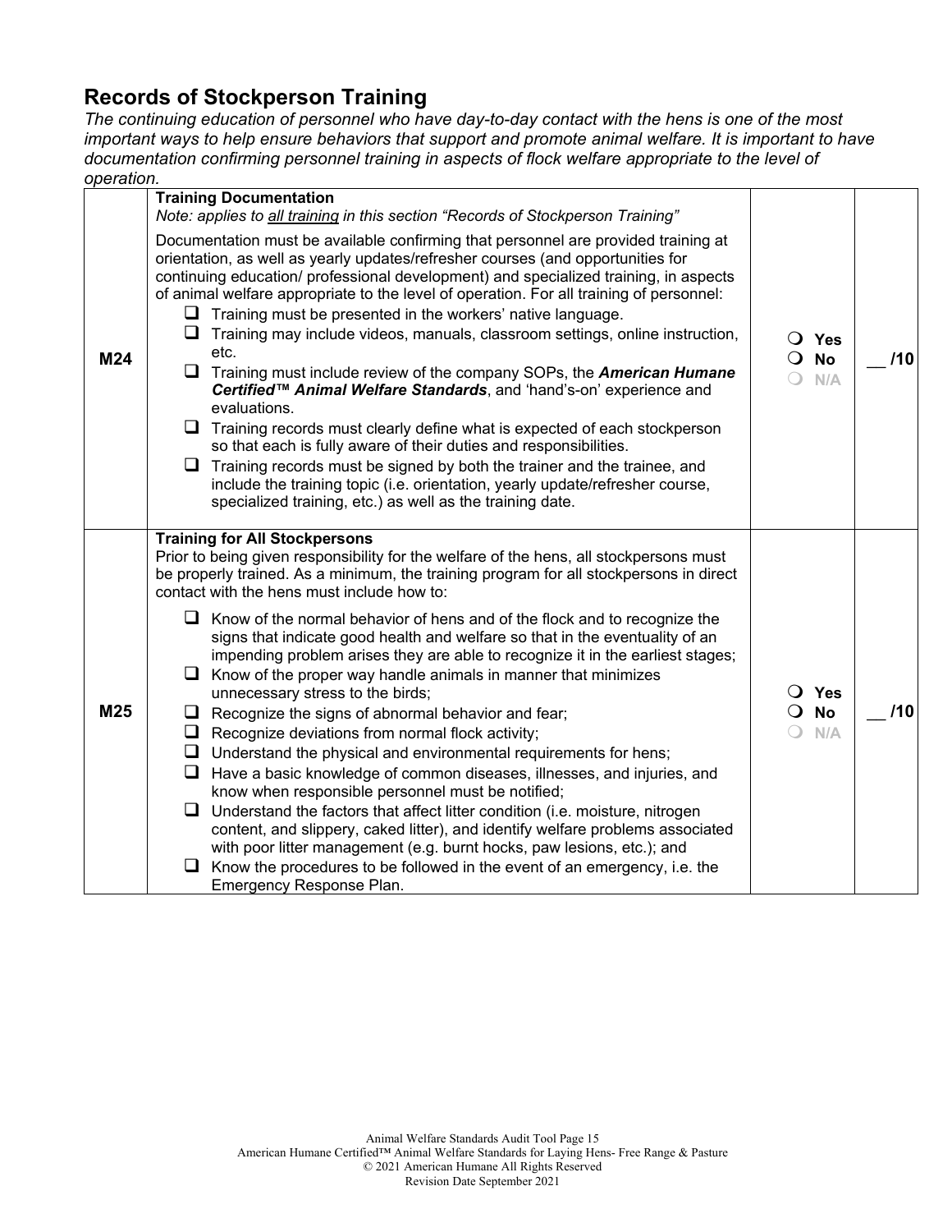## Records of Stockperson Training

*The continuing education of personnel who have day-to-day contact with the hens is one of the most important ways to help ensure behaviors that support and promote animal welfare. It is important to have documentation confirming personnel training in aspects of flock welfare appropriate to the level of operation.*

| | | | |
|---|---|---|---|
| **M24** | **Training Documentation**<br>*Note: applies to <u>all training</u> in this section "Records of Stockperson Training"*<br><br>Documentation must be available confirming that personnel are provided training at orientation, as well as yearly updates/refresher courses (and opportunities for continuing education/ professional development) and specialized training, in aspects of animal welfare appropriate to the level of operation. For all training of personnel:<br>❑ Training must be presented in the workers' native language.<br>❑ Training may include videos, manuals, classroom settings, online instruction, etc.<br>❑ Training must include review of the company SOPs, the ***American Humane Certified™ Animal Welfare Standards***, and 'hand's-on' experience and evaluations.<br>❑ Training records must clearly define what is expected of each stockperson so that each is fully aware of their duties and responsibilities.<br>❑ Training records must be signed by both the trainer and the trainee, and include the training topic (i.e. orientation, yearly update/refresher course, specialized training, etc.) as well as the training date. | ❍ **Yes**<br>❍ **No**<br>❍ **N/A** | __ **/10** |
| **M25** | **Training for All Stockpersons**<br>Prior to being given responsibility for the welfare of the hens, all stockpersons must be properly trained. As a minimum, the training program for all stockpersons in direct contact with the hens must include how to:<br>❑ Know of the normal behavior of hens and of the flock and to recognize the signs that indicate good health and welfare so that in the eventuality of an impending problem arises they are able to recognize it in the earliest stages;<br>❑ Know of the proper way handle animals in manner that minimizes unnecessary stress to the birds;<br>❑ Recognize the signs of abnormal behavior and fear;<br>❑ Recognize deviations from normal flock activity;<br>❑ Understand the physical and environmental requirements for hens;<br>❑ Have a basic knowledge of common diseases, illnesses, and injuries, and know when responsible personnel must be notified;<br>❑ Understand the factors that affect litter condition (i.e. moisture, nitrogen content, and slippery, caked litter), and identify welfare problems associated with poor litter management (e.g. burnt hocks, paw lesions, etc.); and<br>❑ Know the procedures to be followed in the event of an emergency, i.e. the Emergency Response Plan. | ❍ **Yes**<br>❍ **No**<br>❍ **N/A** | __ **/10** |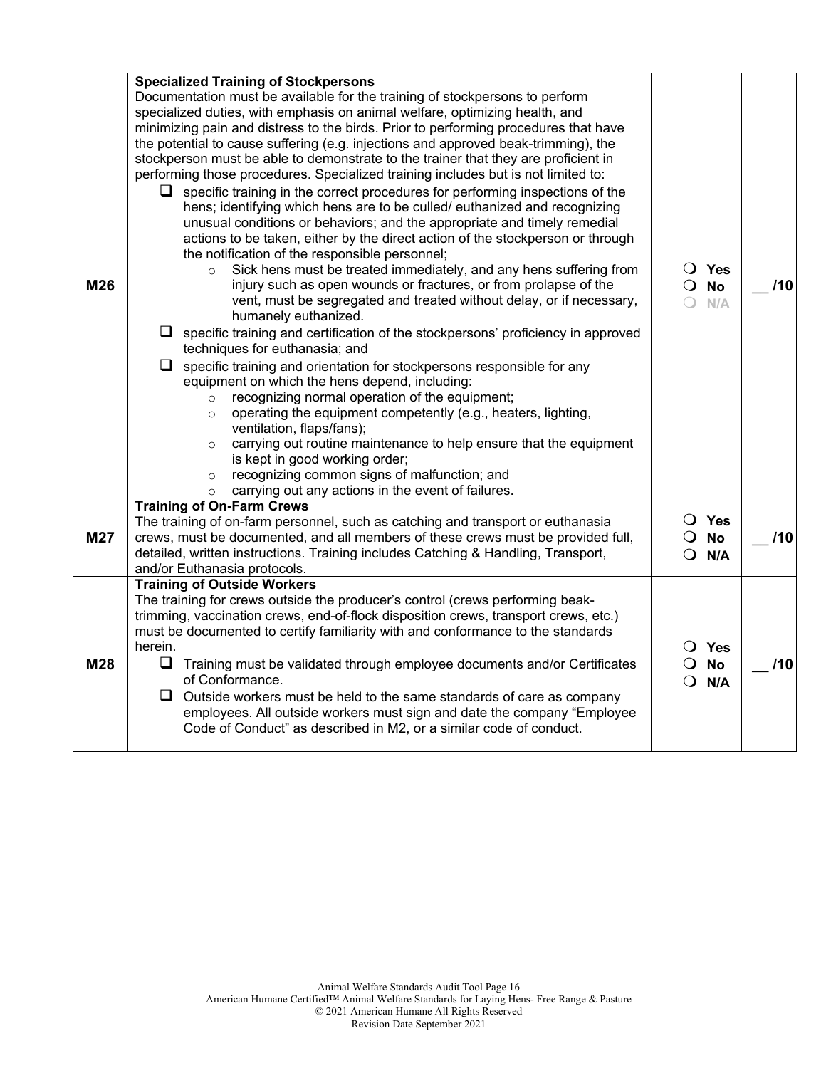| | | | |
|---|---|---|---|
| M26 | **Specialized Training of Stockpersons**<br>Documentation must be available for the training of stockpersons to perform specialized duties, with emphasis on animal welfare, optimizing health, and minimizing pain and distress to the birds. Prior to performing procedures that have the potential to cause suffering (e.g. injections and approved beak-trimming), the stockperson must be able to demonstrate to the trainer that they are proficient in performing those procedures. Specialized training includes but is not limited to:<br>❑ specific training in the correct procedures for performing inspections of the hens; identifying which hens are to be culled/ euthanized and recognizing unusual conditions or behaviors; and the appropriate and timely remedial actions to be taken, either by the direct action of the stockperson or through the notification of the responsible personnel;<br>○ Sick hens must be treated immediately, and any hens suffering from injury such as open wounds or fractures, or from prolapse of the vent, must be segregated and treated without delay, or if necessary, humanely euthanized.<br>❑ specific training and certification of the stockpersons' proficiency in approved techniques for euthanasia; and<br>❑ specific training and orientation for stockpersons responsible for any equipment on which the hens depend, including:<br>○ recognizing normal operation of the equipment;<br>○ operating the equipment competently (e.g., heaters, lighting, ventilation, flaps/fans);<br>○ carrying out routine maintenance to help ensure that the equipment is kept in good working order;<br>○ recognizing common signs of malfunction; and<br>○ carrying out any actions in the event of failures. | ❍ Yes<br>❍ No<br>❍ N/A | __ /10 |
| M27 | **Training of On-Farm Crews**<br>The training of on-farm personnel, such as catching and transport or euthanasia crews, must be documented, and all members of these crews must be provided full, detailed, written instructions. Training includes Catching & Handling, Transport, and/or Euthanasia protocols. | ❍ Yes<br>❍ No<br>❍ N/A | __ /10 |
| M28 | **Training of Outside Workers**<br>The training for crews outside the producer's control (crews performing beak-trimming, vaccination crews, end-of-flock disposition crews, transport crews, etc.) must be documented to certify familiarity with and conformance to the standards herein.<br>❑ Training must be validated through employee documents and/or Certificates of Conformance.<br>❑ Outside workers must be held to the same standards of care as company employees. All outside workers must sign and date the company "Employee Code of Conduct" as described in M2, or a similar code of conduct. | ❍ Yes<br>❍ No<br>❍ N/A | __ /10 |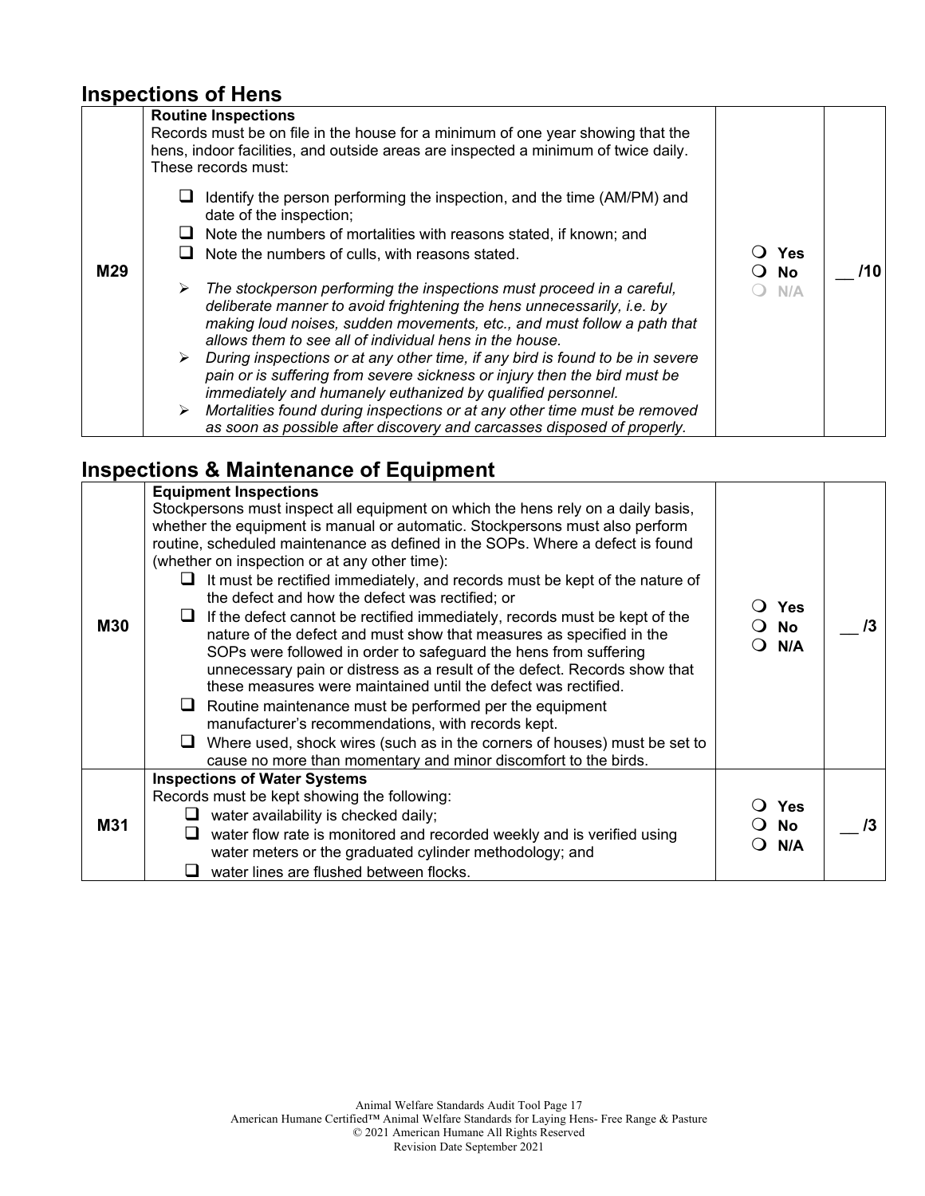## Inspections of Hens

| | | | |
|---|---|---|---|
| M29 | **Routine Inspections**<br>Records must be on file in the house for a minimum of one year showing that the hens, indoor facilities, and outside areas are inspected a minimum of twice daily. These records must:<br>❑ Identify the person performing the inspection, and the time (AM/PM) and date of the inspection;<br>❑ Note the numbers of mortalities with reasons stated, if known; and<br>❑ Note the numbers of culls, with reasons stated.<br>➢ *The stockperson performing the inspections must proceed in a careful, deliberate manner to avoid frightening the hens unnecessarily, i.e. by making loud noises, sudden movements, etc., and must follow a path that allows them to see all of individual hens in the house.*<br>➢ *During inspections or at any other time, if any bird is found to be in severe pain or is suffering from severe sickness or injury then the bird must be immediately and humanely euthanized by qualified personnel.*<br>➢ *Mortalities found during inspections or at any other time must be removed as soon as possible after discovery and carcasses disposed of properly.* | ❍ **Yes**<br>❍ **No**<br>❍ N/A | __ /10 |

## Inspections & Maintenance of Equipment

| | | | |
|---|---|---|---|
| M30 | **Equipment Inspections**<br>Stockpersons must inspect all equipment on which the hens rely on a daily basis, whether the equipment is manual or automatic. Stockpersons must also perform routine, scheduled maintenance as defined in the SOPs. Where a defect is found (whether on inspection or at any other time):<br>❑ It must be rectified immediately, and records must be kept of the nature of the defect and how the defect was rectified; or<br>❑ If the defect cannot be rectified immediately, records must be kept of the nature of the defect and must show that measures as specified in the SOPs were followed in order to safeguard the hens from suffering unnecessary pain or distress as a result of the defect. Records show that these measures were maintained until the defect was rectified.<br>❑ Routine maintenance must be performed per the equipment manufacturer's recommendations, with records kept.<br>❑ Where used, shock wires (such as in the corners of houses) must be set to cause no more than momentary and minor discomfort to the birds. | ❍ **Yes**<br>❍ **No**<br>❍ **N/A** | __ /3 |
| M31 | **Inspections of Water Systems**<br>Records must be kept showing the following:<br>❑ water availability is checked daily;<br>❑ water flow rate is monitored and recorded weekly and is verified using water meters or the graduated cylinder methodology; and<br>❑ water lines are flushed between flocks. | ❍ **Yes**<br>❍ **No**<br>❍ **N/A** | __ /3 |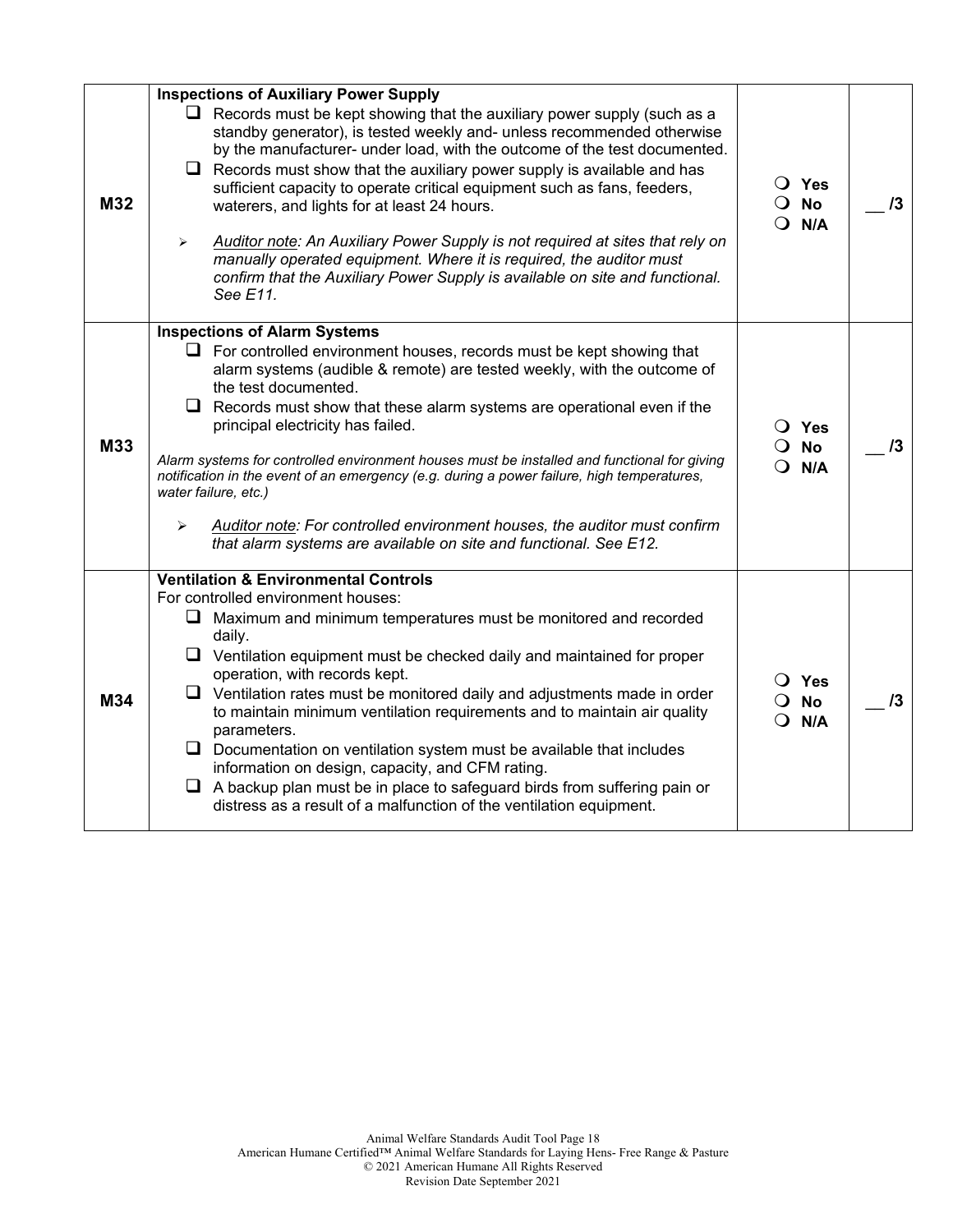| | | | |
|---|---|---|---|
| **M32** | **Inspections of Auxiliary Power Supply**<br>❑ Records must be kept showing that the auxiliary power supply (such as a standby generator), is tested weekly and- unless recommended otherwise by the manufacturer- under load, with the outcome of the test documented.<br>❑ Records must show that the auxiliary power supply is available and has sufficient capacity to operate critical equipment such as fans, feeders, waterers, and lights for at least 24 hours.<br>➢ *<u>Auditor note</u>: An Auxiliary Power Supply is not required at sites that rely on manually operated equipment. Where it is required, the auditor must confirm that the Auxiliary Power Supply is available on site and functional. See E11.* | ❍ **Yes**<br>❍ **No**<br>❍ **N/A** | __ /3 |
| **M33** | **Inspections of Alarm Systems**<br>❑ For controlled environment houses, records must be kept showing that alarm systems (audible & remote) are tested weekly, with the outcome of the test documented.<br>❑ Records must show that these alarm systems are operational even if the principal electricity has failed.<br>*Alarm systems for controlled environment houses must be installed and functional for giving notification in the event of an emergency (e.g. during a power failure, high temperatures, water failure, etc.)*<br>➢ *<u>Auditor note</u>: For controlled environment houses, the auditor must confirm that alarm systems are available on site and functional. See E12.* | ❍ **Yes**<br>❍ **No**<br>❍ **N/A** | __ /3 |
| **M34** | **Ventilation & Environmental Controls**<br>For controlled environment houses:<br>❑ Maximum and minimum temperatures must be monitored and recorded daily.<br>❑ Ventilation equipment must be checked daily and maintained for proper operation, with records kept.<br>❑ Ventilation rates must be monitored daily and adjustments made in order to maintain minimum ventilation requirements and to maintain air quality parameters.<br>❑ Documentation on ventilation system must be available that includes information on design, capacity, and CFM rating.<br>❑ A backup plan must be in place to safeguard birds from suffering pain or distress as a result of a malfunction of the ventilation equipment. | ❍ **Yes**<br>❍ **No**<br>❍ **N/A** | __ /3 |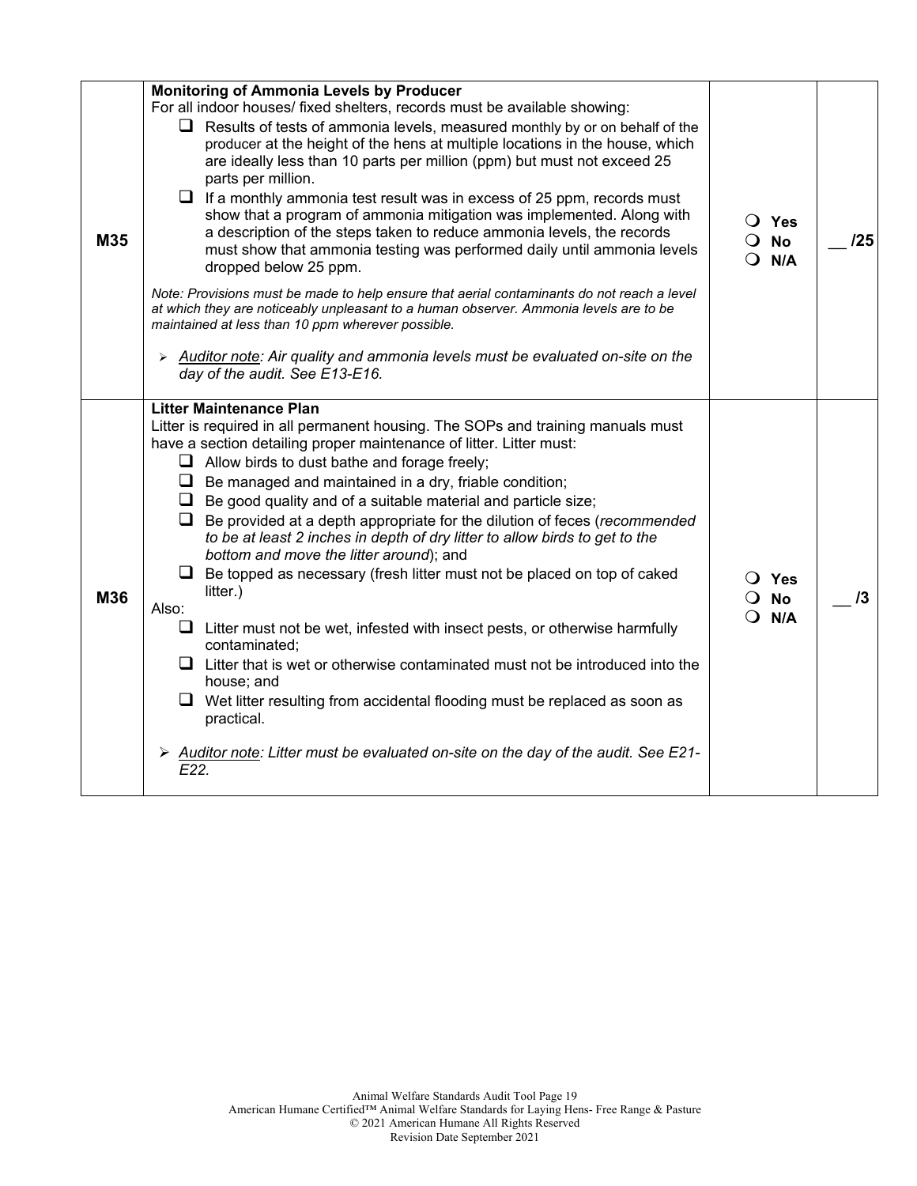| | | | |
|---|---|---|---|
| M35 | **Monitoring of Ammonia Levels by Producer**<br>For all indoor houses/ fixed shelters, records must be available showing:<br>❑ Results of tests of ammonia levels, measured monthly by or on behalf of the producer at the height of the hens at multiple locations in the house, which are ideally less than 10 parts per million (ppm) but must not exceed 25 parts per million.<br>❑ If a monthly ammonia test result was in excess of 25 ppm, records must show that a program of ammonia mitigation was implemented. Along with a description of the steps taken to reduce ammonia levels, the records must show that ammonia testing was performed daily until ammonia levels dropped below 25 ppm.<br>*Note: Provisions must be made to help ensure that aerial contaminants do not reach a level at which they are noticeably unpleasant to a human observer. Ammonia levels are to be maintained at less than 10 ppm wherever possible.*<br>➢ *Auditor note: Air quality and ammonia levels must be evaluated on-site on the day of the audit. See E13-E16.* | ❍ Yes<br>❍ No<br>❍ N/A | __ /25 |
| M36 | **Litter Maintenance Plan**<br>Litter is required in all permanent housing. The SOPs and training manuals must have a section detailing proper maintenance of litter. Litter must:<br>❑ Allow birds to dust bathe and forage freely;<br>❑ Be managed and maintained in a dry, friable condition;<br>❑ Be good quality and of a suitable material and particle size;<br>❑ Be provided at a depth appropriate for the dilution of feces (*recommended to be at least 2 inches in depth of dry litter to allow birds to get to the bottom and move the litter around*); and<br>❑ Be topped as necessary (fresh litter must not be placed on top of caked litter.)<br>Also:<br>❑ Litter must not be wet, infested with insect pests, or otherwise harmfully contaminated;<br>❑ Litter that is wet or otherwise contaminated must not be introduced into the house; and<br>❑ Wet litter resulting from accidental flooding must be replaced as soon as practical.<br>➢ *Auditor note: Litter must be evaluated on-site on the day of the audit. See E21-E22.* | ❍ Yes<br>❍ No<br>❍ N/A | __ /3 |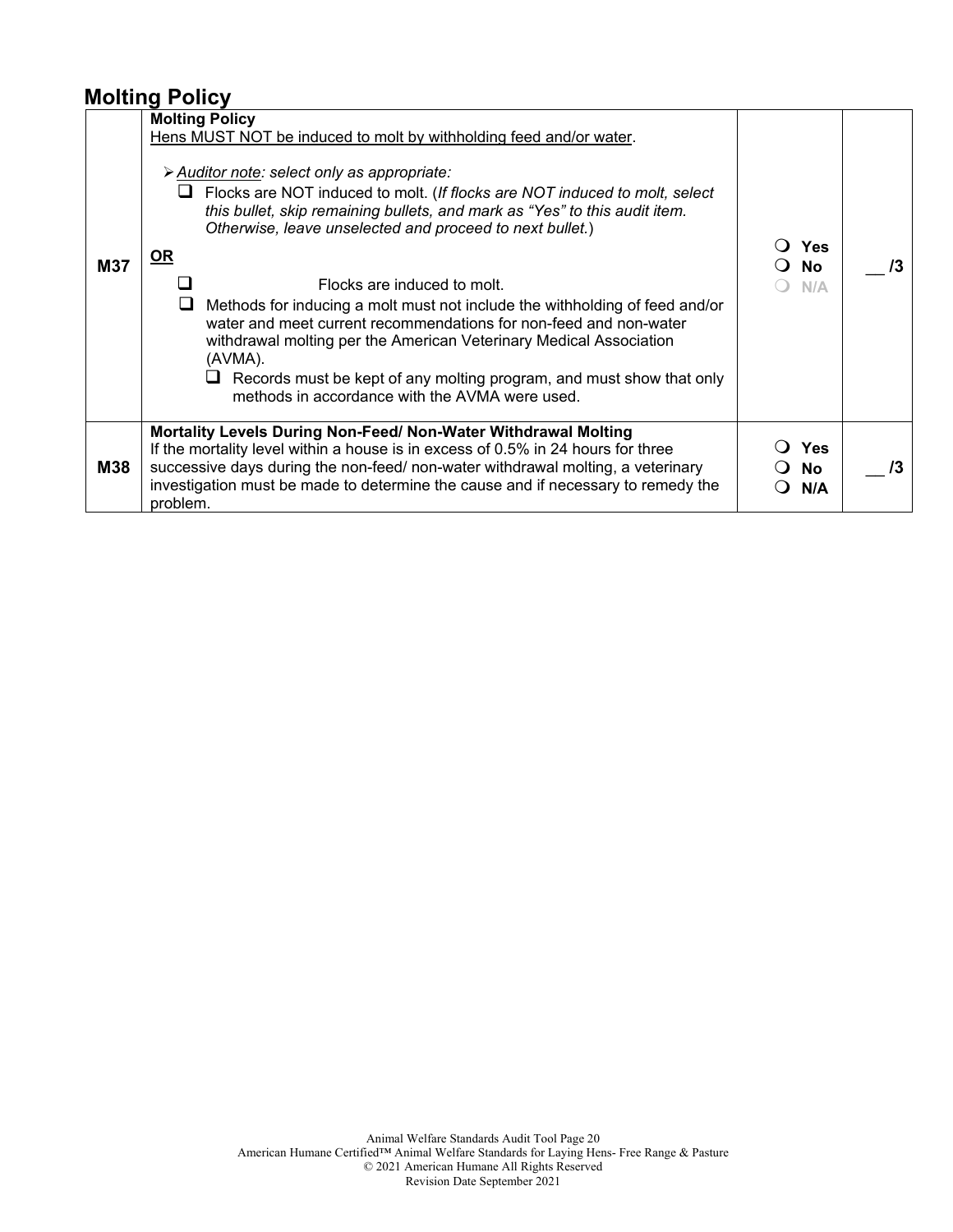## Molting Policy

| | | | |
|---|---|---|---|
| M37 | **Molting Policy**<br>Hens MUST NOT be induced to molt by withholding feed and/or water.<br><br>➢ *Auditor note: select only as appropriate:*<br>❑ Flocks are NOT induced to molt. (*If flocks are NOT induced to molt, select this bullet, skip remaining bullets, and mark as "Yes" to this audit item. Otherwise, leave unselected and proceed to next bullet.*)<br><br>**OR**<br><br>❑ Flocks are induced to molt.<br>❑ Methods for inducing a molt must not include the withholding of feed and/or water and meet current recommendations for non-feed and non-water withdrawal molting per the American Veterinary Medical Association (AVMA).<br>❑ Records must be kept of any molting program, and must show that only methods in accordance with the AVMA were used. | ❍ Yes<br>❍ No<br>❍ N/A | __ /3 |
| M38 | **Mortality Levels During Non-Feed/ Non-Water Withdrawal Molting**<br>If the mortality level within a house is in excess of 0.5% in 24 hours for three successive days during the non-feed/ non-water withdrawal molting, a veterinary investigation must be made to determine the cause and if necessary to remedy the problem. | ❍ Yes<br>❍ No<br>❍ N/A | __ /3 |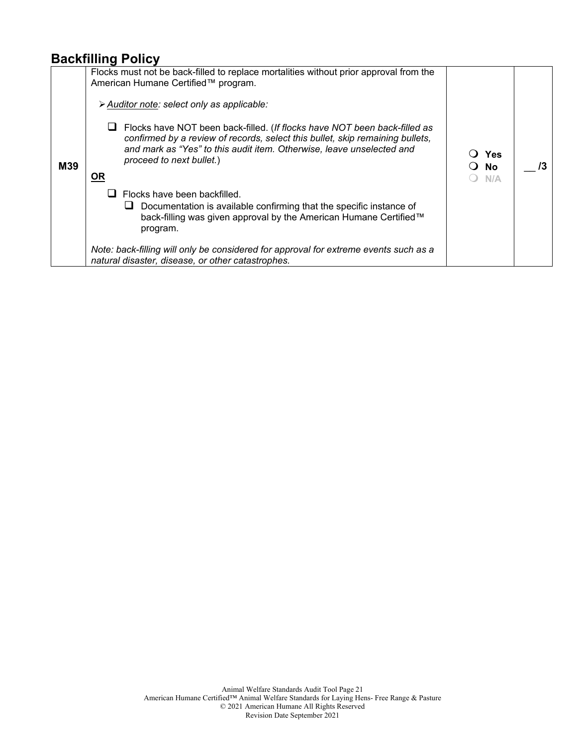## Backfilling Policy

| | | | |
|---|---|---|---|
| **M39** | Flocks must not be back-filled to replace mortalities without prior approval from the American Humane Certified™ program.<br><br>➢ *<u>Auditor note</u>: select only as applicable:*<br><br>❑ Flocks have NOT been back-filled. (*If flocks have NOT been back-filled as confirmed by a review of records, select this bullet, skip remaining bullets, and mark as "Yes" to this audit item. Otherwise, leave unselected and proceed to next bullet.*)<br><br>**<u>OR</u>**<br><br>❑ Flocks have been backfilled.<br>❑ Documentation is available confirming that the specific instance of back-filling was given approval by the American Humane Certified™ program.<br><br>*Note: back-filling will only be considered for approval for extreme events such as a natural disaster, disease, or other catastrophes.* | ❍ **Yes**<br>❍ **No**<br>❍ **N/A** | __ /3 |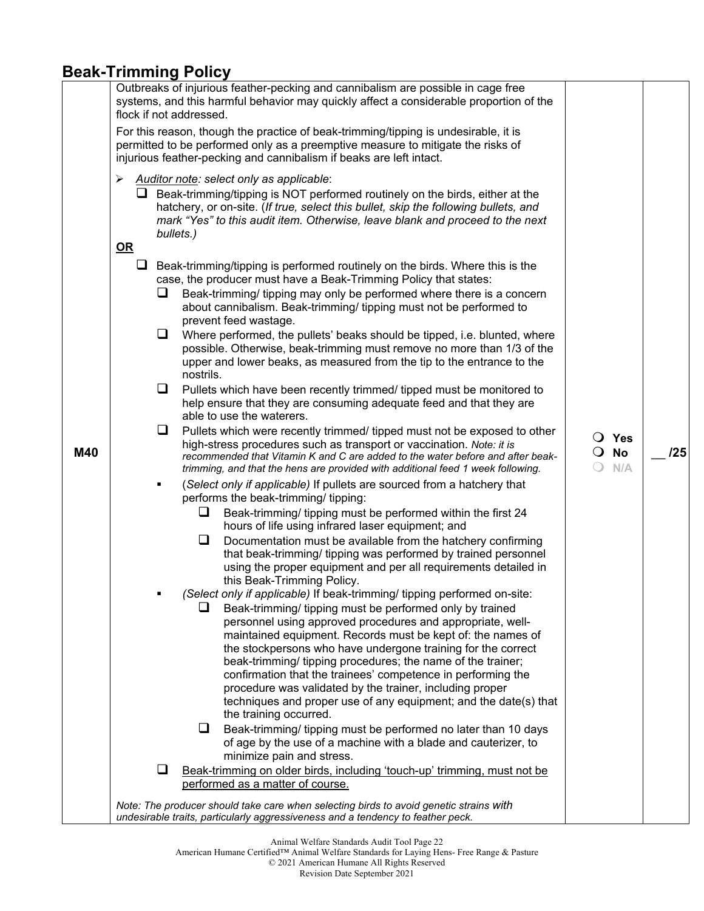## Beak-Trimming Policy

| | | | |
|---|---|---|---|
| M40 | Outbreaks of injurious feather-pecking and cannibalism are possible in cage free systems, and this harmful behavior may quickly affect a considerable proportion of the flock if not addressed.<br><br>For this reason, though the practice of beak-trimming/tipping is undesirable, it is permitted to be performed only as a preemptive measure to mitigate the risks of injurious feather-pecking and cannibalism if beaks are left intact.<br><br>➢ *Auditor note: select only as applicable*:<br>❑ Beak-trimming/tipping is NOT performed routinely on the birds, either at the hatchery, or on-site. (*If true, select this bullet, skip the following bullets, and mark "Yes" to this audit item. Otherwise, leave blank and proceed to the next bullets.)*<br>**OR**<br>❑ Beak-trimming/tipping is performed routinely on the birds. Where this is the case, the producer must have a Beak-Trimming Policy that states:<br>❑ Beak-trimming/ tipping may only be performed where there is a concern about cannibalism. Beak-trimming/ tipping must not be performed to prevent feed wastage.<br>❑ Where performed, the pullets' beaks should be tipped, i.e. blunted, where possible. Otherwise, beak-trimming must remove no more than 1/3 of the upper and lower beaks, as measured from the tip to the entrance to the nostrils.<br>❑ Pullets which have been recently trimmed/ tipped must be monitored to help ensure that they are consuming adequate feed and that they are able to use the waterers.<br>❑ Pullets which were recently trimmed/ tipped must not be exposed to other high-stress procedures such as transport or vaccination. *Note: it is recommended that Vitamin K and C are added to the water before and after beak-trimming, and that the hens are provided with additional feed 1 week following.*<br>▪ (*Select only if applicable)* If pullets are sourced from a hatchery that performs the beak-trimming/ tipping:<br>❑ Beak-trimming/ tipping must be performed within the first 24 hours of life using infrared laser equipment; and<br>❑ Documentation must be available from the hatchery confirming that beak-trimming/ tipping was performed by trained personnel using the proper equipment and per all requirements detailed in this Beak-Trimming Policy.<br>▪ *(Select only if applicable)* If beak-trimming/ tipping performed on-site:<br>❑ Beak-trimming/ tipping must be performed only by trained personnel using approved procedures and appropriate, well-maintained equipment. Records must be kept of: the names of the stockpersons who have undergone training for the correct beak-trimming/ tipping procedures; the name of the trainer; confirmation that the trainees' competence in performing the procedure was validated by the trainer, including proper techniques and proper use of any equipment; and the date(s) that the training occurred.<br>❑ Beak-trimming/ tipping must be performed no later than 10 days of age by the use of a machine with a blade and cauterizer, to minimize pain and stress.<br>❑ <u>Beak-trimming on older birds, including 'touch-up' trimming, must not be performed as a matter of course.</u><br><br>*Note: The producer should take care when selecting birds to avoid genetic strains with undesirable traits, particularly aggressiveness and a tendency to feather peck.* | ❍ Yes<br>❍ No<br>❍ N/A | __ /25 |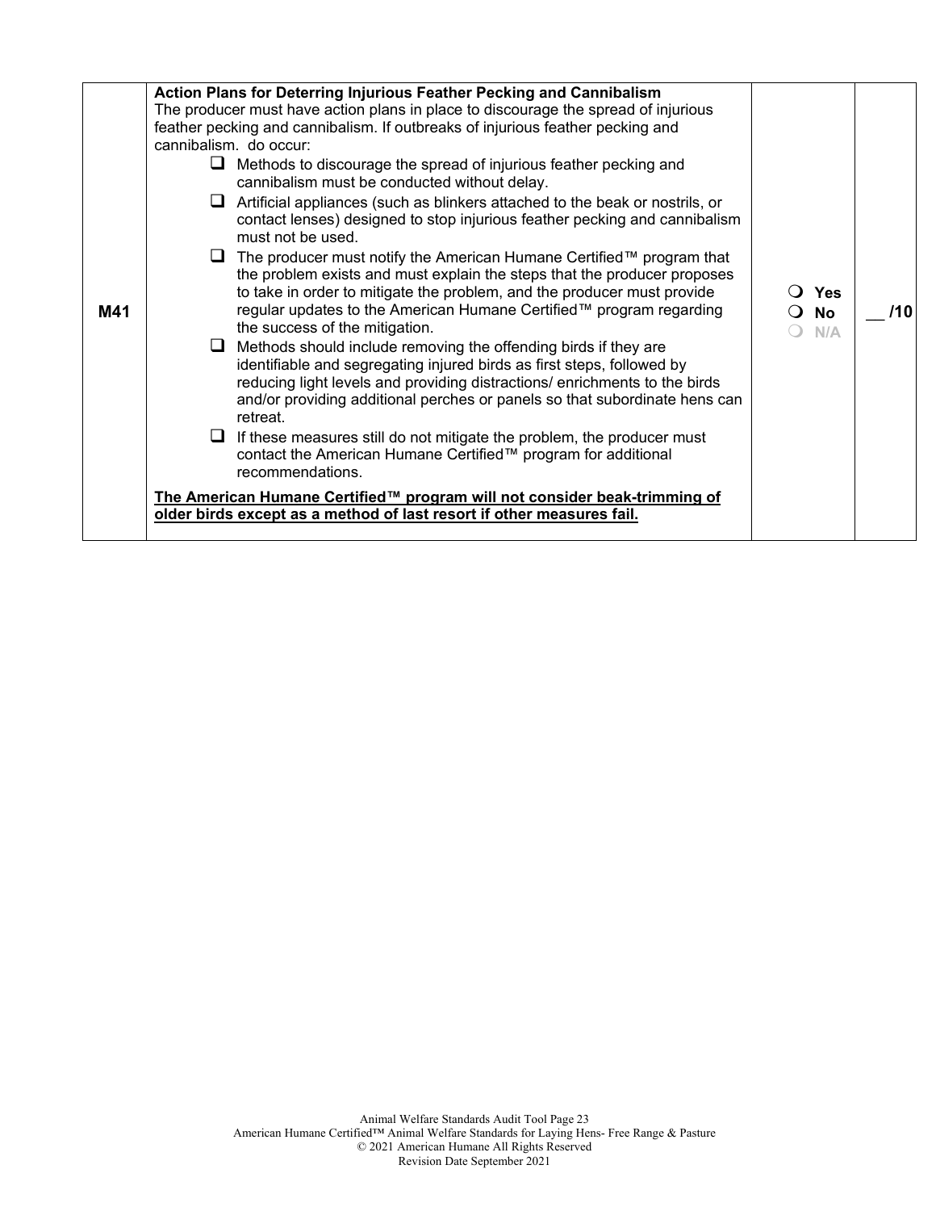| | | | |
|---|---|---|---|
| M41 | **Action Plans for Deterring Injurious Feather Pecking and Cannibalism**<br>The producer must have action plans in place to discourage the spread of injurious feather pecking and cannibalism. If outbreaks of injurious feather pecking and cannibalism. do occur:<br>❑ Methods to discourage the spread of injurious feather pecking and cannibalism must be conducted without delay.<br>❑ Artificial appliances (such as blinkers attached to the beak or nostrils, or contact lenses) designed to stop injurious feather pecking and cannibalism must not be used.<br>❑ The producer must notify the American Humane Certified™ program that the problem exists and must explain the steps that the producer proposes to take in order to mitigate the problem, and the producer must provide regular updates to the American Humane Certified™ program regarding the success of the mitigation.<br>❑ Methods should include removing the offending birds if they are identifiable and segregating injured birds as first steps, followed by reducing light levels and providing distractions/ enrichments to the birds and/or providing additional perches or panels so that subordinate hens can retreat.<br>❑ If these measures still do not mitigate the problem, the producer must contact the American Humane Certified™ program for additional recommendations.<br>**The American Humane Certified™ program will not consider beak-trimming of older birds except as a method of last resort if other measures fail.** | ❍ Yes<br>❍ No<br>❍ N/A | __ /10 |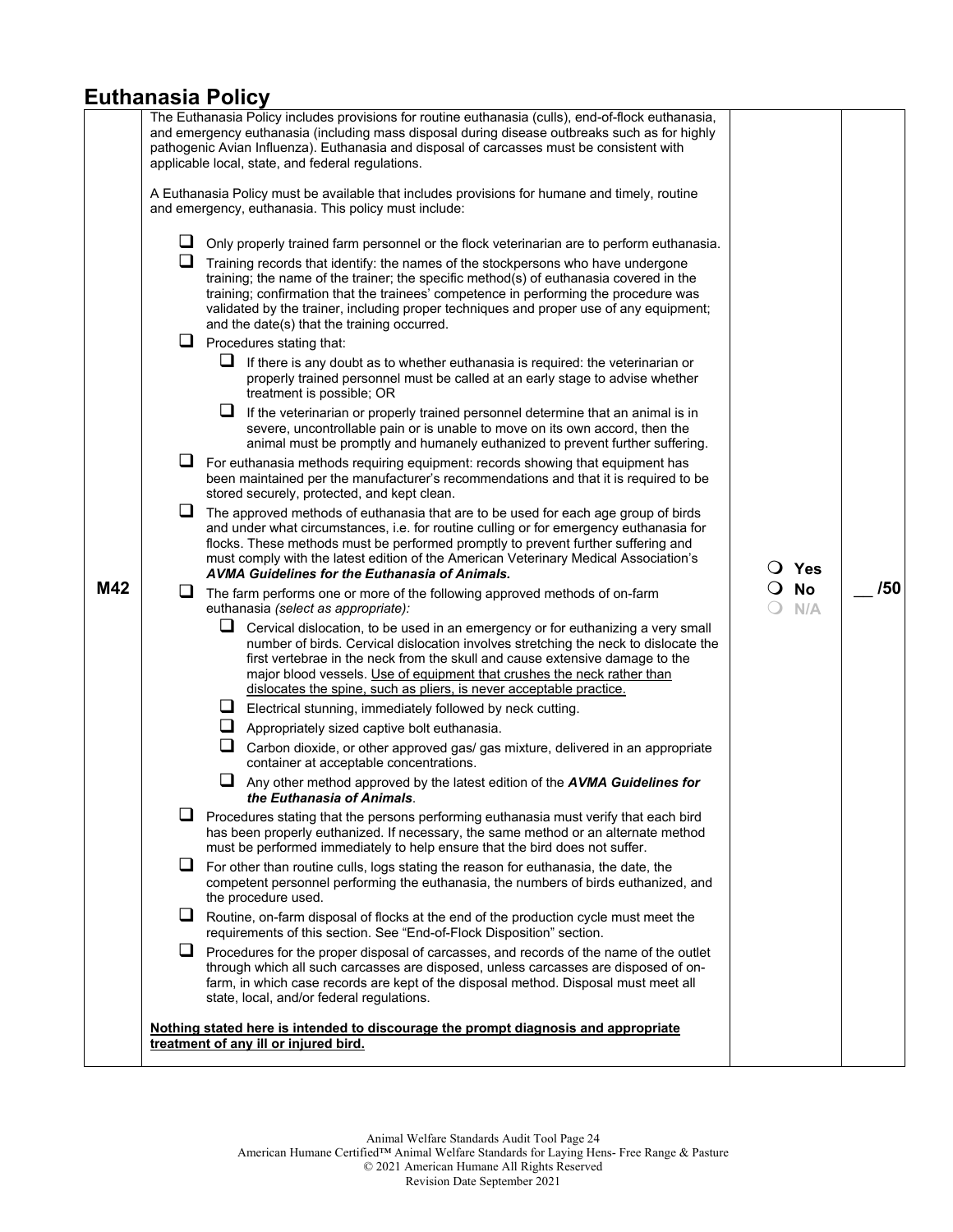## Euthanasia Policy

| | | | |
|---|---|---|---|
| M42 | The Euthanasia Policy includes provisions for routine euthanasia (culls), end-of-flock euthanasia, and emergency euthanasia (including mass disposal during disease outbreaks such as for highly pathogenic Avian Influenza). Euthanasia and disposal of carcasses must be consistent with applicable local, state, and federal regulations.<br><br>A Euthanasia Policy must be available that includes provisions for humane and timely, routine and emergency, euthanasia. This policy must include:<br><br>☐ Only properly trained farm personnel or the flock veterinarian are to perform euthanasia.<br>☐ Training records that identify: the names of the stockpersons who have undergone training; the name of the trainer; the specific method(s) of euthanasia covered in the training; confirmation that the trainees' competence in performing the procedure was validated by the trainer, including proper techniques and proper use of any equipment; and the date(s) that the training occurred.<br>☐ Procedures stating that:<br>&nbsp;&nbsp;&nbsp;&nbsp;☐ If there is any doubt as to whether euthanasia is required: the veterinarian or properly trained personnel must be called at an early stage to advise whether treatment is possible; OR<br>&nbsp;&nbsp;&nbsp;&nbsp;☐ If the veterinarian or properly trained personnel determine that an animal is in severe, uncontrollable pain or is unable to move on its own accord, then the animal must be promptly and humanely euthanized to prevent further suffering.<br>☐ For euthanasia methods requiring equipment: records showing that equipment has been maintained per the manufacturer's recommendations and that it is required to be stored securely, protected, and kept clean.<br>☐ The approved methods of euthanasia that are to be used for each age group of birds and under what circumstances, i.e. for routine culling or for emergency euthanasia for flocks. These methods must be performed promptly to prevent further suffering and must comply with the latest edition of the American Veterinary Medical Association's ***AVMA Guidelines for the Euthanasia of Animals.***<br>☐ The farm performs one or more of the following approved methods of on-farm euthanasia *(select as appropriate):*<br>&nbsp;&nbsp;&nbsp;&nbsp;☐ Cervical dislocation, to be used in an emergency or for euthanizing a very small number of birds. Cervical dislocation involves stretching the neck to dislocate the first vertebrae in the neck from the skull and cause extensive damage to the major blood vessels. <u>Use of equipment that crushes the neck rather than dislocates the spine, such as pliers, is never acceptable practice.</u><br>&nbsp;&nbsp;&nbsp;&nbsp;☐ Electrical stunning, immediately followed by neck cutting.<br>&nbsp;&nbsp;&nbsp;&nbsp;☐ Appropriately sized captive bolt euthanasia.<br>&nbsp;&nbsp;&nbsp;&nbsp;☐ Carbon dioxide, or other approved gas/ gas mixture, delivered in an appropriate container at acceptable concentrations.<br>&nbsp;&nbsp;&nbsp;&nbsp;☐ Any other method approved by the latest edition of the ***AVMA Guidelines for the Euthanasia of Animals***.<br>☐ Procedures stating that the persons performing euthanasia must verify that each bird has been properly euthanized. If necessary, the same method or an alternate method must be performed immediately to help ensure that the bird does not suffer.<br>☐ For other than routine culls, logs stating the reason for euthanasia, the date, the competent personnel performing the euthanasia, the numbers of birds euthanized, and the procedure used.<br>☐ Routine, on-farm disposal of flocks at the end of the production cycle must meet the requirements of this section. See "End-of-Flock Disposition" section.<br>☐ Procedures for the proper disposal of carcasses, and records of the name of the outlet through which all such carcasses are disposed, unless carcasses are disposed of on-farm, in which case records are kept of the disposal method. Disposal must meet all state, local, and/or federal regulations.<br><br>**<u>Nothing stated here is intended to discourage the prompt diagnosis and appropriate treatment of any ill or injured bird.</u>** | ○ **Yes**<br>○ **No**<br>○ **N/A** | __ **/50** |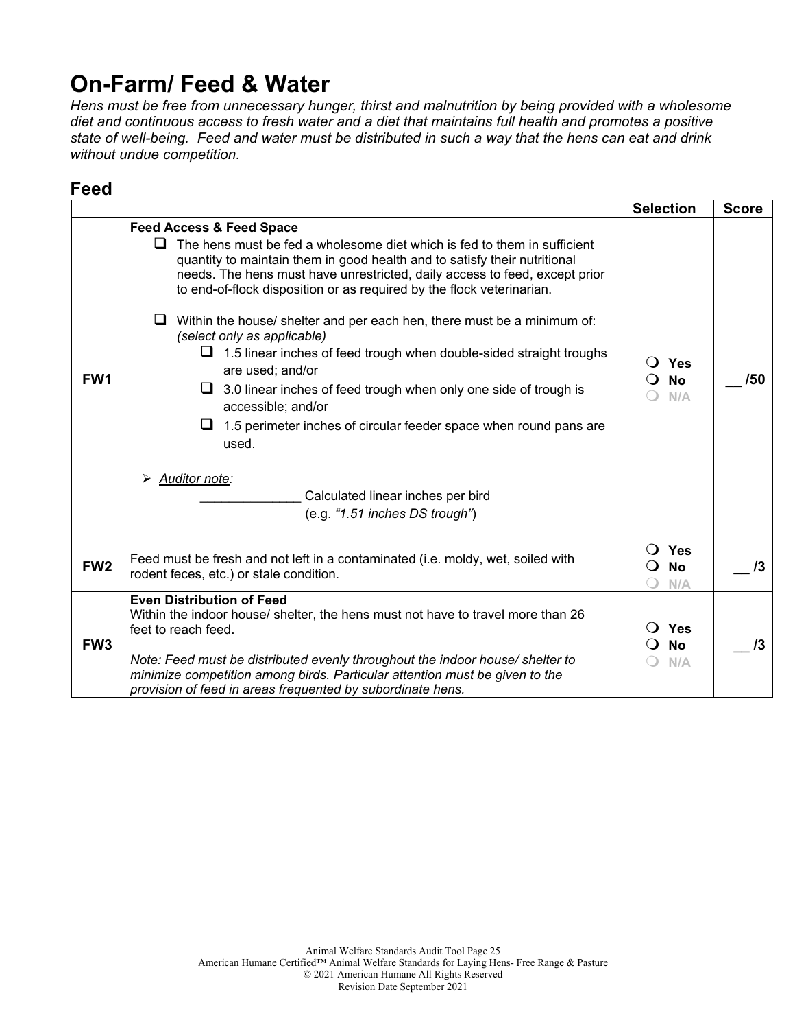# On-Farm/ Feed & Water

*Hens must be free from unnecessary hunger, thirst and malnutrition by being provided with a wholesome diet and continuous access to fresh water and a diet that maintains full health and promotes a positive state of well-being. Feed and water must be distributed in such a way that the hens can eat and drink without undue competition.*

## Feed

| | | Selection | Score |
|---|---|---|---|
| **FW1** | **Feed Access & Feed Space**<br>❑ The hens must be fed a wholesome diet which is fed to them in sufficient quantity to maintain them in good health and to satisfy their nutritional needs. The hens must have unrestricted, daily access to feed, except prior to end-of-flock disposition or as required by the flock veterinarian.<br><br>❑ Within the house/ shelter and per each hen, there must be a minimum of: *(select only as applicable)*<br>❑ 1.5 linear inches of feed trough when double-sided straight troughs are used; and/or<br>❑ 3.0 linear inches of feed trough when only one side of trough is accessible; and/or<br>❑ 1.5 perimeter inches of circular feeder space when round pans are used.<br><br>➢ *Auditor note:*<br>______________ Calculated linear inches per bird (e.g. *"1.51 inches DS trough"*) | ❍ **Yes**<br>❍ **No**<br>❍ N/A | __ /50 |
| **FW2** | Feed must be fresh and not left in a contaminated (i.e. moldy, wet, soiled with rodent feces, etc.) or stale condition. | ❍ **Yes**<br>❍ **No**<br>❍ N/A | __ /3 |
| **FW3** | **Even Distribution of Feed**<br>Within the indoor house/ shelter, the hens must not have to travel more than 26 feet to reach feed.<br><br>*Note: Feed must be distributed evenly throughout the indoor house/ shelter to minimize competition among birds. Particular attention must be given to the provision of feed in areas frequented by subordinate hens.* | ❍ **Yes**<br>❍ **No**<br>❍ N/A | __ /3 |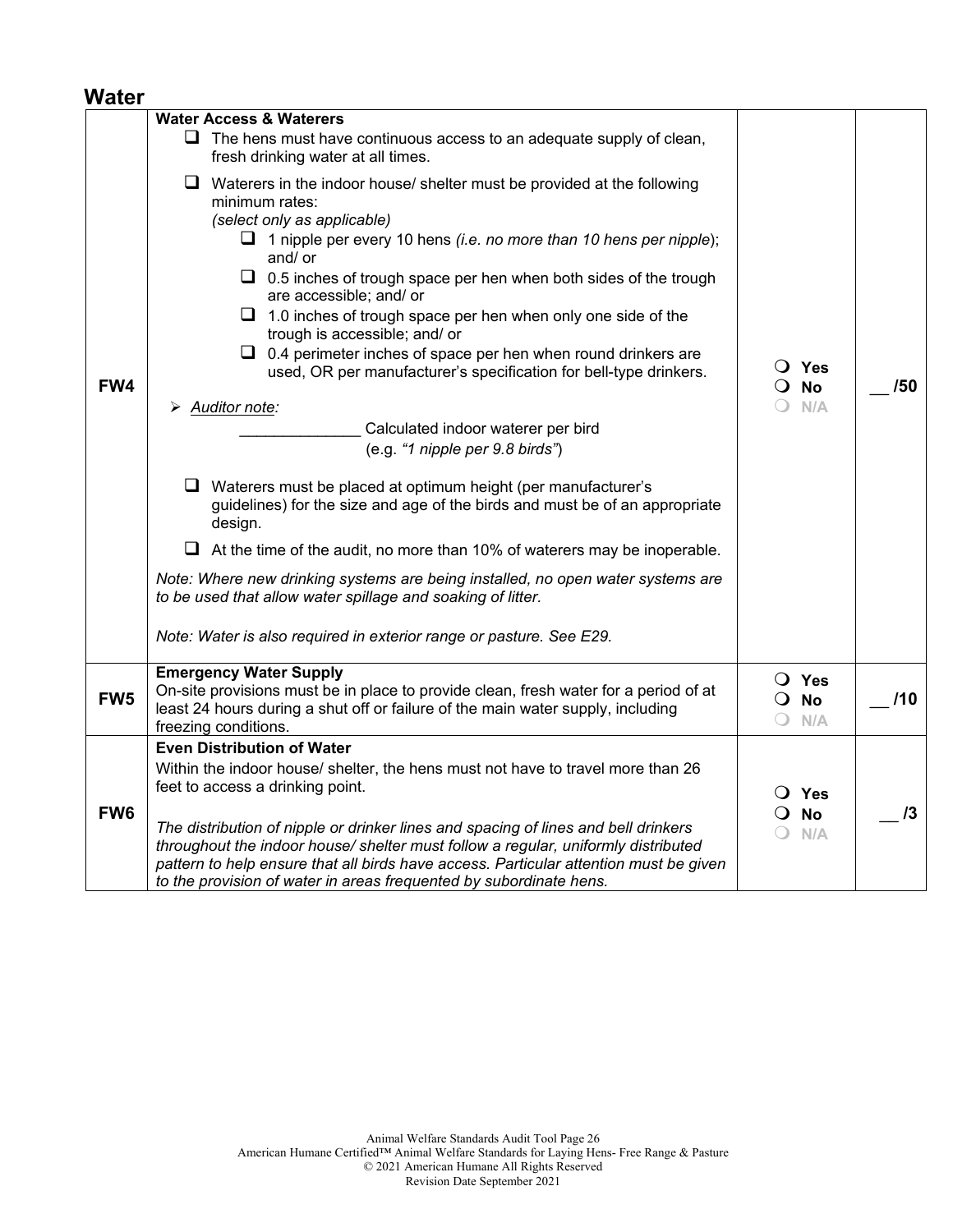## Water

| | | | |
|---|---|---|---|
| FW4 | **Water Access & Waterers**<br>☐ The hens must have continuous access to an adequate supply of clean, fresh drinking water at all times.<br>☐ Waterers in the indoor house/ shelter must be provided at the following minimum rates:<br>*(select only as applicable)*<br>☐ 1 nipple per every 10 hens *(i.e. no more than 10 hens per nipple*); and/ or<br>☐ 0.5 inches of trough space per hen when both sides of the trough are accessible; and/ or<br>☐ 1.0 inches of trough space per hen when only one side of the trough is accessible; and/ or<br>☐ 0.4 perimeter inches of space per hen when round drinkers are used, OR per manufacturer's specification for bell-type drinkers.<br>➢ *Auditor note:*<br>______________ Calculated indoor waterer per bird<br>(e.g. *"1 nipple per 9.8 birds"*)<br>☐ Waterers must be placed at optimum height (per manufacturer's guidelines) for the size and age of the birds and must be of an appropriate design.<br>☐ At the time of the audit, no more than 10% of waterers may be inoperable.<br>*Note: Where new drinking systems are being installed, no open water systems are to be used that allow water spillage and soaking of litter.*<br>*Note: Water is also required in exterior range or pasture. See E29.* | ❍ **Yes**<br>❍ **No**<br>❍ N/A | __ /50 |
| FW5 | **Emergency Water Supply**<br>On-site provisions must be in place to provide clean, fresh water for a period of at least 24 hours during a shut off or failure of the main water supply, including freezing conditions. | ❍ **Yes**<br>❍ **No**<br>❍ N/A | __ /10 |
| FW6 | **Even Distribution of Water**<br>Within the indoor house/ shelter, the hens must not have to travel more than 26 feet to access a drinking point.<br>*The distribution of nipple or drinker lines and spacing of lines and bell drinkers throughout the indoor house/ shelter must follow a regular, uniformly distributed pattern to help ensure that all birds have access. Particular attention must be given to the provision of water in areas frequented by subordinate hens.* | ❍ **Yes**<br>❍ **No**<br>❍ N/A | __ /3 |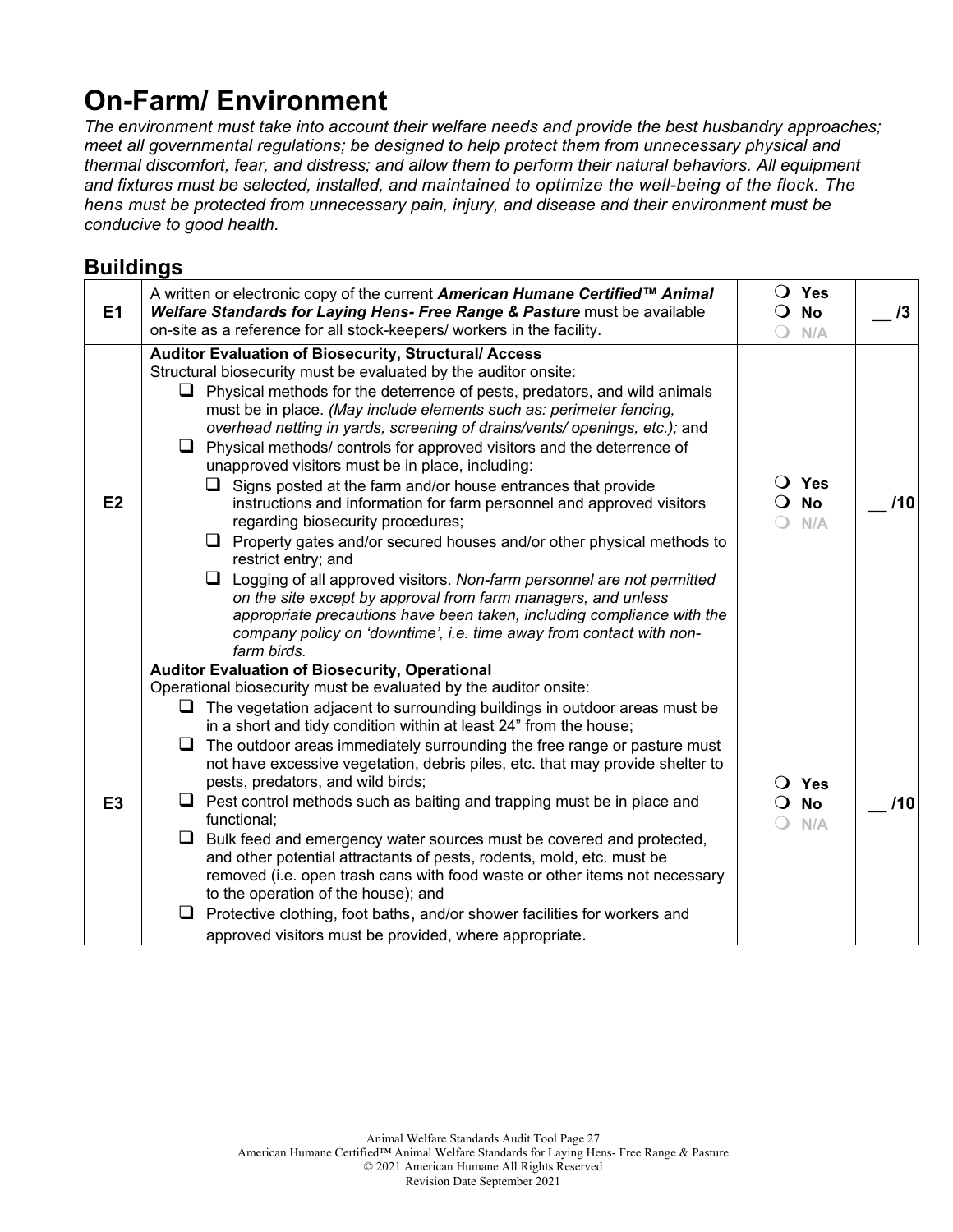# On-Farm/ Environment

*The environment must take into account their welfare needs and provide the best husbandry approaches; meet all governmental regulations; be designed to help protect them from unnecessary physical and thermal discomfort, fear, and distress; and allow them to perform their natural behaviors. All equipment and fixtures must be selected, installed, and maintained to optimize the well-being of the flock. The hens must be protected from unnecessary pain, injury, and disease and their environment must be conducive to good health.*

## Buildings

| | | | |
|---|---|---|---|
| **E1** | A written or electronic copy of the current ***American Humane Certified™ Animal Welfare Standards for Laying Hens- Free Range & Pasture*** must be available on-site as a reference for all stock-keepers/ workers in the facility. | ❍ **Yes**<br>❍ **No**<br>❍ N/A | __ **/3** |
| **E2** | **Auditor Evaluation of Biosecurity, Structural/ Access**<br>Structural biosecurity must be evaluated by the auditor onsite:<br>❑ Physical methods for the deterrence of pests, predators, and wild animals must be in place. *(May include elements such as: perimeter fencing, overhead netting in yards, screening of drains/vents/ openings, etc.);* and<br>❑ Physical methods/ controls for approved visitors and the deterrence of unapproved visitors must be in place, including:<br>&nbsp;&nbsp;&nbsp;&nbsp;❑ Signs posted at the farm and/or house entrances that provide instructions and information for farm personnel and approved visitors regarding biosecurity procedures;<br>&nbsp;&nbsp;&nbsp;&nbsp;❑ Property gates and/or secured houses and/or other physical methods to restrict entry; and<br>&nbsp;&nbsp;&nbsp;&nbsp;❑ Logging of all approved visitors. *Non-farm personnel are not permitted on the site except by approval from farm managers, and unless appropriate precautions have been taken, including compliance with the company policy on 'downtime', i.e. time away from contact with non-farm birds.* | ❍ **Yes**<br>❍ **No**<br>❍ N/A | __ **/10** |
| **E3** | **Auditor Evaluation of Biosecurity, Operational**<br>Operational biosecurity must be evaluated by the auditor onsite:<br>❑ The vegetation adjacent to surrounding buildings in outdoor areas must be in a short and tidy condition within at least 24" from the house;<br>❑ The outdoor areas immediately surrounding the free range or pasture must not have excessive vegetation, debris piles, etc. that may provide shelter to pests, predators, and wild birds;<br>❑ Pest control methods such as baiting and trapping must be in place and functional;<br>❑ Bulk feed and emergency water sources must be covered and protected, and other potential attractants of pests, rodents, mold, etc. must be removed (i.e. open trash cans with food waste or other items not necessary to the operation of the house); and<br>❑ Protective clothing, foot baths, and/or shower facilities for workers and approved visitors must be provided, where appropriate. | ❍ **Yes**<br>❍ **No**<br>❍ N/A | __ **/10** |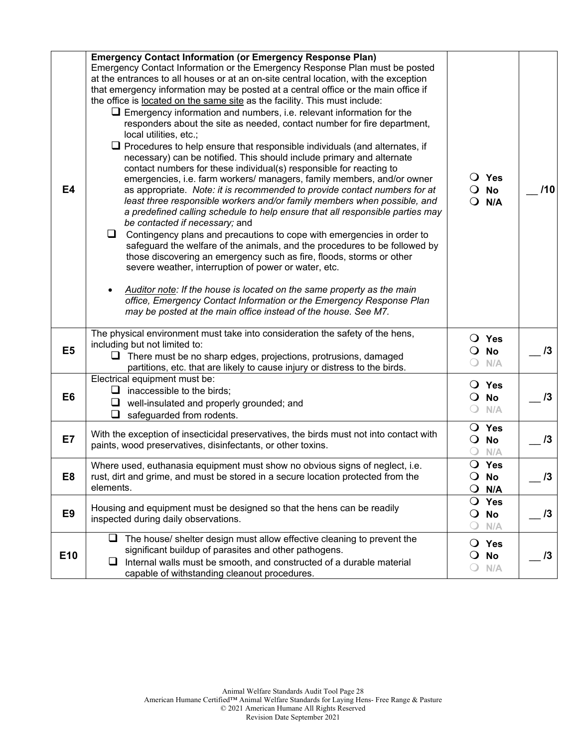| | | | |
|---|---|---|---|
| E4 | **Emergency Contact Information (or Emergency Response Plan)**<br>Emergency Contact Information or the Emergency Response Plan must be posted at the entrances to all houses or at an on-site central location, with the exception that emergency information may be posted at a central office or the main office if the office is <u>located on the same site</u> as the facility. This must include:<br>❑ Emergency information and numbers, i.e. relevant information for the responders about the site as needed, contact number for fire department, local utilities, etc.;<br>❑ Procedures to help ensure that responsible individuals (and alternates, if necessary) can be notified. This should include primary and alternate contact numbers for these individual(s) responsible for reacting to emergencies, i.e. farm workers/ managers, family members, and/or owner as appropriate. *Note: it is recommended to provide contact numbers for at least three responsible workers and/or family members when possible, and a predefined calling schedule to help ensure that all responsible parties may be contacted if necessary;* and<br>❑ Contingency plans and precautions to cope with emergencies in order to safeguard the welfare of the animals, and the procedures to be followed by those discovering an emergency such as fire, floods, storms or other severe weather, interruption of power or water, etc.<br><br>• *<u>Auditor note</u>: If the house is located on the same property as the main office, Emergency Contact Information or the Emergency Response Plan may be posted at the main office instead of the house. See M7.* | ❍ Yes<br>❍ No<br>❍ N/A | __ /10 |
| E5 | The physical environment must take into consideration the safety of the hens, including but not limited to:<br>❑ There must be no sharp edges, projections, protrusions, damaged partitions, etc. that are likely to cause injury or distress to the birds. | ❍ Yes<br>❍ No<br>❍ N/A | __ /3 |
| E6 | Electrical equipment must be:<br>❑ inaccessible to the birds;<br>❑ well-insulated and properly grounded; and<br>❑ safeguarded from rodents. | ❍ Yes<br>❍ No<br>❍ N/A | __ /3 |
| E7 | With the exception of insecticidal preservatives, the birds must not into contact with paints, wood preservatives, disinfectants, or other toxins. | ❍ Yes<br>❍ No<br>❍ N/A | __ /3 |
| E8 | Where used, euthanasia equipment must show no obvious signs of neglect, i.e. rust, dirt and grime, and must be stored in a secure location protected from the elements. | ❍ Yes<br>❍ No<br>❍ N/A | __ /3 |
| E9 | Housing and equipment must be designed so that the hens can be readily inspected during daily observations. | ❍ Yes<br>❍ No<br>❍ N/A | __ /3 |
| E10 | ❑ The house/ shelter design must allow effective cleaning to prevent the significant buildup of parasites and other pathogens.<br>❑ Internal walls must be smooth, and constructed of a durable material capable of withstanding cleanout procedures. | ❍ Yes<br>❍ No<br>❍ N/A | __ /3 |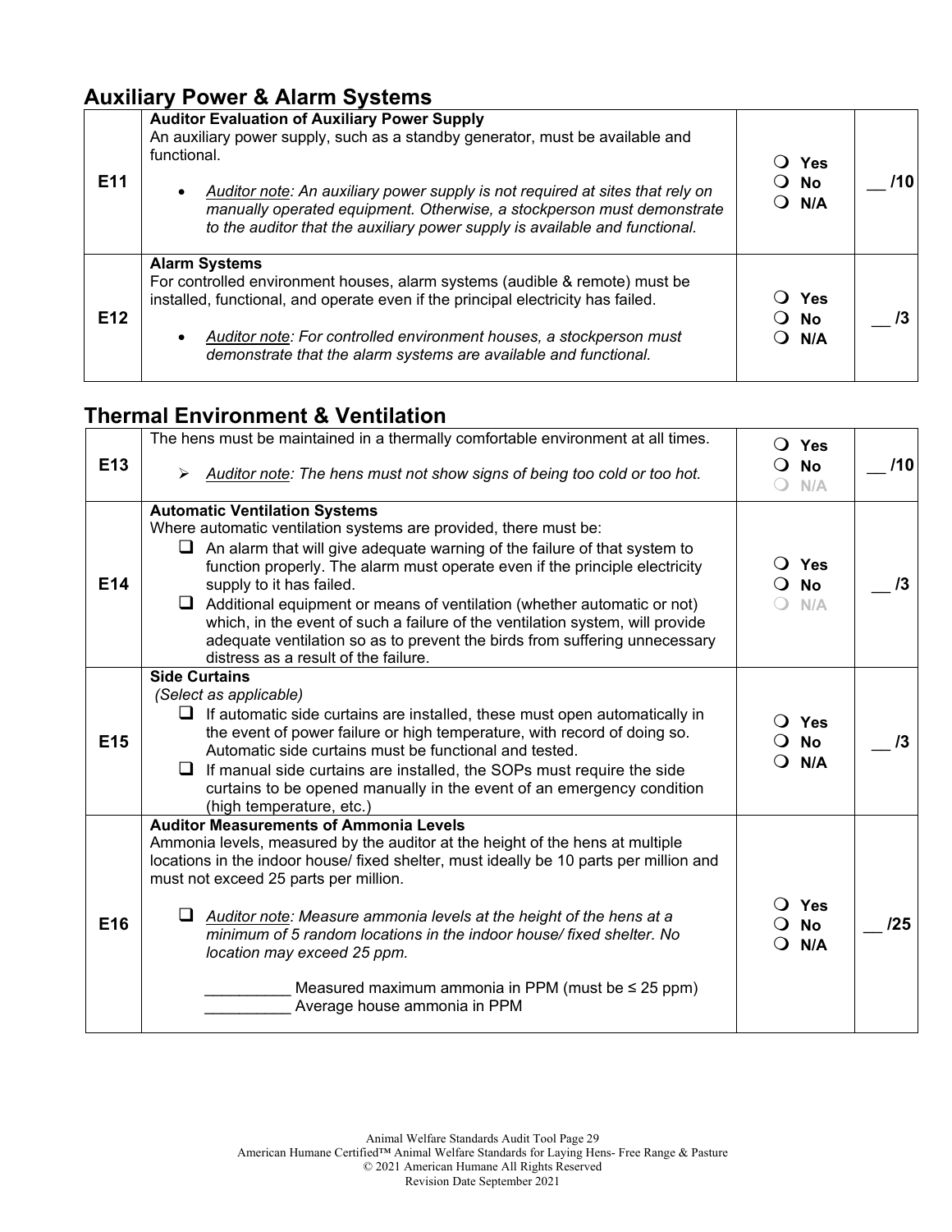## Auxiliary Power & Alarm Systems

| | | | |
|---|---|---|---|
| E11 | **Auditor Evaluation of Auxiliary Power Supply**<br>An auxiliary power supply, such as a standby generator, must be available and functional.<br>• *Auditor note: An auxiliary power supply is not required at sites that rely on manually operated equipment. Otherwise, a stockperson must demonstrate to the auditor that the auxiliary power supply is available and functional.* | ❍ **Yes**<br>❍ **No**<br>❍ **N/A** | __ **/10** |
| E12 | **Alarm Systems**<br>For controlled environment houses, alarm systems (audible & remote) must be installed, functional, and operate even if the principal electricity has failed.<br>• *Auditor note: For controlled environment houses, a stockperson must demonstrate that the alarm systems are available and functional.* | ❍ **Yes**<br>❍ **No**<br>❍ **N/A** | __ **/3** |

## Thermal Environment & Ventilation

| | | | |
|---|---|---|---|
| E13 | The hens must be maintained in a thermally comfortable environment at all times.<br>➢ *Auditor note: The hens must not show signs of being too cold or too hot.* | ❍ **Yes**<br>❍ **No**<br>❍ N/A | __ **/10** |
| E14 | **Automatic Ventilation Systems**<br>Where automatic ventilation systems are provided, there must be:<br>❑ An alarm that will give adequate warning of the failure of that system to function properly. The alarm must operate even if the principle electricity supply to it has failed.<br>❑ Additional equipment or means of ventilation (whether automatic or not) which, in the event of such a failure of the ventilation system, will provide adequate ventilation so as to prevent the birds from suffering unnecessary distress as a result of the failure. | ❍ **Yes**<br>❍ **No**<br>❍ N/A | __ **/3** |
| E15 | **Side Curtains**<br>*(Select as applicable)*<br>❑ If automatic side curtains are installed, these must open automatically in the event of power failure or high temperature, with record of doing so. Automatic side curtains must be functional and tested.<br>❑ If manual side curtains are installed, the SOPs must require the side curtains to be opened manually in the event of an emergency condition (high temperature, etc.) | ❍ **Yes**<br>❍ **No**<br>❍ **N/A** | __ **/3** |
| E16 | **Auditor Measurements of Ammonia Levels**<br>Ammonia levels, measured by the auditor at the height of the hens at multiple locations in the indoor house/ fixed shelter, must ideally be 10 parts per million and must not exceed 25 parts per million.<br>❑ *Auditor note: Measure ammonia levels at the height of the hens at a minimum of 5 random locations in the indoor house/ fixed shelter. No location may exceed 25 ppm.*<br>__________ Measured maximum ammonia in PPM (must be ≤ 25 ppm)<br>__________ Average house ammonia in PPM | ❍ **Yes**<br>❍ **No**<br>❍ **N/A** | __ **/25** |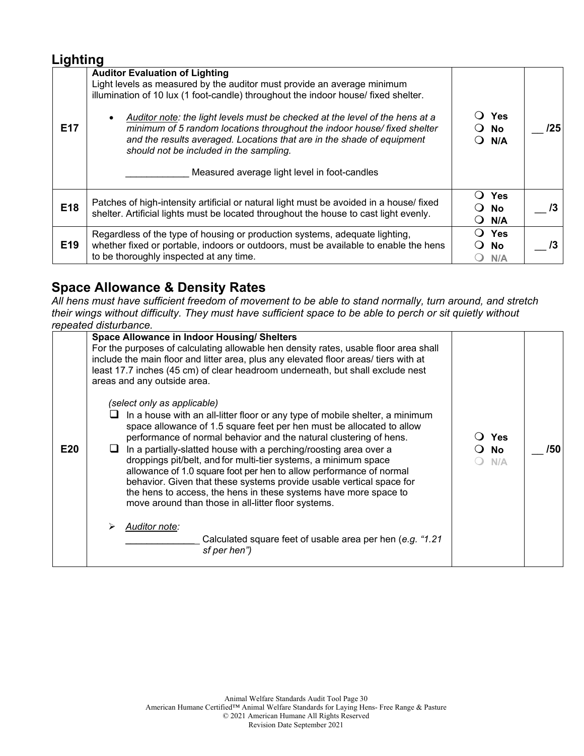## Lighting

| | | | |
|---|---|---|---|
| E17 | **Auditor Evaluation of Lighting**<br>Light levels as measured by the auditor must provide an average minimum illumination of 10 lux (1 foot-candle) throughout the indoor house/ fixed shelter.<br><br>• *Auditor note: the light levels must be checked at the level of the hens at a minimum of 5 random locations throughout the indoor house/ fixed shelter and the results averaged. Locations that are in the shade of equipment should not be included in the sampling.*<br><br>____________ Measured average light level in foot-candles | ❍ Yes<br>❍ No<br>❍ N/A | __ /25 |
| E18 | Patches of high-intensity artificial or natural light must be avoided in a house/ fixed shelter. Artificial lights must be located throughout the house to cast light evenly. | ❍ Yes<br>❍ No<br>❍ N/A | __ /3 |
| E19 | Regardless of the type of housing or production systems, adequate lighting, whether fixed or portable, indoors or outdoors, must be available to enable the hens to be thoroughly inspected at any time. | ❍ Yes<br>❍ No<br>❍ N/A | __ /3 |

## Space Allowance & Density Rates

*All hens must have sufficient freedom of movement to be able to stand normally, turn around, and stretch their wings without difficulty. They must have sufficient space to be able to perch or sit quietly without repeated disturbance.*

| | | | |
|---|---|---|---|
| E20 | **Space Allowance in Indoor Housing/ Shelters**<br>For the purposes of calculating allowable hen density rates, usable floor area shall include the main floor and litter area, plus any elevated floor areas/ tiers with at least 17.7 inches (45 cm) of clear headroom underneath, but shall exclude nest areas and any outside area.<br><br>*(select only as applicable)*<br>❑ In a house with an all-litter floor or any type of mobile shelter, a minimum space allowance of 1.5 square feet per hen must be allocated to allow performance of normal behavior and the natural clustering of hens.<br>❑ In a partially-slatted house with a perching/roosting area over a droppings pit/belt, and for multi-tier systems, a minimum space allowance of 1.0 square foot per hen to allow performance of normal behavior. Given that these systems provide usable vertical space for the hens to access, the hens in these systems have more space to move around than those in all-litter floor systems.<br><br>➢ *Auditor note:*<br>_____________ Calculated square feet of usable area per hen (*e.g. "1.21 sf per hen")* | ❍ Yes<br>❍ No<br>❍ N/A | __ /50 |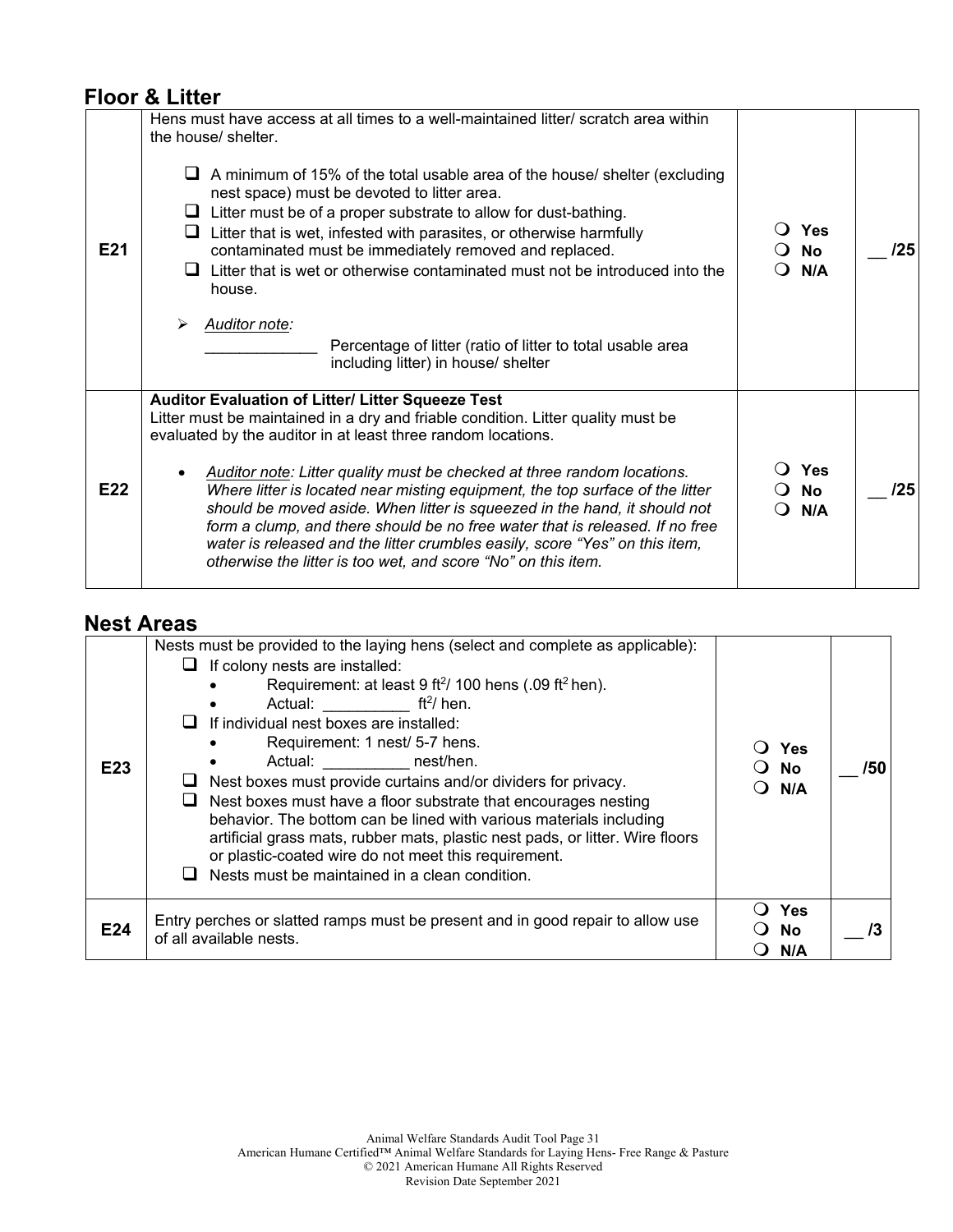## Floor & Litter

| | | | |
|---|---|---|---|
| E21 | Hens must have access at all times to a well-maintained litter/ scratch area within the house/ shelter.<br><br>❑ A minimum of 15% of the total usable area of the house/ shelter (excluding nest space) must be devoted to litter area.<br>❑ Litter must be of a proper substrate to allow for dust-bathing.<br>❑ Litter that is wet, infested with parasites, or otherwise harmfully contaminated must be immediately removed and replaced.<br>❑ Litter that is wet or otherwise contaminated must not be introduced into the house.<br><br>➢ *Auditor note:*<br>_____________ Percentage of litter (ratio of litter to total usable area including litter) in house/ shelter | ❍ Yes<br>❍ No<br>❍ N/A | __ /25 |
| E22 | **Auditor Evaluation of Litter/ Litter Squeeze Test**<br>Litter must be maintained in a dry and friable condition. Litter quality must be evaluated by the auditor in at least three random locations.<br><br>• *Auditor note: Litter quality must be checked at three random locations. Where litter is located near misting equipment, the top surface of the litter should be moved aside. When litter is squeezed in the hand, it should not form a clump, and there should be no free water that is released. If no free water is released and the litter crumbles easily, score "Yes" on this item, otherwise the litter is too wet, and score "No" on this item.* | ❍ Yes<br>❍ No<br>❍ N/A | __ /25 |

## Nest Areas

| | | | |
|---|---|---|---|
| E23 | Nests must be provided to the laying hens (select and complete as applicable):<br>❑ If colony nests are installed:<br>• Requirement: at least 9 $ft^2$/ 100 hens (.09 $ft^2$ hen).<br>• Actual: __________ $ft^2$/ hen.<br>❑ If individual nest boxes are installed:<br>• Requirement: 1 nest/ 5-7 hens.<br>• Actual: __________ nest/hen.<br>❑ Nest boxes must provide curtains and/or dividers for privacy.<br>❑ Nest boxes must have a floor substrate that encourages nesting behavior. The bottom can be lined with various materials including artificial grass mats, rubber mats, plastic nest pads, or litter. Wire floors or plastic-coated wire do not meet this requirement.<br>❑ Nests must be maintained in a clean condition. | ❍ Yes<br>❍ No<br>❍ N/A | __ /50 |
| E24 | Entry perches or slatted ramps must be present and in good repair to allow use of all available nests. | ❍ Yes<br>❍ No<br>❍ N/A | __ /3 |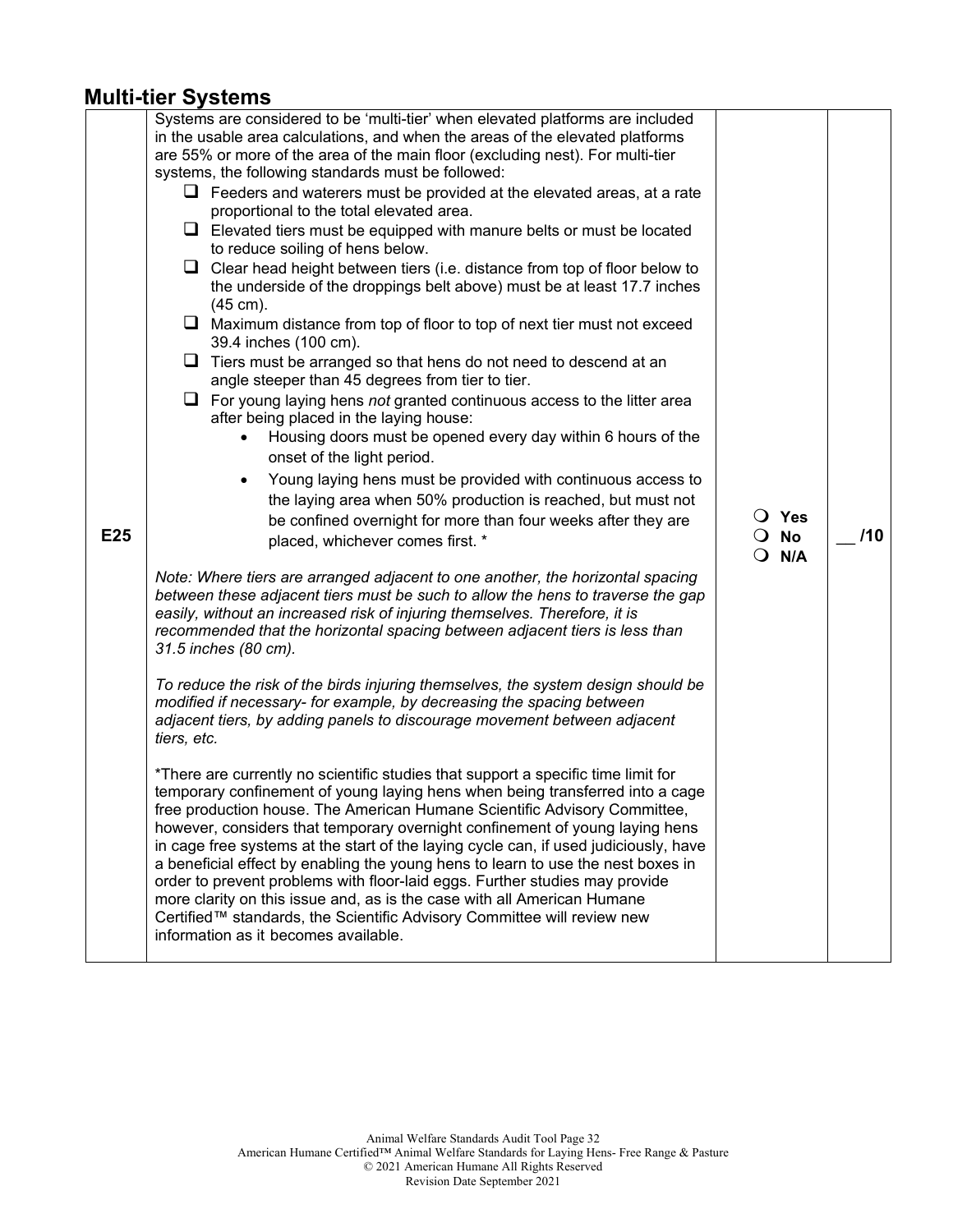## Multi-tier Systems

| | | | |
|---|---|---|---|
| E25 | Systems are considered to be 'multi-tier' when elevated platforms are included in the usable area calculations, and when the areas of the elevated platforms are 55% or more of the area of the main floor (excluding nest). For multi-tier systems, the following standards must be followed:<br>❑ Feeders and waterers must be provided at the elevated areas, at a rate proportional to the total elevated area.<br>❑ Elevated tiers must be equipped with manure belts or must be located to reduce soiling of hens below.<br>❑ Clear head height between tiers (i.e. distance from top of floor below to the underside of the droppings belt above) must be at least 17.7 inches (45 cm).<br>❑ Maximum distance from top of floor to top of next tier must not exceed 39.4 inches (100 cm).<br>❑ Tiers must be arranged so that hens do not need to descend at an angle steeper than 45 degrees from tier to tier.<br>❑ For young laying hens *not* granted continuous access to the litter area after being placed in the laying house:<br>• Housing doors must be opened every day within 6 hours of the onset of the light period.<br>• Young laying hens must be provided with continuous access to the laying area when 50% production is reached, but must not be confined overnight for more than four weeks after they are placed, whichever comes first. *<br><br>*Note: Where tiers are arranged adjacent to one another, the horizontal spacing between these adjacent tiers must be such to allow the hens to traverse the gap easily, without an increased risk of injuring themselves. Therefore, it is recommended that the horizontal spacing between adjacent tiers is less than 31.5 inches (80 cm).*<br><br>*To reduce the risk of the birds injuring themselves, the system design should be modified if necessary- for example, by decreasing the spacing between adjacent tiers, by adding panels to discourage movement between adjacent tiers, etc.*<br><br>*There are currently no scientific studies that support a specific time limit for temporary confinement of young laying hens when being transferred into a cage free production house. The American Humane Scientific Advisory Committee, however, considers that temporary overnight confinement of young laying hens in cage free systems at the start of the laying cycle can, if used judiciously, have a beneficial effect by enabling the young hens to learn to use the nest boxes in order to prevent problems with floor-laid eggs. Further studies may provide more clarity on this issue and, as is the case with all American Humane Certified™ standards, the Scientific Advisory Committee will review new information as it becomes available. | ❍ Yes<br>❍ No<br>❍ N/A | __ /10 |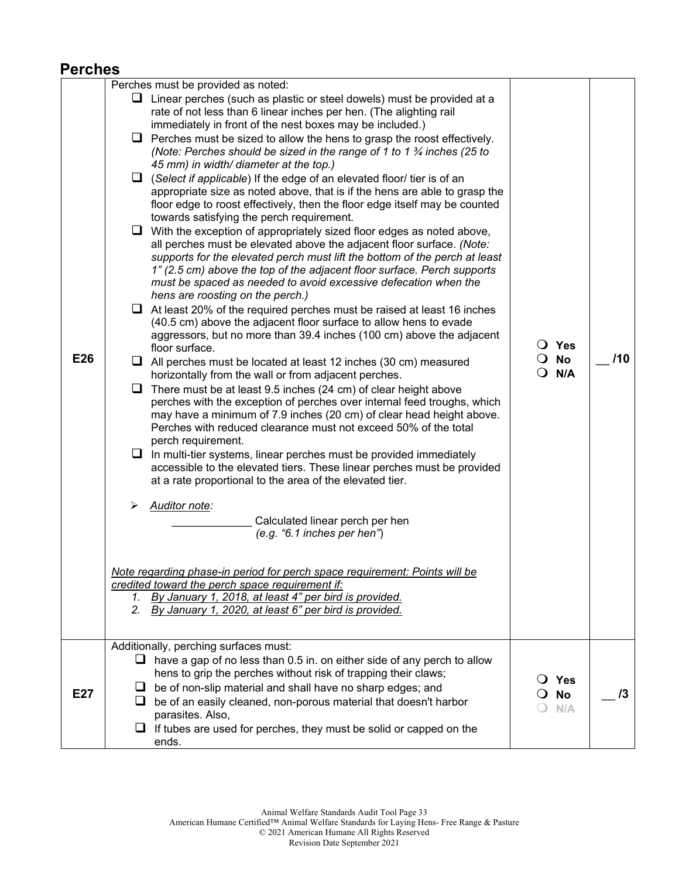## Perches

| | | | |
|---|---|---|---|
| E26 | Perches must be provided as noted:<br>☐ Linear perches (such as plastic or steel dowels) must be provided at a rate of not less than 6 linear inches per hen. (The alighting rail immediately in front of the nest boxes may be included.)<br>☐ Perches must be sized to allow the hens to grasp the roost effectively. *(Note: Perches should be sized in the range of 1 to 1 ¾ inches (25 to 45 mm) in width/ diameter at the top.)*<br>☐ (*Select if applicable*) If the edge of an elevated floor/ tier is of an appropriate size as noted above, that is if the hens are able to grasp the floor edge to roost effectively, then the floor edge itself may be counted towards satisfying the perch requirement.<br>☐ With the exception of appropriately sized floor edges as noted above, all perches must be elevated above the adjacent floor surface. *(Note: supports for the elevated perch must lift the bottom of the perch at least 1" (2.5 cm) above the top of the adjacent floor surface. Perch supports must be spaced as needed to avoid excessive defecation when the hens are roosting on the perch.)*<br>☐ At least 20% of the required perches must be raised at least 16 inches (40.5 cm) above the adjacent floor surface to allow hens to evade aggressors, but no more than 39.4 inches (100 cm) above the adjacent floor surface.<br>☐ All perches must be located at least 12 inches (30 cm) measured horizontally from the wall or from adjacent perches.<br>☐ There must be at least 9.5 inches (24 cm) of clear height above perches with the exception of perches over internal feed troughs, which may have a minimum of 7.9 inches (20 cm) of clear head height above. Perches with reduced clearance must not exceed 50% of the total perch requirement.<br>☐ In multi-tier systems, linear perches must be provided immediately accessible to the elevated tiers. These linear perches must be provided at a rate proportional to the area of the elevated tier.<br><br>➢ <u>*Auditor note:*</u><br>_____________ Calculated linear perch per hen *(e.g. "6.1 inches per hen")*<br><br><u>*Note regarding phase-in period for perch space requirement: Points will be credited toward the perch space requirement if:*</u><br>1. <u>*By January 1, 2018, at least 4" per bird is provided.*</u><br>2. <u>*By January 1, 2020, at least 6" per bird is provided.*</u> | ❍ **Yes**<br>❍ **No**<br>❍ **N/A** | __ **/10** |
| E27 | Additionally, perching surfaces must:<br>☐ have a gap of no less than 0.5 in. on either side of any perch to allow hens to grip the perches without risk of trapping their claws;<br>☐ be of non-slip material and shall have no sharp edges; and<br>☐ be of an easily cleaned, non-porous material that doesn't harbor parasites. Also,<br>☐ If tubes are used for perches, they must be solid or capped on the ends. | ❍ **Yes**<br>❍ **No**<br>❍ **N/A** | __ **/3** |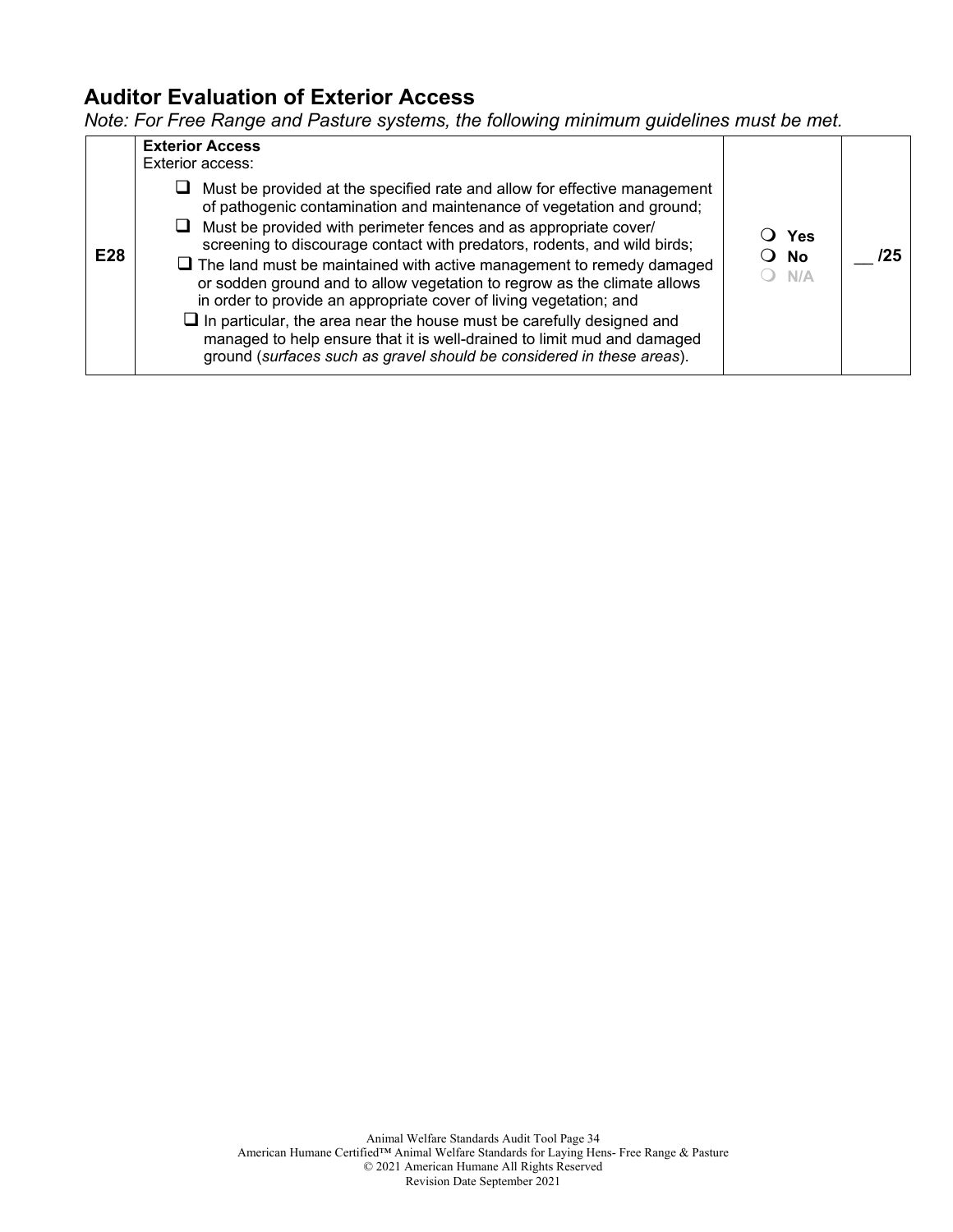## Auditor Evaluation of Exterior Access

*Note: For Free Range and Pasture systems, the following minimum guidelines must be met.*

| | | | |
|---|---|---|---|
| **E28** | **Exterior Access**<br>Exterior access:<br>☐ Must be provided at the specified rate and allow for effective management of pathogenic contamination and maintenance of vegetation and ground;<br>☐ Must be provided with perimeter fences and as appropriate cover/ screening to discourage contact with predators, rodents, and wild birds;<br>☐ The land must be maintained with active management to remedy damaged or sodden ground and to allow vegetation to regrow as the climate allows in order to provide an appropriate cover of living vegetation; and<br>☐ In particular, the area near the house must be carefully designed and managed to help ensure that it is well-drained to limit mud and damaged ground (*surfaces such as gravel should be considered in these areas*). | ❍ **Yes**<br>❍ **No**<br>❍ **N/A** | __ **/25** |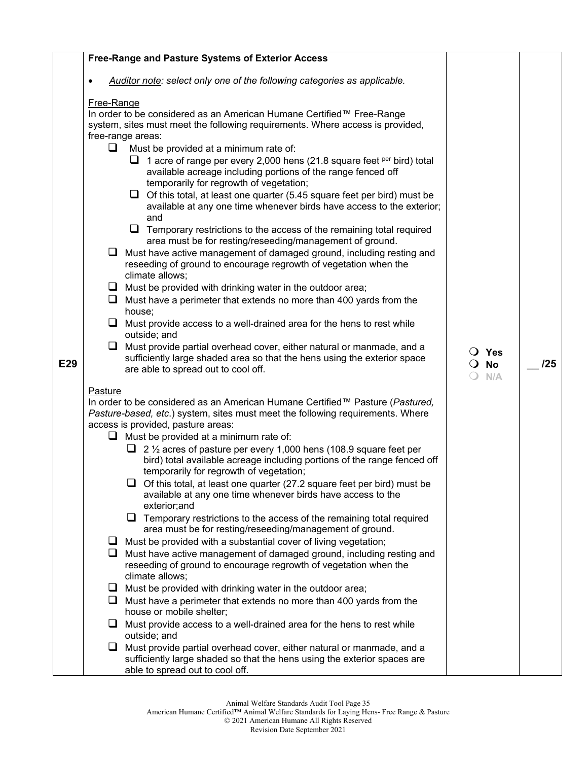| | | | |
|---|---|---|---|
| E29 | **Free-Range and Pasture Systems of Exterior Access**<br><br>• *Auditor note: select only one of the following categories as applicable.*<br><br>Free-Range<br>In order to be considered as an American Humane Certified™ Free-Range system, sites must meet the following requirements. Where access is provided, free-range areas:<br>❑ Must be provided at a minimum rate of:<br>&nbsp;&nbsp;❑ 1 acre of range per every 2,000 hens (21.8 square feet per bird) total available acreage including portions of the range fenced off temporarily for regrowth of vegetation;<br>&nbsp;&nbsp;❑ Of this total, at least one quarter (5.45 square feet per bird) must be available at any one time whenever birds have access to the exterior; and<br>&nbsp;&nbsp;❑ Temporary restrictions to the access of the remaining total required area must be for resting/reseeding/management of ground.<br>❑ Must have active management of damaged ground, including resting and reseeding of ground to encourage regrowth of vegetation when the climate allows;<br>❑ Must be provided with drinking water in the outdoor area;<br>❑ Must have a perimeter that extends no more than 400 yards from the house;<br>❑ Must provide access to a well-drained area for the hens to rest while outside; and<br>❑ Must provide partial overhead cover, either natural or manmade, and a sufficiently large shaded area so that the hens using the exterior space are able to spread out to cool off.<br><br>Pasture<br>In order to be considered as an American Humane Certified™ Pasture (*Pastured, Pasture-based, etc.*) system, sites must meet the following requirements. Where access is provided, pasture areas:<br>❑ Must be provided at a minimum rate of:<br>&nbsp;&nbsp;❑ 2 ½ acres of pasture per every 1,000 hens (108.9 square feet per bird) total available acreage including portions of the range fenced off temporarily for regrowth of vegetation;<br>&nbsp;&nbsp;❑ Of this total, at least one quarter (27.2 square feet per bird) must be available at any one time whenever birds have access to the exterior;and<br>&nbsp;&nbsp;❑ Temporary restrictions to the access of the remaining total required area must be for resting/reseeding/management of ground.<br>❑ Must be provided with a substantial cover of living vegetation;<br>❑ Must have active management of damaged ground, including resting and reseeding of ground to encourage regrowth of vegetation when the climate allows;<br>❑ Must be provided with drinking water in the outdoor area;<br>❑ Must have a perimeter that extends no more than 400 yards from the house or mobile shelter;<br>❑ Must provide access to a well-drained area for the hens to rest while outside; and<br>❑ Must provide partial overhead cover, either natural or manmade, and a sufficiently large shaded so that the hens using the exterior spaces are able to spread out to cool off. | ❍ **Yes**<br>❍ **No**<br>❍ N/A | __ /25 |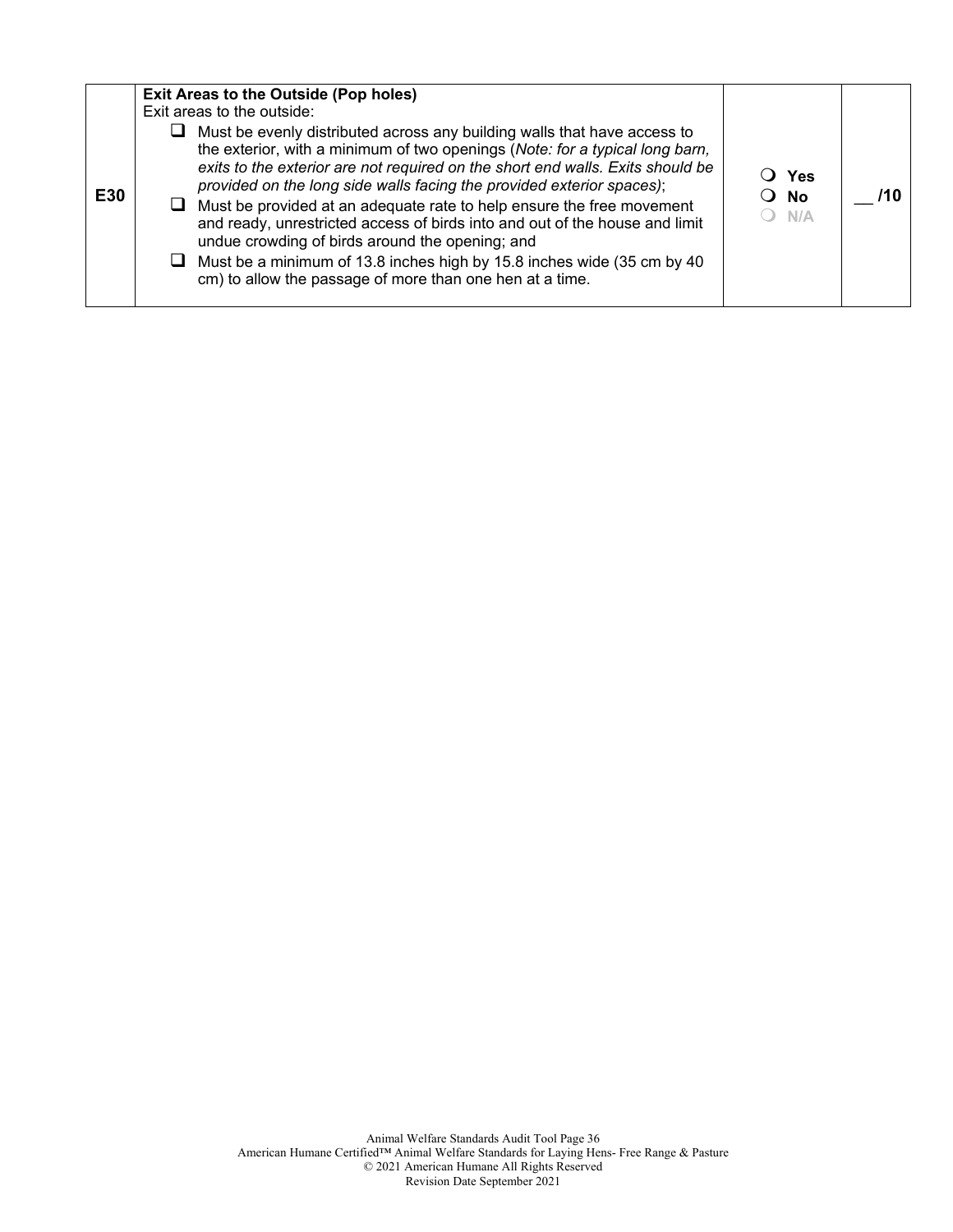| | | | |
|---|---|---|---|
| **E30** | **Exit Areas to the Outside (Pop holes)**<br>Exit areas to the outside:<br>❑ Must be evenly distributed across any building walls that have access to the exterior, with a minimum of two openings (*Note: for a typical long barn, exits to the exterior are not required on the short end walls. Exits should be provided on the long side walls facing the provided exterior spaces)*;<br>❑ Must be provided at an adequate rate to help ensure the free movement and ready, unrestricted access of birds into and out of the house and limit undue crowding of birds around the opening; and<br>❑ Must be a minimum of 13.8 inches high by 15.8 inches wide (35 cm by 40 cm) to allow the passage of more than one hen at a time. | ❍ **Yes**<br>❍ **No**<br>❍ **N/A** | __ **/10** |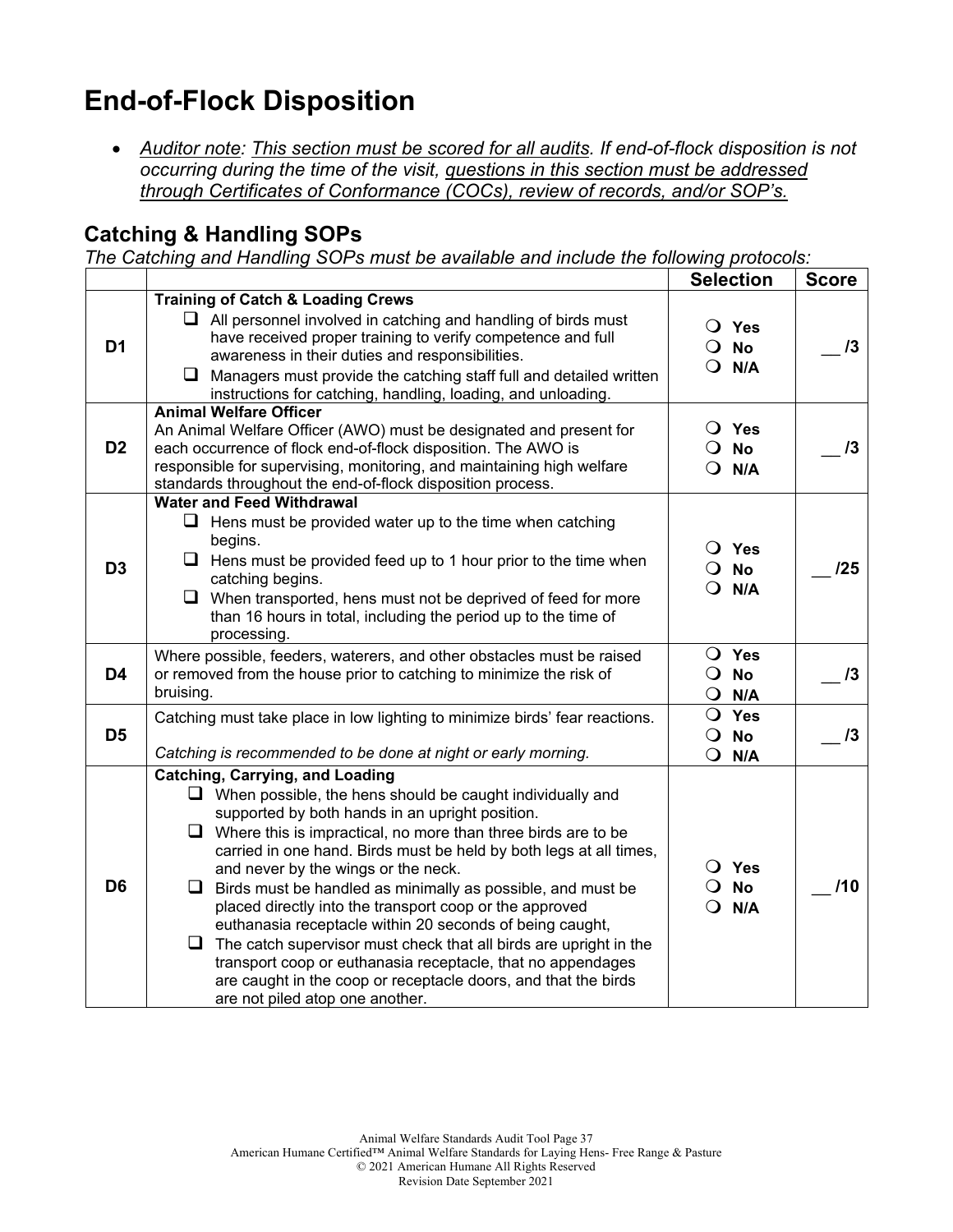# End-of-Flock Disposition

- *Auditor note: This section must be scored for all audits. If end-of-flock disposition is not occurring during the time of the visit, questions in this section must be addressed through Certificates of Conformance (COCs), review of records, and/or SOP's.*

## Catching & Handling SOPs

*The Catching and Handling SOPs must be available and include the following protocols:*

| | | Selection | Score |
|---|---|---|---|
| D1 | **Training of Catch & Loading Crews**<br>❑ All personnel involved in catching and handling of birds must have received proper training to verify competence and full awareness in their duties and responsibilities.<br>❑ Managers must provide the catching staff full and detailed written instructions for catching, handling, loading, and unloading. | ❍ Yes<br>❍ No<br>❍ N/A | __ /3 |
| D2 | **Animal Welfare Officer**<br>An Animal Welfare Officer (AWO) must be designated and present for each occurrence of flock end-of-flock disposition. The AWO is responsible for supervising, monitoring, and maintaining high welfare standards throughout the end-of-flock disposition process. | ❍ Yes<br>❍ No<br>❍ N/A | __ /3 |
| D3 | **Water and Feed Withdrawal**<br>❑ Hens must be provided water up to the time when catching begins.<br>❑ Hens must be provided feed up to 1 hour prior to the time when catching begins.<br>❑ When transported, hens must not be deprived of feed for more than 16 hours in total, including the period up to the time of processing. | ❍ Yes<br>❍ No<br>❍ N/A | __ /25 |
| D4 | Where possible, feeders, waterers, and other obstacles must be raised or removed from the house prior to catching to minimize the risk of bruising. | ❍ Yes<br>❍ No<br>❍ N/A | __ /3 |
| D5 | Catching must take place in low lighting to minimize birds' fear reactions.<br><br>*Catching is recommended to be done at night or early morning.* | ❍ Yes<br>❍ No<br>❍ N/A | __ /3 |
| D6 | **Catching, Carrying, and Loading**<br>❑ When possible, the hens should be caught individually and supported by both hands in an upright position.<br>❑ Where this is impractical, no more than three birds are to be carried in one hand. Birds must be held by both legs at all times, and never by the wings or the neck.<br>❑ Birds must be handled as minimally as possible, and must be placed directly into the transport coop or the approved euthanasia receptacle within 20 seconds of being caught,<br>❑ The catch supervisor must check that all birds are upright in the transport coop or euthanasia receptacle, that no appendages are caught in the coop or receptacle doors, and that the birds are not piled atop one another. | ❍ Yes<br>❍ No<br>❍ N/A | __ /10 |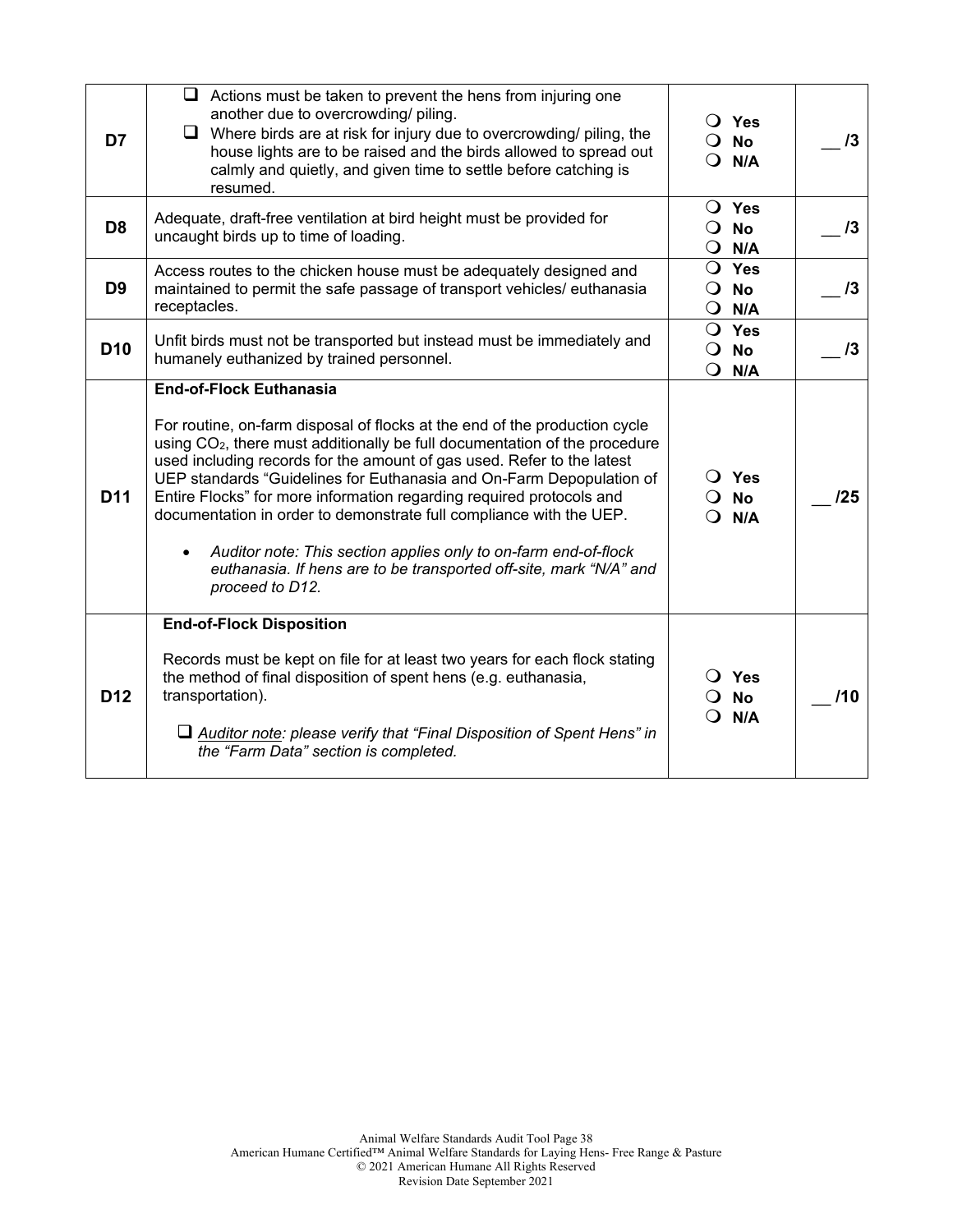| | | | |
|---|---|---|---|
| D7 | ❑ Actions must be taken to prevent the hens from injuring one another due to overcrowding/ piling.<br>❑ Where birds are at risk for injury due to overcrowding/ piling, the house lights are to be raised and the birds allowed to spread out calmly and quietly, and given time to settle before catching is resumed. | ❍ Yes<br>❍ No<br>❍ N/A | __ /3 |
| D8 | Adequate, draft-free ventilation at bird height must be provided for uncaught birds up to time of loading. | ❍ Yes<br>❍ No<br>❍ N/A | __ /3 |
| D9 | Access routes to the chicken house must be adequately designed and maintained to permit the safe passage of transport vehicles/ euthanasia receptacles. | ❍ Yes<br>❍ No<br>❍ N/A | __ /3 |
| D10 | Unfit birds must not be transported but instead must be immediately and humanely euthanized by trained personnel. | ❍ Yes<br>❍ No<br>❍ N/A | __ /3 |
| D11 | **End-of-Flock Euthanasia**<br><br>For routine, on-farm disposal of flocks at the end of the production cycle using $CO_2$, there must additionally be full documentation of the procedure used including records for the amount of gas used. Refer to the latest UEP standards "Guidelines for Euthanasia and On-Farm Depopulation of Entire Flocks" for more information regarding required protocols and documentation in order to demonstrate full compliance with the UEP.<br><br>• *Auditor note: This section applies only to on-farm end-of-flock euthanasia. If hens are to be transported off-site, mark "N/A" and proceed to D12.* | ❍ Yes<br>❍ No<br>❍ N/A | __ /25 |
| D12 | **End-of-Flock Disposition**<br><br>Records must be kept on file for at least two years for each flock stating the method of final disposition of spent hens (e.g. euthanasia, transportation).<br><br>❑ *Auditor note: please verify that "Final Disposition of Spent Hens" in the "Farm Data" section is completed.* | ❍ Yes<br>❍ No<br>❍ N/A | __ /10 |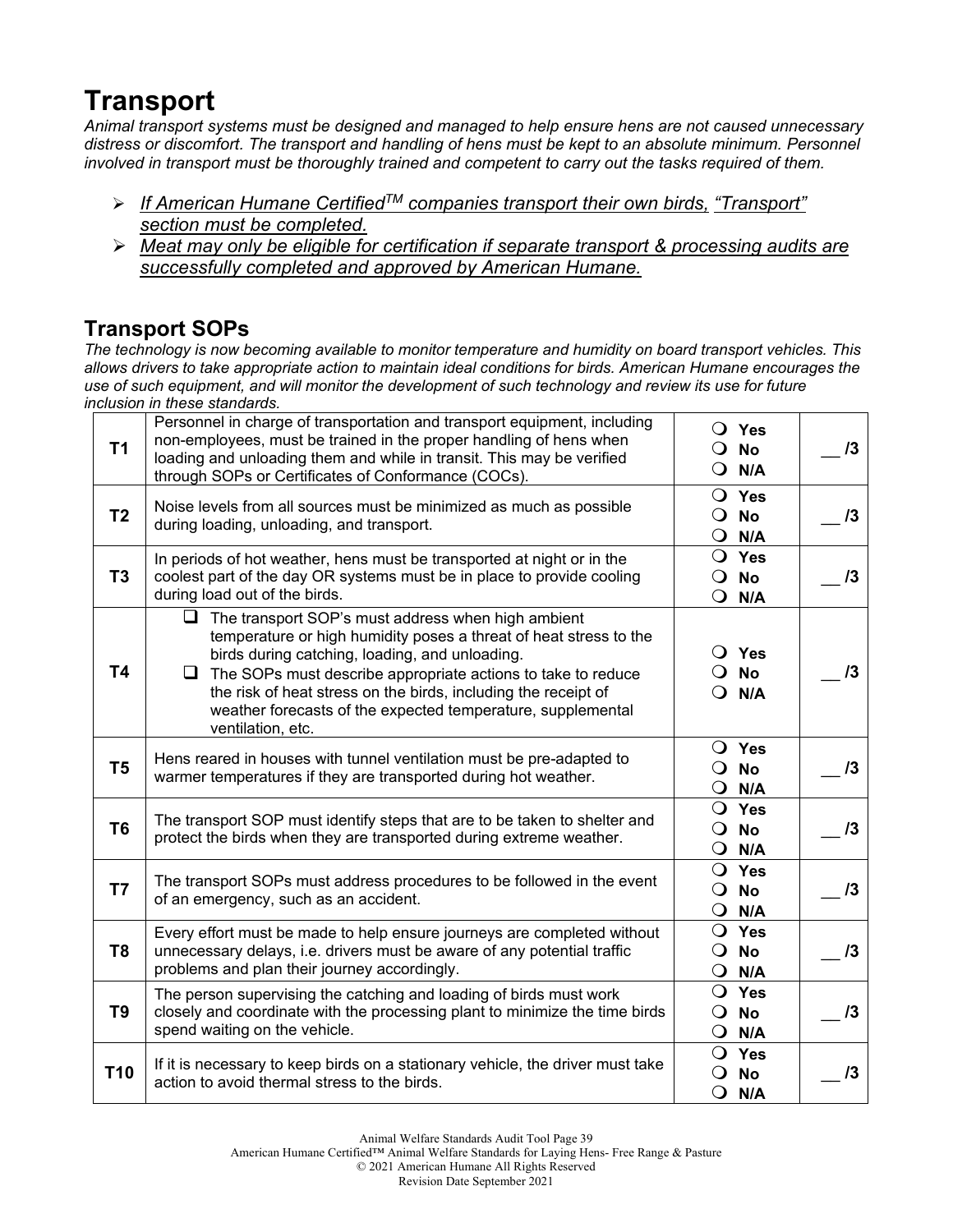# Transport

*Animal transport systems must be designed and managed to help ensure hens are not caused unnecessary distress or discomfort. The transport and handling of hens must be kept to an absolute minimum. Personnel involved in transport must be thoroughly trained and competent to carry out the tasks required of them.*

- *If American Humane Certified™ companies transport their own birds, "Transport" section must be completed.*
- *Meat may only be eligible for certification if separate transport & processing audits are successfully completed and approved by American Humane.*

## Transport SOPs

*The technology is now becoming available to monitor temperature and humidity on board transport vehicles. This allows drivers to take appropriate action to maintain ideal conditions for birds. American Humane encourages the use of such equipment, and will monitor the development of such technology and review its use for future inclusion in these standards.*

| | | | |
|---|---|---|---|
| **T1** | Personnel in charge of transportation and transport equipment, including non-employees, must be trained in the proper handling of hens when loading and unloading them and while in transit. This may be verified through SOPs or Certificates of Conformance (COCs). | ❍ **Yes** ❍ **No** ❍ **N/A** | __ **/3** |
| **T2** | Noise levels from all sources must be minimized as much as possible during loading, unloading, and transport. | ❍ **Yes** ❍ **No** ❍ **N/A** | __ **/3** |
| **T3** | In periods of hot weather, hens must be transported at night or in the coolest part of the day OR systems must be in place to provide cooling during load out of the birds. | ❍ **Yes** ❍ **No** ❍ **N/A** | __ **/3** |
| **T4** | ❑ The transport SOP's must address when high ambient temperature or high humidity poses a threat of heat stress to the birds during catching, loading, and unloading. ❑ The SOPs must describe appropriate actions to take to reduce the risk of heat stress on the birds, including the receipt of weather forecasts of the expected temperature, supplemental ventilation, etc. | ❍ **Yes** ❍ **No** ❍ **N/A** | __ **/3** |
| **T5** | Hens reared in houses with tunnel ventilation must be pre-adapted to warmer temperatures if they are transported during hot weather. | ❍ **Yes** ❍ **No** ❍ **N/A** | __ **/3** |
| **T6** | The transport SOP must identify steps that are to be taken to shelter and protect the birds when they are transported during extreme weather. | ❍ **Yes** ❍ **No** ❍ **N/A** | __ **/3** |
| **T7** | The transport SOPs must address procedures to be followed in the event of an emergency, such as an accident. | ❍ **Yes** ❍ **No** ❍ **N/A** | __ **/3** |
| **T8** | Every effort must be made to help ensure journeys are completed without unnecessary delays, i.e. drivers must be aware of any potential traffic problems and plan their journey accordingly. | ❍ **Yes** ❍ **No** ❍ **N/A** | __ **/3** |
| **T9** | The person supervising the catching and loading of birds must work closely and coordinate with the processing plant to minimize the time birds spend waiting on the vehicle. | ❍ **Yes** ❍ **No** ❍ **N/A** | __ **/3** |
| **T10** | If it is necessary to keep birds on a stationary vehicle, the driver must take action to avoid thermal stress to the birds. | ❍ **Yes** ❍ **No** ❍ **N/A** | __ **/3** |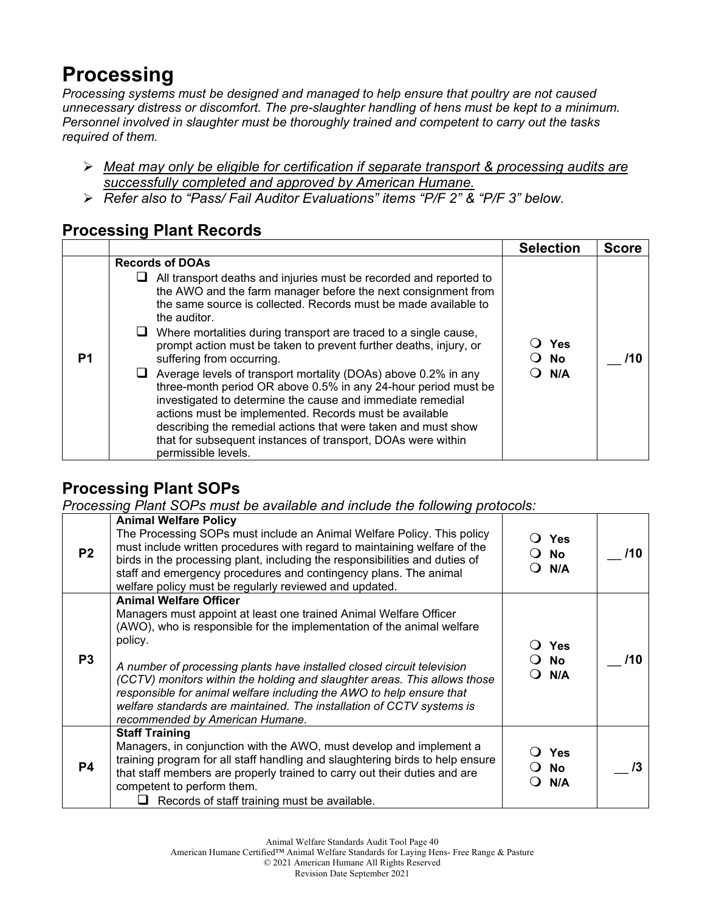# Processing

*Processing systems must be designed and managed to help ensure that poultry are not caused unnecessary distress or discomfort. The pre-slaughter handling of hens must be kept to a minimum. Personnel involved in slaughter must be thoroughly trained and competent to carry out the tasks required of them.*

- *Meat may only be eligible for certification if separate transport & processing audits are successfully completed and approved by American Humane.*
- *Refer also to "Pass/ Fail Auditor Evaluations" items "P/F 2" & "P/F 3" below.*

## Processing Plant Records

| | | Selection | Score |
|---|---|---|---|
| P1 | **Records of DOAs**<br>❑ All transport deaths and injuries must be recorded and reported to the AWO and the farm manager before the next consignment from the same source is collected. Records must be made available to the auditor.<br>❑ Where mortalities during transport are traced to a single cause, prompt action must be taken to prevent further deaths, injury, or suffering from occurring.<br>❑ Average levels of transport mortality (DOAs) above 0.2% in any three-month period OR above 0.5% in any 24-hour period must be investigated to determine the cause and immediate remedial actions must be implemented. Records must be available describing the remedial actions that were taken and must show that for subsequent instances of transport, DOAs were within permissible levels. | ❍ Yes<br>❍ No<br>❍ N/A | __ /10 |

## Processing Plant SOPs

*Processing Plant SOPs must be available and include the following protocols:*

| | | Selection | Score |
|---|---|---|---|
| P2 | **Animal Welfare Policy**<br>The Processing SOPs must include an Animal Welfare Policy. This policy must include written procedures with regard to maintaining welfare of the birds in the processing plant, including the responsibilities and duties of staff and emergency procedures and contingency plans. The animal welfare policy must be regularly reviewed and updated. | ❍ Yes<br>❍ No<br>❍ N/A | __ /10 |
| P3 | **Animal Welfare Officer**<br>Managers must appoint at least one trained Animal Welfare Officer (AWO), who is responsible for the implementation of the animal welfare policy.<br><br>*A number of processing plants have installed closed circuit television (CCTV) monitors within the holding and slaughter areas. This allows those responsible for animal welfare including the AWO to help ensure that welfare standards are maintained. The installation of CCTV systems is recommended by American Humane.* | ❍ Yes<br>❍ No<br>❍ N/A | __ /10 |
| P4 | **Staff Training**<br>Managers, in conjunction with the AWO, must develop and implement a training program for all staff handling and slaughtering birds to help ensure that staff members are properly trained to carry out their duties and are competent to perform them.<br>❑ Records of staff training must be available. | ❍ Yes<br>❍ No<br>❍ N/A | __ /3 |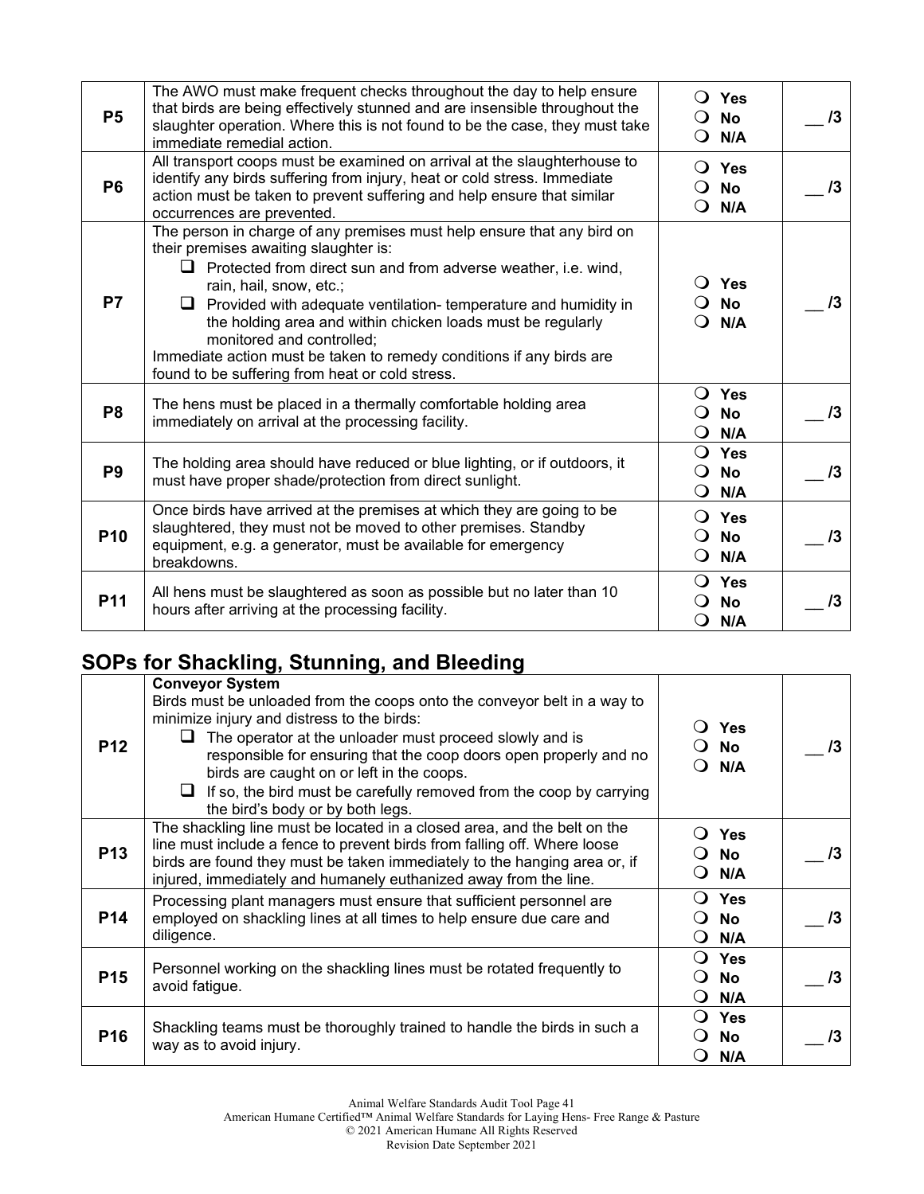| | | | |
|---|---|---|---|
| **P5** | The AWO must make frequent checks throughout the day to help ensure that birds are being effectively stunned and are insensible throughout the slaughter operation. Where this is not found to be the case, they must take immediate remedial action. | ❍ **Yes** ❍ **No** ❍ **N/A** | __ **/3** |
| **P6** | All transport coops must be examined on arrival at the slaughterhouse to identify any birds suffering from injury, heat or cold stress. Immediate action must be taken to prevent suffering and help ensure that similar occurrences are prevented. | ❍ **Yes** ❍ **No** ❍ **N/A** | __ **/3** |
| **P7** | The person in charge of any premises must help ensure that any bird on their premises awaiting slaughter is:<br>❑ Protected from direct sun and from adverse weather, i.e. wind, rain, hail, snow, etc.;<br>❑ Provided with adequate ventilation- temperature and humidity in the holding area and within chicken loads must be regularly monitored and controlled;<br>Immediate action must be taken to remedy conditions if any birds are found to be suffering from heat or cold stress. | ❍ **Yes** ❍ **No** ❍ **N/A** | __ **/3** |
| **P8** | The hens must be placed in a thermally comfortable holding area immediately on arrival at the processing facility. | ❍ **Yes** ❍ **No** ❍ **N/A** | __ **/3** |
| **P9** | The holding area should have reduced or blue lighting, or if outdoors, it must have proper shade/protection from direct sunlight. | ❍ **Yes** ❍ **No** ❍ **N/A** | __ **/3** |
| **P10** | Once birds have arrived at the premises at which they are going to be slaughtered, they must not be moved to other premises. Standby equipment, e.g. a generator, must be available for emergency breakdowns. | ❍ **Yes** ❍ **No** ❍ **N/A** | __ **/3** |
| **P11** | All hens must be slaughtered as soon as possible but no later than 10 hours after arriving at the processing facility. | ❍ **Yes** ❍ **No** ❍ **N/A** | __ **/3** |

## SOPs for Shackling, Stunning, and Bleeding

| | | | |
|---|---|---|---|
| **P12** | **Conveyor System**<br>Birds must be unloaded from the coops onto the conveyor belt in a way to minimize injury and distress to the birds:<br>❑ The operator at the unloader must proceed slowly and is responsible for ensuring that the coop doors open properly and no birds are caught on or left in the coops.<br>❑ If so, the bird must be carefully removed from the coop by carrying the bird's body or by both legs. | ❍ **Yes** ❍ **No** ❍ **N/A** | __ **/3** |
| **P13** | The shackling line must be located in a closed area, and the belt on the line must include a fence to prevent birds from falling off. Where loose birds are found they must be taken immediately to the hanging area or, if injured, immediately and humanely euthanized away from the line. | ❍ **Yes** ❍ **No** ❍ **N/A** | __ **/3** |
| **P14** | Processing plant managers must ensure that sufficient personnel are employed on shackling lines at all times to help ensure due care and diligence. | ❍ **Yes** ❍ **No** ❍ **N/A** | __ **/3** |
| **P15** | Personnel working on the shackling lines must be rotated frequently to avoid fatigue. | ❍ **Yes** ❍ **No** ❍ **N/A** | __ **/3** |
| **P16** | Shackling teams must be thoroughly trained to handle the birds in such a way as to avoid injury. | ❍ **Yes** ❍ **No** ❍ **N/A** | __ **/3** |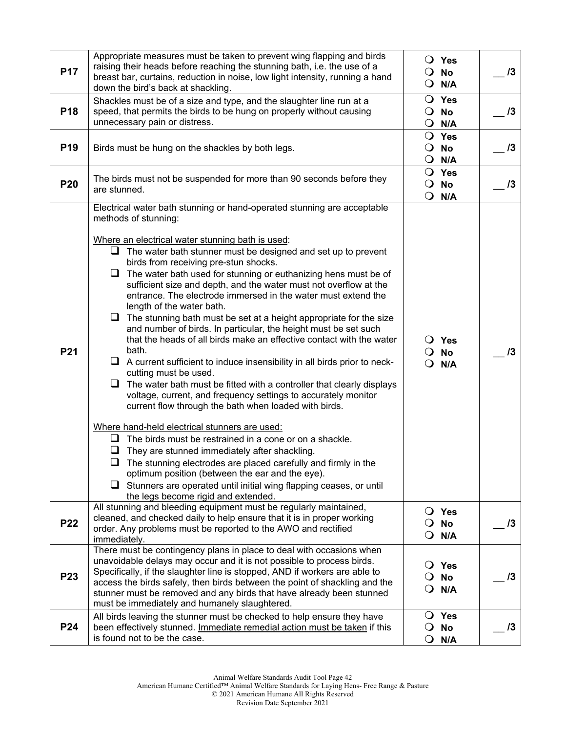| | | | |
|---|---|---|---|
| P17 | Appropriate measures must be taken to prevent wing flapping and birds raising their heads before reaching the stunning bath, i.e. the use of a breast bar, curtains, reduction in noise, low light intensity, running a hand down the bird's back at shackling. | ❍ Yes<br>❍ No<br>❍ N/A | __ /3 |
| P18 | Shackles must be of a size and type, and the slaughter line run at a speed, that permits the birds to be hung on properly without causing unnecessary pain or distress. | ❍ Yes<br>❍ No<br>❍ N/A | __ /3 |
| P19 | Birds must be hung on the shackles by both legs. | ❍ Yes<br>❍ No<br>❍ N/A | __ /3 |
| P20 | The birds must not be suspended for more than 90 seconds before they are stunned. | ❍ Yes<br>❍ No<br>❍ N/A | __ /3 |
| P21 | Electrical water bath stunning or hand-operated stunning are acceptable methods of stunning:<br><br><u>Where an electrical water stunning bath is used</u>:<br>❑ The water bath stunner must be designed and set up to prevent birds from receiving pre-stun shocks.<br>❑ The water bath used for stunning or euthanizing hens must be of sufficient size and depth, and the water must not overflow at the entrance. The electrode immersed in the water must extend the length of the water bath.<br>❑ The stunning bath must be set at a height appropriate for the size and number of birds. In particular, the height must be set such that the heads of all birds make an effective contact with the water bath.<br>❑ A current sufficient to induce insensibility in all birds prior to neck-cutting must be used.<br>❑ The water bath must be fitted with a controller that clearly displays voltage, current, and frequency settings to accurately monitor current flow through the bath when loaded with birds.<br><br><u>Where hand-held electrical stunners are used:</u><br>❑ The birds must be restrained in a cone or on a shackle.<br>❑ They are stunned immediately after shackling.<br>❑ The stunning electrodes are placed carefully and firmly in the optimum position (between the ear and the eye).<br>❑ Stunners are operated until initial wing flapping ceases, or until the legs become rigid and extended. | ❍ Yes<br>❍ No<br>❍ N/A | __ /3 |
| P22 | All stunning and bleeding equipment must be regularly maintained, cleaned, and checked daily to help ensure that it is in proper working order. Any problems must be reported to the AWO and rectified immediately. | ❍ Yes<br>❍ No<br>❍ N/A | __ /3 |
| P23 | There must be contingency plans in place to deal with occasions when unavoidable delays may occur and it is not possible to process birds. Specifically, if the slaughter line is stopped, AND if workers are able to access the birds safely, then birds between the point of shackling and the stunner must be removed and any birds that have already been stunned must be immediately and humanely slaughtered. | ❍ Yes<br>❍ No<br>❍ N/A | __ /3 |
| P24 | All birds leaving the stunner must be checked to help ensure they have been effectively stunned. <u>Immediate remedial action must be taken</u> if this is found not to be the case. | ❍ Yes<br>❍ No<br>❍ N/A | __ /3 |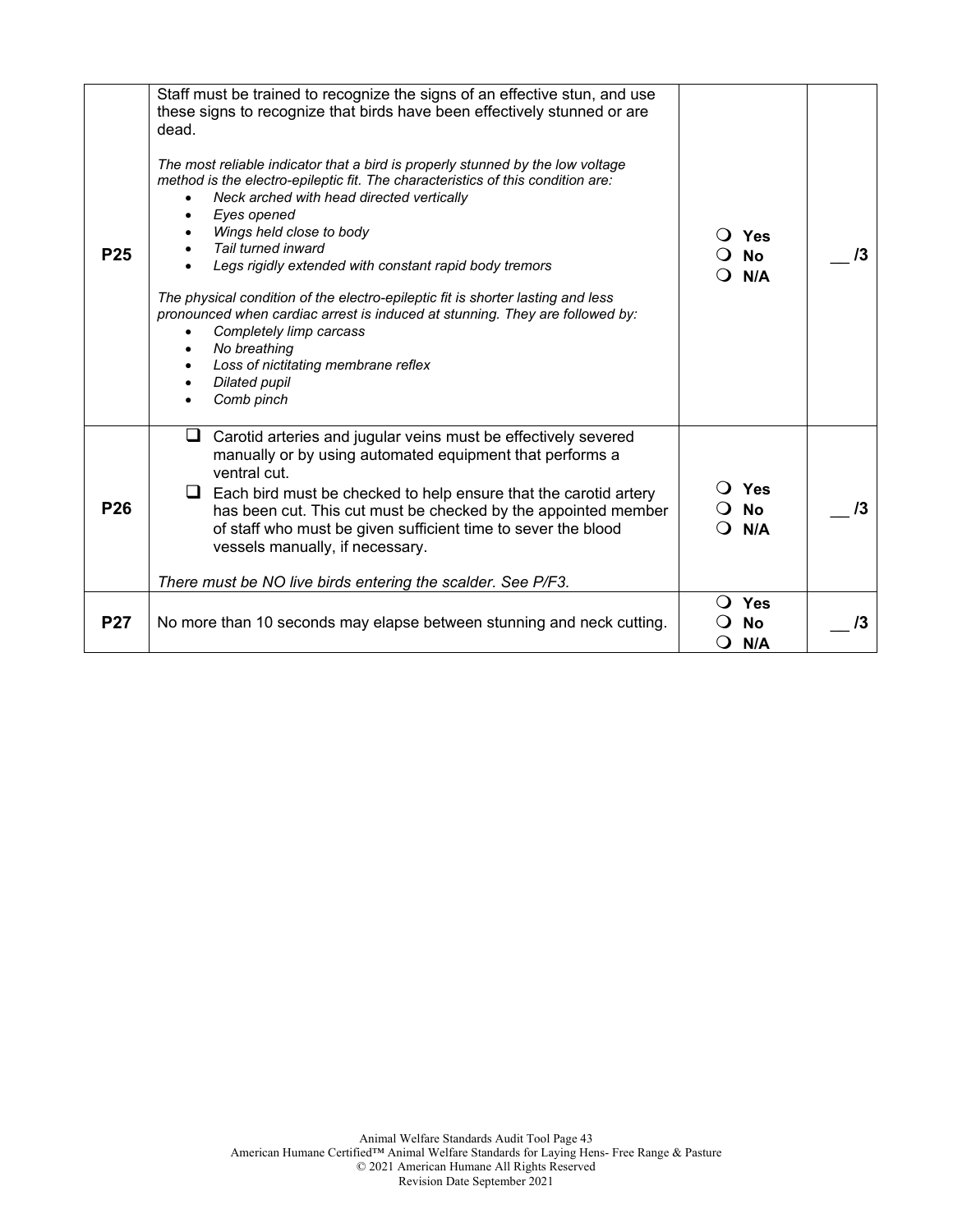| | | | |
|---|---|---|---|
| **P25** | Staff must be trained to recognize the signs of an effective stun, and use these signs to recognize that birds have been effectively stunned or are dead.<br><br>*The most reliable indicator that a bird is properly stunned by the low voltage method is the electro-epileptic fit. The characteristics of this condition are:*<br>• *Neck arched with head directed vertically*<br>• *Eyes opened*<br>• *Wings held close to body*<br>• *Tail turned inward*<br>• *Legs rigidly extended with constant rapid body tremors*<br><br>*The physical condition of the electro-epileptic fit is shorter lasting and less pronounced when cardiac arrest is induced at stunning. They are followed by:*<br>• *Completely limp carcass*<br>• *No breathing*<br>• *Loss of nictitating membrane reflex*<br>• *Dilated pupil*<br>• *Comb pinch* | ❍ **Yes**<br>❍ **No**<br>❍ **N/A** | __ **/3** |
| **P26** | ❑ Carotid arteries and jugular veins must be effectively severed manually or by using automated equipment that performs a ventral cut.<br>❑ Each bird must be checked to help ensure that the carotid artery has been cut. This cut must be checked by the appointed member of staff who must be given sufficient time to sever the blood vessels manually, if necessary.<br><br>*There must be NO live birds entering the scalder. See P/F3.* | ❍ **Yes**<br>❍ **No**<br>❍ **N/A** | __ **/3** |
| **P27** | No more than 10 seconds may elapse between stunning and neck cutting. | ❍ **Yes**<br>❍ **No**<br>❍ **N/A** | __ **/3** |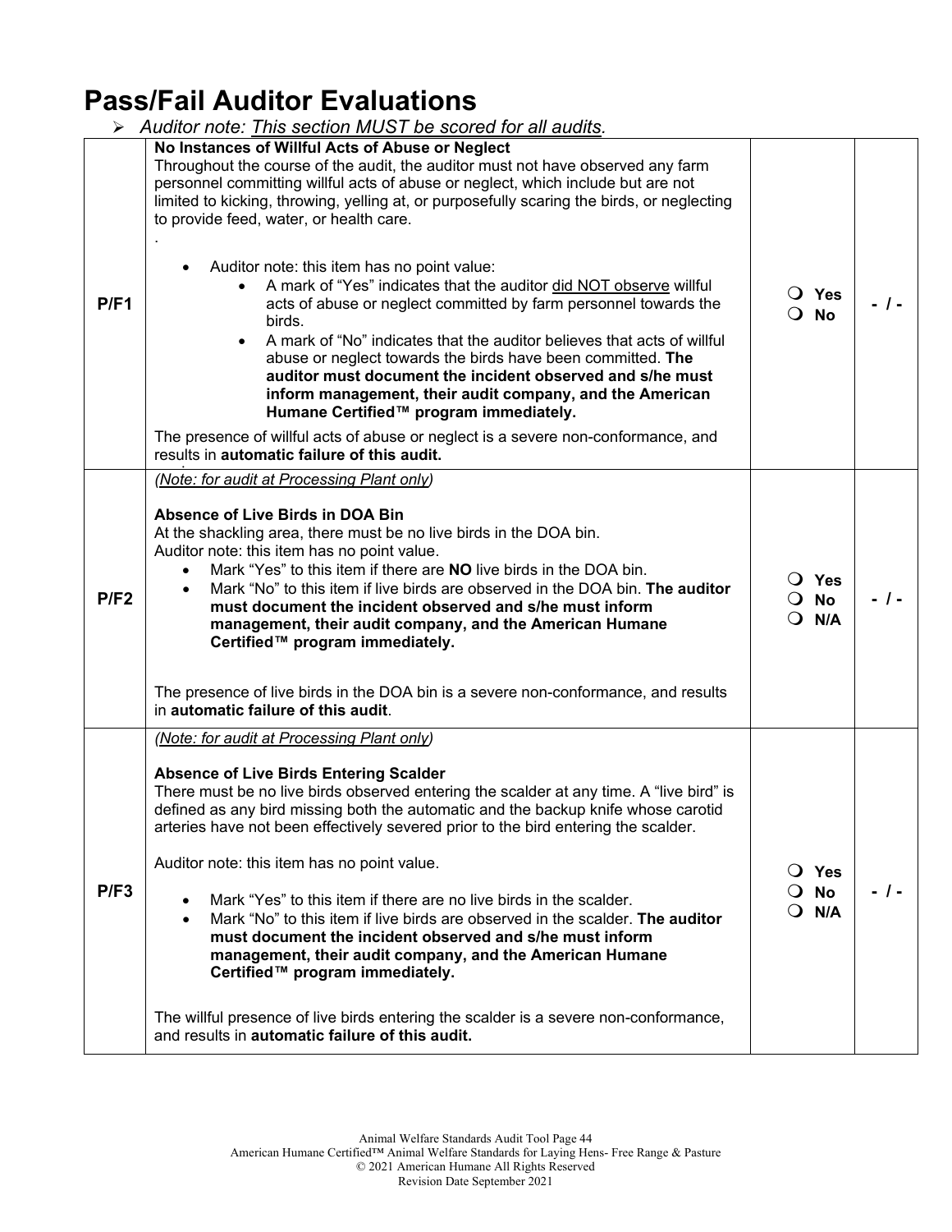# Pass/Fail Auditor Evaluations

- *Auditor note: This section MUST be scored for all audits.*

| | | | |
|---|---|---|---|
| **P/F1** | **No Instances of Willful Acts of Abuse or Neglect**<br>Throughout the course of the audit, the auditor must not have observed any farm personnel committing willful acts of abuse or neglect, which include but are not limited to kicking, throwing, yelling at, or purposefully scaring the birds, or neglecting to provide feed, water, or health care.<br>.<br>• Auditor note: this item has no point value:<br>  • A mark of "Yes" indicates that the auditor did NOT observe willful acts of abuse or neglect committed by farm personnel towards the birds.<br>  • A mark of "No" indicates that the auditor believes that acts of willful abuse or neglect towards the birds have been committed. **The auditor must document the incident observed and s/he must inform management, their audit company, and the American Humane Certified™ program immediately.**<br>The presence of willful acts of abuse or neglect is a severe non-conformance, and results in **automatic failure of this audit.** | ❍ **Yes**<br>❍ **No** | **- / -** |
| **P/F2** | *(Note: for audit at Processing Plant only)*<br>**Absence of Live Birds in DOA Bin**<br>At the shackling area, there must be no live birds in the DOA bin.<br>Auditor note: this item has no point value.<br>• Mark "Yes" to this item if there are **NO** live birds in the DOA bin.<br>• Mark "No" to this item if live birds are observed in the DOA bin. **The auditor must document the incident observed and s/he must inform management, their audit company, and the American Humane Certified™ program immediately.**<br>The presence of live birds in the DOA bin is a severe non-conformance, and results in **automatic failure of this audit**. | ❍ **Yes**<br>❍ **No**<br>❍ **N/A** | **- / -** |
| **P/F3** | *(Note: for audit at Processing Plant only)*<br>**Absence of Live Birds Entering Scalder**<br>There must be no live birds observed entering the scalder at any time. A "live bird" is defined as any bird missing both the automatic and the backup knife whose carotid arteries have not been effectively severed prior to the bird entering the scalder.<br>Auditor note: this item has no point value.<br>• Mark "Yes" to this item if there are no live birds in the scalder.<br>• Mark "No" to this item if live birds are observed in the scalder. **The auditor must document the incident observed and s/he must inform management, their audit company, and the American Humane Certified™ program immediately.**<br>The willful presence of live birds entering the scalder is a severe non-conformance, and results in **automatic failure of this audit.** | ❍ **Yes**<br>❍ **No**<br>❍ **N/A** | **- / -** |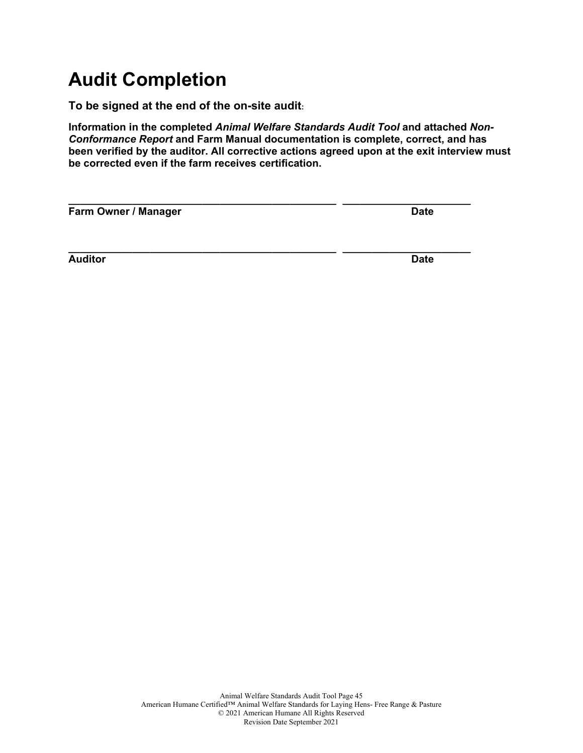# Audit Completion

**To be signed at the end of the on-site audit:**

**Information in the completed *Animal Welfare Standards Audit Tool* and attached *Non-Conformance Report* and Farm Manual documentation is complete, correct, and has been verified by the auditor. All corrective actions agreed upon at the exit interview must be corrected even if the farm receives certification.**

_______________________________________________ ______________________

**Farm Owner / Manager** **Date**

_______________________________________________ ______________________

**Auditor** **Date**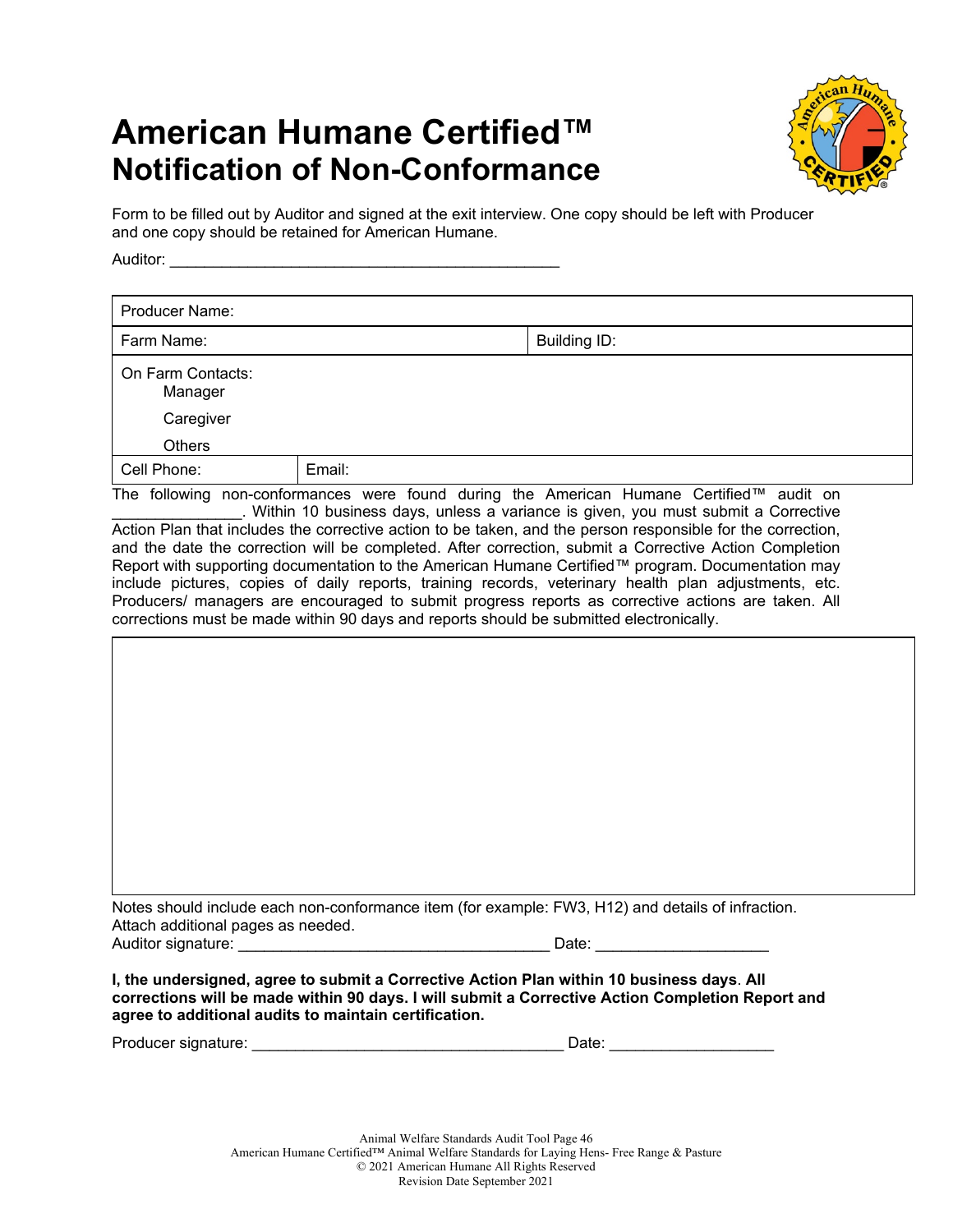# American Humane Certified™ Notification of Non-Conformance

Form to be filled out by Auditor and signed at the exit interview. One copy should be left with Producer and one copy should be retained for American Humane.

Auditor: _____________________________________________

| Producer Name: | | |
|---|---|---|
| Farm Name: | | Building ID: |
| On Farm Contacts:<br>Manager<br>Caregiver<br>Others | | |
| Cell Phone: | Email: | |

The following non-conformances were found during the American Humane Certified™ audit on _______________. Within 10 business days, unless a variance is given, you must submit a Corrective Action Plan that includes the corrective action to be taken, and the person responsible for the correction, and the date the correction will be completed. After correction, submit a Corrective Action Completion Report with supporting documentation to the American Humane Certified™ program. Documentation may include pictures, copies of daily reports, training records, veterinary health plan adjustments, etc. Producers/ managers are encouraged to submit progress reports as corrective actions are taken. All corrections must be made within 90 days and reports should be submitted electronically.

| |
|---|
| |

Notes should include each non-conformance item (for example: FW3, H12) and details of infraction. Attach additional pages as needed.

Auditor signature: ____________________________________ Date: ___________________

**I, the undersigned, agree to submit a Corrective Action Plan within 10 business days. All corrections will be made within 90 days. I will submit a Corrective Action Completion Report and agree to additional audits to maintain certification.**

Producer signature: ____________________________________ Date: ___________________